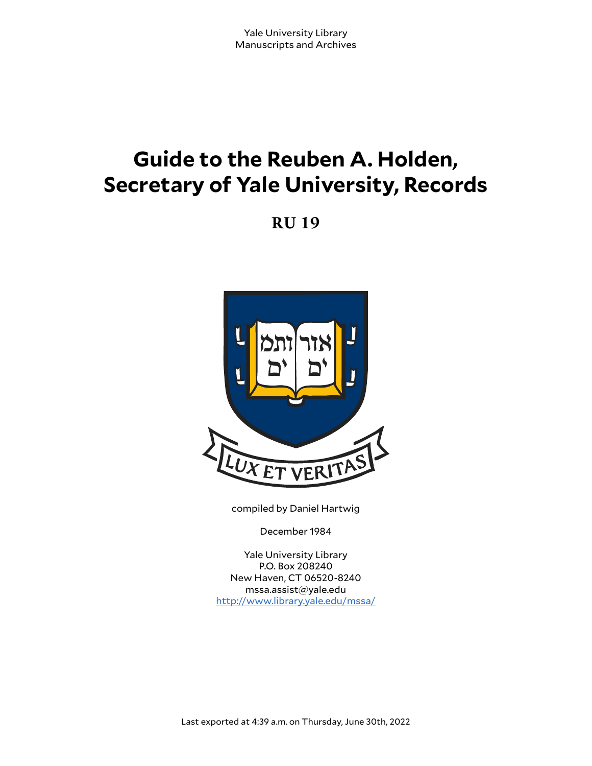Yale University Library
Manuscripts and Archives

# Guide to the Reuben A. Holden, Secretary of Yale University, Records

**RU 19**

compiled by Daniel Hartwig

December 1984

Yale University Library
P.O. Box 208240
New Haven, CT 06520-8240
mssa.assist@yale.edu
http://www.library.yale.edu/mssa/

Last exported at 4:39 a.m. on Thursday, June 30th, 2022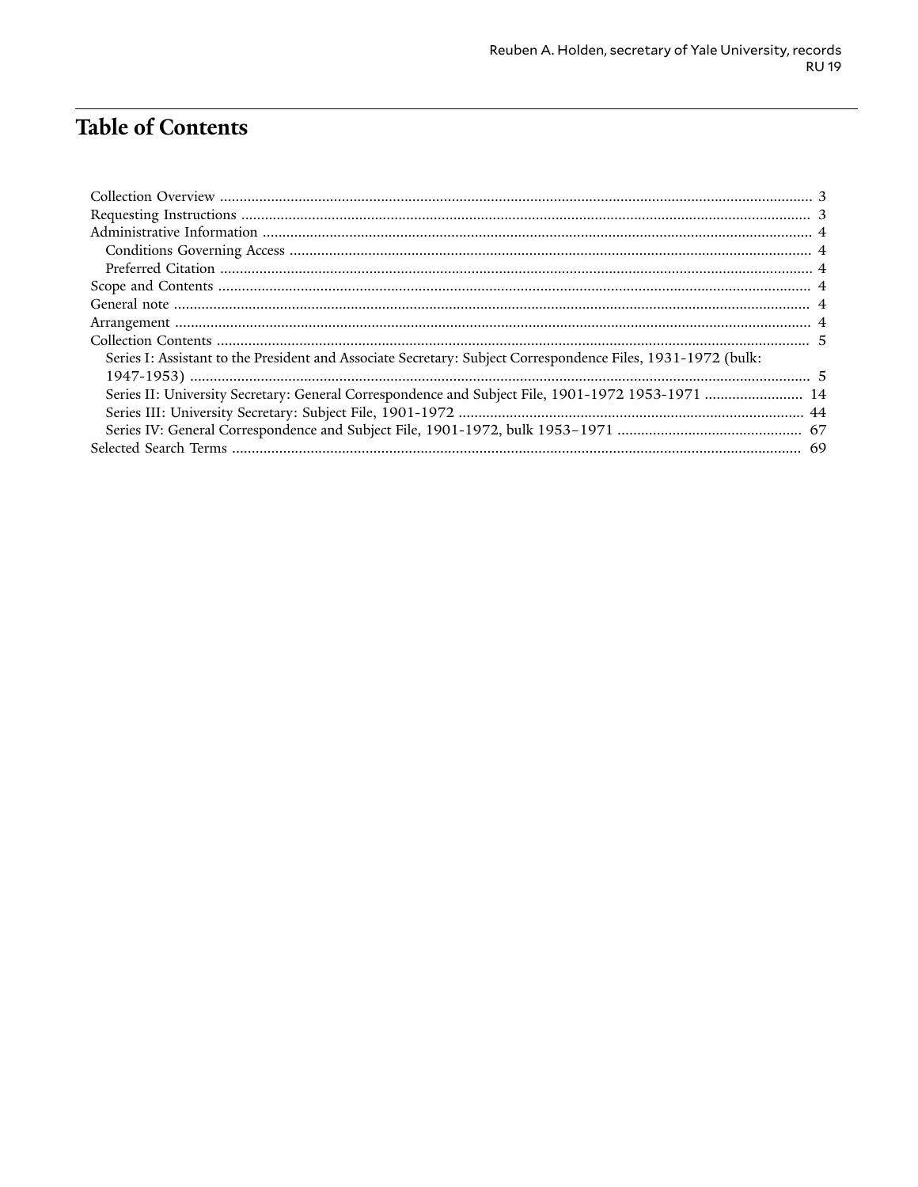# Table of Contents

- Collection Overview ........................................ 3
- Requesting Instructions ........................................ 3
- Administrative Information ........................................ 4
  - Conditions Governing Access ........................................ 4
  - Preferred Citation ........................................ 4
- Scope and Contents ........................................ 4
- General note ........................................ 4
- Arrangement ........................................ 4
- Collection Contents ........................................ 5
  - Series I: Assistant to the President and Associate Secretary: Subject Correspondence Files, 1931-1972 (bulk: 1947-1953) ........................................ 5
  - Series II: University Secretary: General Correspondence and Subject File, 1901-1972 1953-1971 ........................................ 14
  - Series III: University Secretary: Subject File, 1901-1972 ........................................ 44
  - Series IV: General Correspondence and Subject File, 1901-1972, bulk 1953–1971 ........................................ 67
- Selected Search Terms ........................................ 69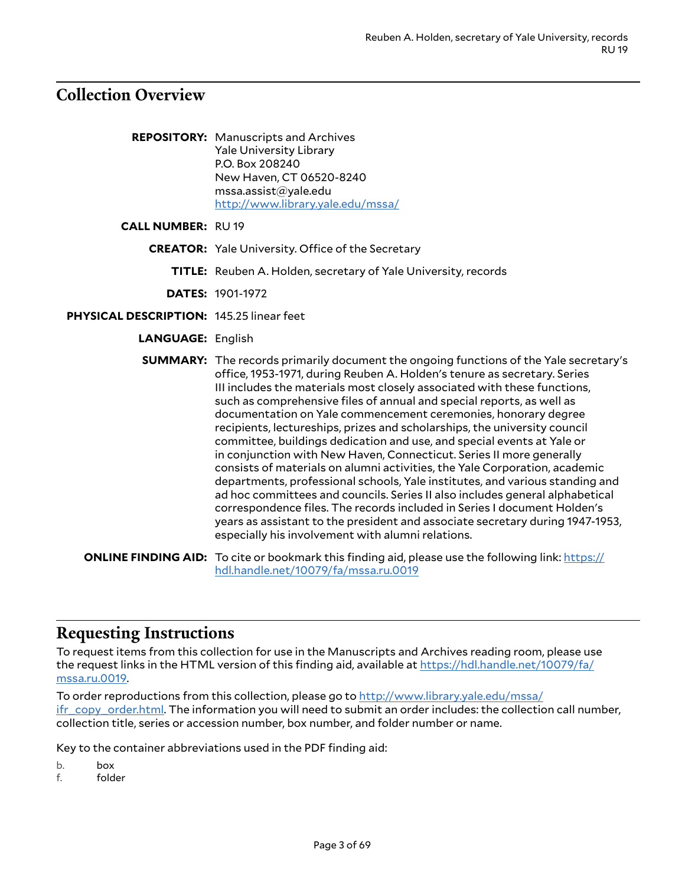## Collection Overview

**REPOSITORY:** Manuscripts and Archives
Yale University Library
P.O. Box 208240
New Haven, CT 06520-8240
mssa.assist@yale.edu
http://www.library.yale.edu/mssa/

**CALL NUMBER:** RU 19

**CREATOR:** Yale University. Office of the Secretary

**TITLE:** Reuben A. Holden, secretary of Yale University, records

**DATES:** 1901-1972

**PHYSICAL DESCRIPTION:** 145.25 linear feet

**LANGUAGE:** English

**SUMMARY:** The records primarily document the ongoing functions of the Yale secretary's office, 1953-1971, during Reuben A. Holden's tenure as secretary. Series III includes the materials most closely associated with these functions, such as comprehensive files of annual and special reports, as well as documentation on Yale commencement ceremonies, honorary degree recipients, lectureships, prizes and scholarships, the university council committee, buildings dedication and use, and special events at Yale or in conjunction with New Haven, Connecticut. Series II more generally consists of materials on alumni activities, the Yale Corporation, academic departments, professional schools, Yale institutes, and various standing and ad hoc committees and councils. Series II also includes general alphabetical correspondence files. The records included in Series I document Holden's years as assistant to the president and associate secretary during 1947-1953, especially his involvement with alumni relations.

**ONLINE FINDING AID:** To cite or bookmark this finding aid, please use the following link: https://hdl.handle.net/10079/fa/mssa.ru.0019

## Requesting Instructions

To request items from this collection for use in the Manuscripts and Archives reading room, please use the request links in the HTML version of this finding aid, available at https://hdl.handle.net/10079/fa/mssa.ru.0019.

To order reproductions from this collection, please go to http://www.library.yale.edu/mssa/ifr_copy_order.html. The information you will need to submit an order includes: the collection call number, collection title, series or accession number, box number, and folder number or name.

Key to the container abbreviations used in the PDF finding aid:

b. box
f. folder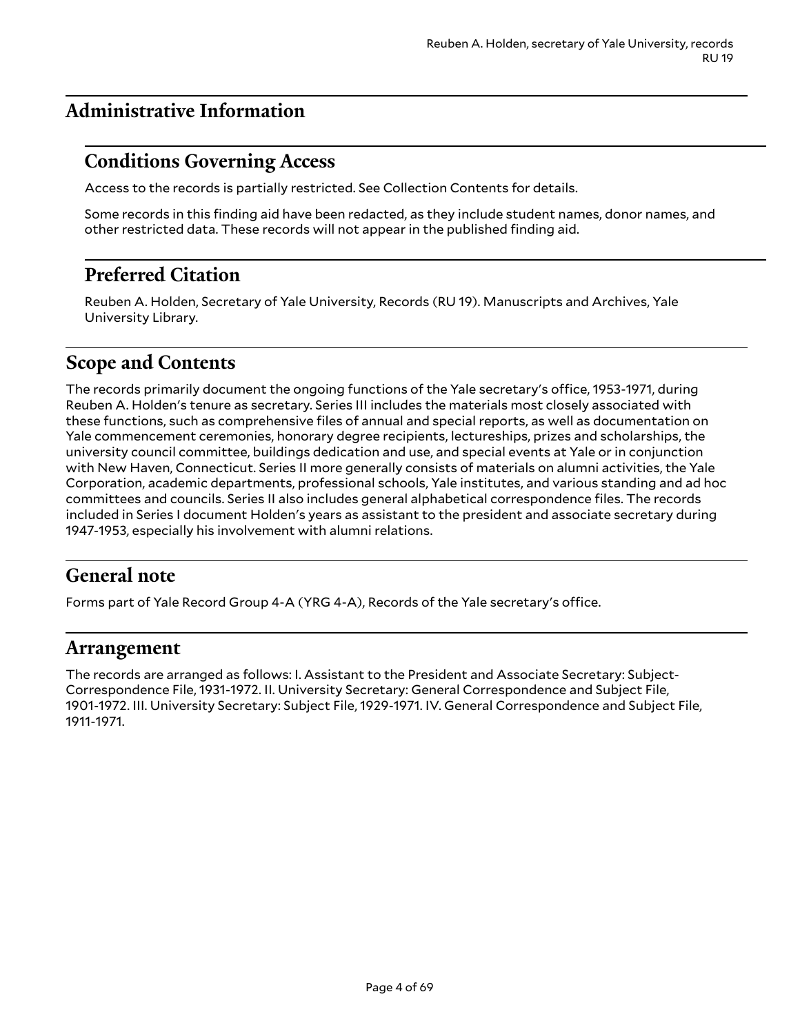## Administrative Information

### Conditions Governing Access

Access to the records is partially restricted. See Collection Contents for details.

Some records in this finding aid have been redacted, as they include student names, donor names, and other restricted data. These records will not appear in the published finding aid.

### Preferred Citation

Reuben A. Holden, Secretary of Yale University, Records (RU 19). Manuscripts and Archives, Yale University Library.

## Scope and Contents

The records primarily document the ongoing functions of the Yale secretary's office, 1953-1971, during Reuben A. Holden's tenure as secretary. Series III includes the materials most closely associated with these functions, such as comprehensive files of annual and special reports, as well as documentation on Yale commencement ceremonies, honorary degree recipients, lectureships, prizes and scholarships, the university council committee, buildings dedication and use, and special events at Yale or in conjunction with New Haven, Connecticut. Series II more generally consists of materials on alumni activities, the Yale Corporation, academic departments, professional schools, Yale institutes, and various standing and ad hoc committees and councils. Series II also includes general alphabetical correspondence files. The records included in Series I document Holden's years as assistant to the president and associate secretary during 1947-1953, especially his involvement with alumni relations.

## General note

Forms part of Yale Record Group 4-A (YRG 4-A), Records of the Yale secretary's office.

## Arrangement

The records are arranged as follows: I. Assistant to the President and Associate Secretary: Subject-Correspondence File, 1931-1972. II. University Secretary: General Correspondence and Subject File, 1901-1972. III. University Secretary: Subject File, 1929-1971. IV. General Correspondence and Subject File, 1911-1971.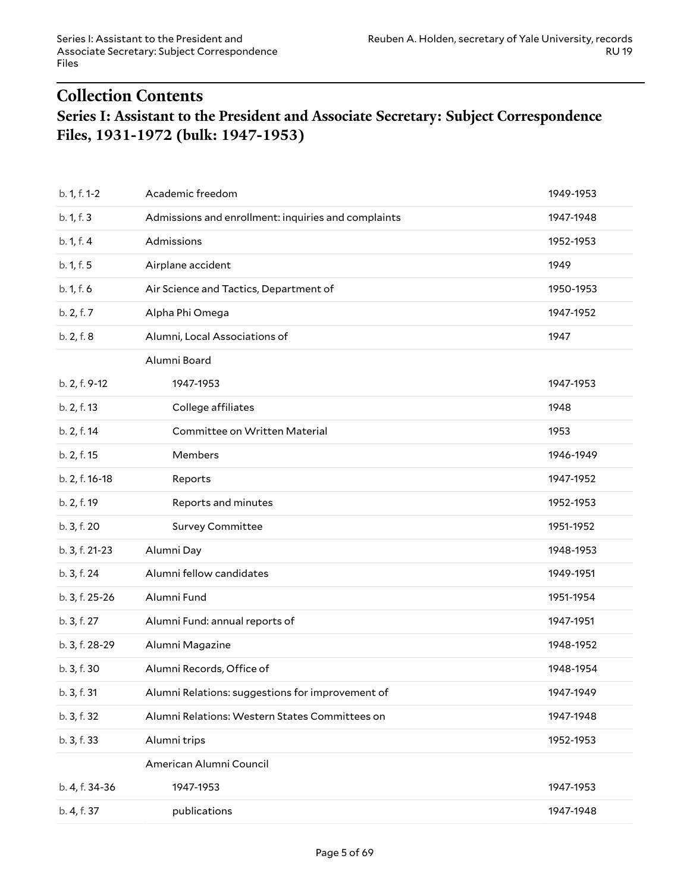## Collection Contents

### Series I: Assistant to the President and Associate Secretary: Subject Correspondence Files, 1931-1972 (bulk: 1947-1953)

| | | |
|---|---|---|
| b. 1, f. 1-2 | Academic freedom | 1949-1953 |
| b. 1, f. 3 | Admissions and enrollment: inquiries and complaints | 1947-1948 |
| b. 1, f. 4 | Admissions | 1952-1953 |
| b. 1, f. 5 | Airplane accident | 1949 |
| b. 1, f. 6 | Air Science and Tactics, Department of | 1950-1953 |
| b. 2, f. 7 | Alpha Phi Omega | 1947-1952 |
| b. 2, f. 8 | Alumni, Local Associations of | 1947 |
| | Alumni Board | |
| b. 2, f. 9-12 | 1947-1953 | 1947-1953 |
| b. 2, f. 13 | College affiliates | 1948 |
| b. 2, f. 14 | Committee on Written Material | 1953 |
| b. 2, f. 15 | Members | 1946-1949 |
| b. 2, f. 16-18 | Reports | 1947-1952 |
| b. 2, f. 19 | Reports and minutes | 1952-1953 |
| b. 3, f. 20 | Survey Committee | 1951-1952 |
| b. 3, f. 21-23 | Alumni Day | 1948-1953 |
| b. 3, f. 24 | Alumni fellow candidates | 1949-1951 |
| b. 3, f. 25-26 | Alumni Fund | 1951-1954 |
| b. 3, f. 27 | Alumni Fund: annual reports of | 1947-1951 |
| b. 3, f. 28-29 | Alumni Magazine | 1948-1952 |
| b. 3, f. 30 | Alumni Records, Office of | 1948-1954 |
| b. 3, f. 31 | Alumni Relations: suggestions for improvement of | 1947-1949 |
| b. 3, f. 32 | Alumni Relations: Western States Committees on | 1947-1948 |
| b. 3, f. 33 | Alumni trips | 1952-1953 |
| | American Alumni Council | |
| b. 4, f. 34-36 | 1947-1953 | 1947-1953 |
| b. 4, f. 37 | publications | 1947-1948 |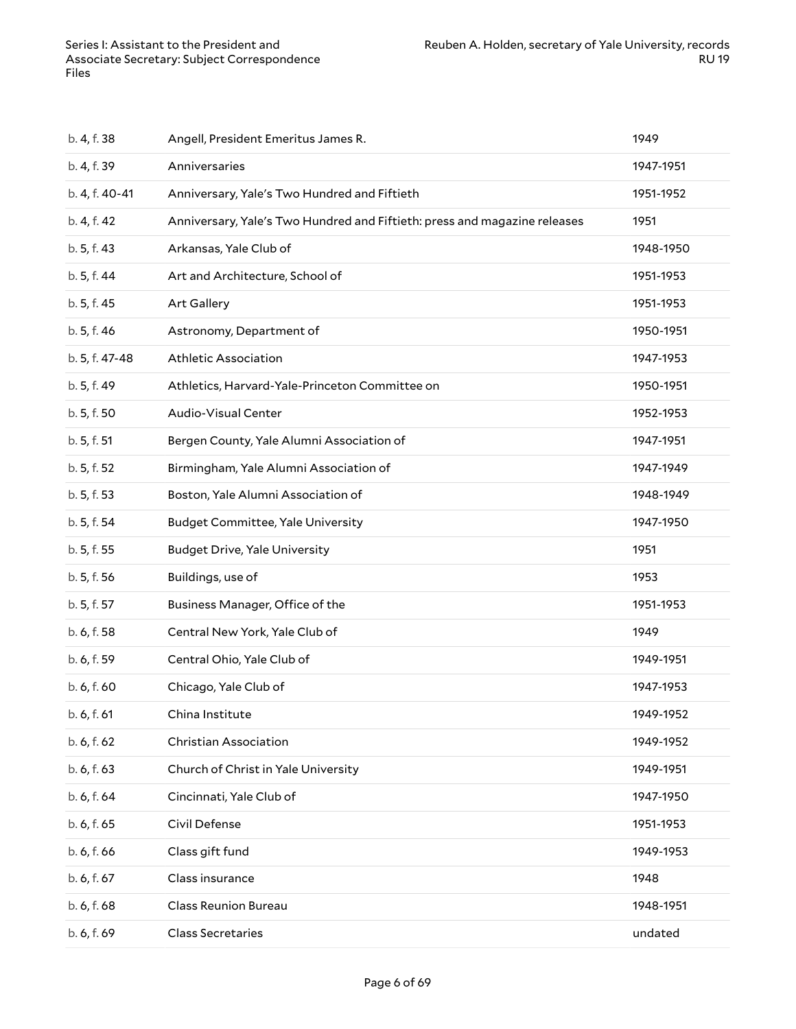| | | |
|---|---|---|
| b. 4, f. 38 | Angell, President Emeritus James R. | 1949 |
| b. 4, f. 39 | Anniversaries | 1947-1951 |
| b. 4, f. 40-41 | Anniversary, Yale's Two Hundred and Fiftieth | 1951-1952 |
| b. 4, f. 42 | Anniversary, Yale's Two Hundred and Fiftieth: press and magazine releases | 1951 |
| b. 5, f. 43 | Arkansas, Yale Club of | 1948-1950 |
| b. 5, f. 44 | Art and Architecture, School of | 1951-1953 |
| b. 5, f. 45 | Art Gallery | 1951-1953 |
| b. 5, f. 46 | Astronomy, Department of | 1950-1951 |
| b. 5, f. 47-48 | Athletic Association | 1947-1953 |
| b. 5, f. 49 | Athletics, Harvard-Yale-Princeton Committee on | 1950-1951 |
| b. 5, f. 50 | Audio-Visual Center | 1952-1953 |
| b. 5, f. 51 | Bergen County, Yale Alumni Association of | 1947-1951 |
| b. 5, f. 52 | Birmingham, Yale Alumni Association of | 1947-1949 |
| b. 5, f. 53 | Boston, Yale Alumni Association of | 1948-1949 |
| b. 5, f. 54 | Budget Committee, Yale University | 1947-1950 |
| b. 5, f. 55 | Budget Drive, Yale University | 1951 |
| b. 5, f. 56 | Buildings, use of | 1953 |
| b. 5, f. 57 | Business Manager, Office of the | 1951-1953 |
| b. 6, f. 58 | Central New York, Yale Club of | 1949 |
| b. 6, f. 59 | Central Ohio, Yale Club of | 1949-1951 |
| b. 6, f. 60 | Chicago, Yale Club of | 1947-1953 |
| b. 6, f. 61 | China Institute | 1949-1952 |
| b. 6, f. 62 | Christian Association | 1949-1952 |
| b. 6, f. 63 | Church of Christ in Yale University | 1949-1951 |
| b. 6, f. 64 | Cincinnati, Yale Club of | 1947-1950 |
| b. 6, f. 65 | Civil Defense | 1951-1953 |
| b. 6, f. 66 | Class gift fund | 1949-1953 |
| b. 6, f. 67 | Class insurance | 1948 |
| b. 6, f. 68 | Class Reunion Bureau | 1948-1951 |
| b. 6, f. 69 | Class Secretaries | undated |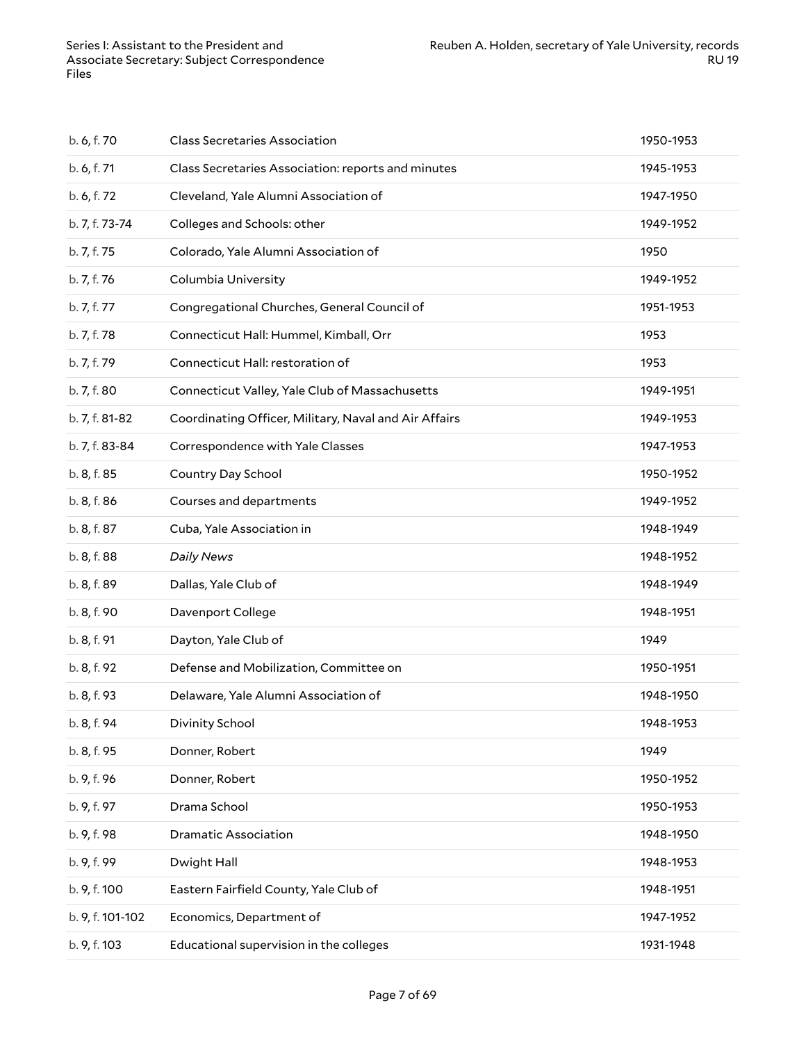| | | |
|---|---|---|
| b. 6, f. 70 | Class Secretaries Association | 1950-1953 |
| b. 6, f. 71 | Class Secretaries Association: reports and minutes | 1945-1953 |
| b. 6, f. 72 | Cleveland, Yale Alumni Association of | 1947-1950 |
| b. 7, f. 73-74 | Colleges and Schools: other | 1949-1952 |
| b. 7, f. 75 | Colorado, Yale Alumni Association of | 1950 |
| b. 7, f. 76 | Columbia University | 1949-1952 |
| b. 7, f. 77 | Congregational Churches, General Council of | 1951-1953 |
| b. 7, f. 78 | Connecticut Hall: Hummel, Kimball, Orr | 1953 |
| b. 7, f. 79 | Connecticut Hall: restoration of | 1953 |
| b. 7, f. 80 | Connecticut Valley, Yale Club of Massachusetts | 1949-1951 |
| b. 7, f. 81-82 | Coordinating Officer, Military, Naval and Air Affairs | 1949-1953 |
| b. 7, f. 83-84 | Correspondence with Yale Classes | 1947-1953 |
| b. 8, f. 85 | Country Day School | 1950-1952 |
| b. 8, f. 86 | Courses and departments | 1949-1952 |
| b. 8, f. 87 | Cuba, Yale Association in | 1948-1949 |
| b. 8, f. 88 | *Daily News* | 1948-1952 |
| b. 8, f. 89 | Dallas, Yale Club of | 1948-1949 |
| b. 8, f. 90 | Davenport College | 1948-1951 |
| b. 8, f. 91 | Dayton, Yale Club of | 1949 |
| b. 8, f. 92 | Defense and Mobilization, Committee on | 1950-1951 |
| b. 8, f. 93 | Delaware, Yale Alumni Association of | 1948-1950 |
| b. 8, f. 94 | Divinity School | 1948-1953 |
| b. 8, f. 95 | Donner, Robert | 1949 |
| b. 9, f. 96 | Donner, Robert | 1950-1952 |
| b. 9, f. 97 | Drama School | 1950-1953 |
| b. 9, f. 98 | Dramatic Association | 1948-1950 |
| b. 9, f. 99 | Dwight Hall | 1948-1953 |
| b. 9, f. 100 | Eastern Fairfield County, Yale Club of | 1948-1951 |
| b. 9, f. 101-102 | Economics, Department of | 1947-1952 |
| b. 9, f. 103 | Educational supervision in the colleges | 1931-1948 |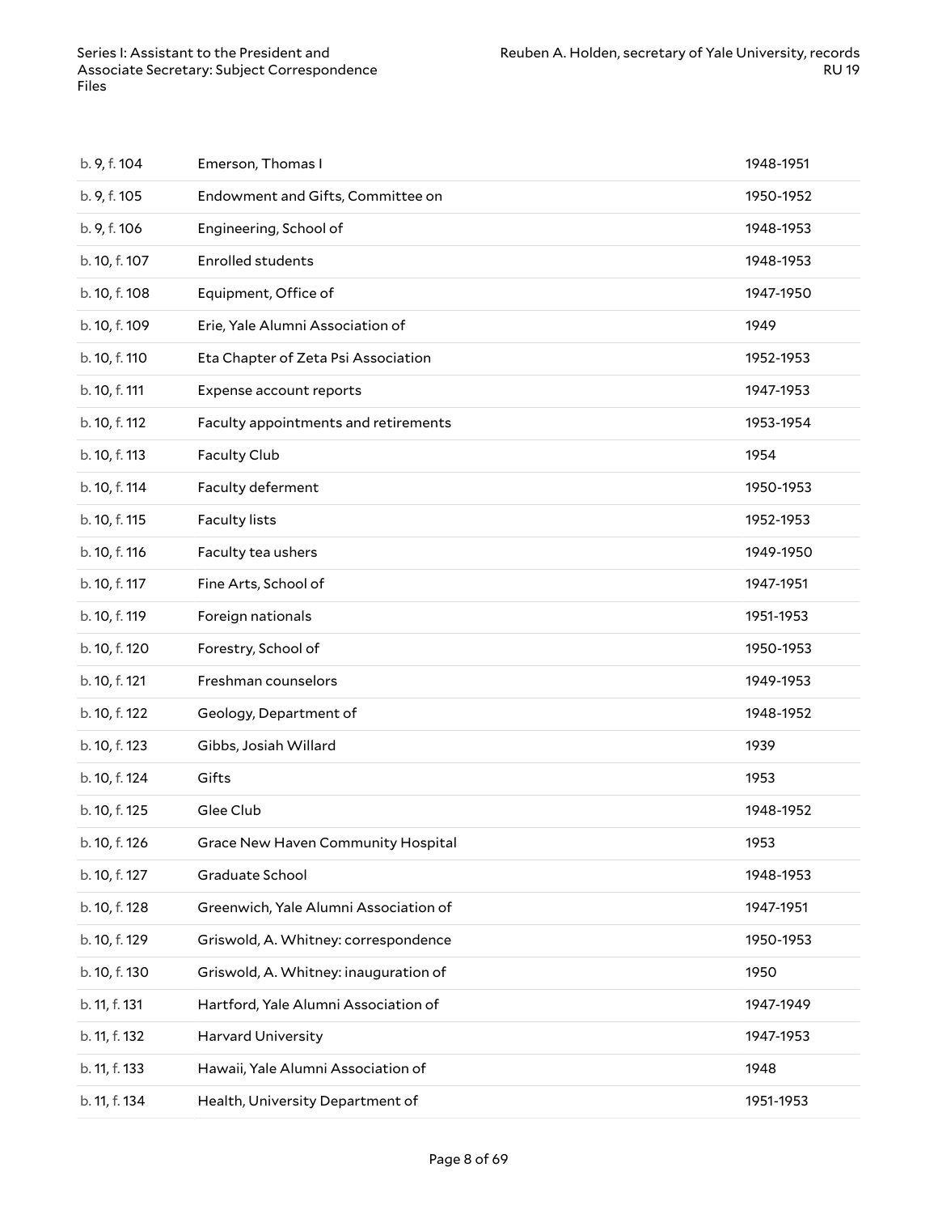| | | |
|---|---|---|
| b. 9, f. 104 | Emerson, Thomas I | 1948-1951 |
| b. 9, f. 105 | Endowment and Gifts, Committee on | 1950-1952 |
| b. 9, f. 106 | Engineering, School of | 1948-1953 |
| b. 10, f. 107 | Enrolled students | 1948-1953 |
| b. 10, f. 108 | Equipment, Office of | 1947-1950 |
| b. 10, f. 109 | Erie, Yale Alumni Association of | 1949 |
| b. 10, f. 110 | Eta Chapter of Zeta Psi Association | 1952-1953 |
| b. 10, f. 111 | Expense account reports | 1947-1953 |
| b. 10, f. 112 | Faculty appointments and retirements | 1953-1954 |
| b. 10, f. 113 | Faculty Club | 1954 |
| b. 10, f. 114 | Faculty deferment | 1950-1953 |
| b. 10, f. 115 | Faculty lists | 1952-1953 |
| b. 10, f. 116 | Faculty tea ushers | 1949-1950 |
| b. 10, f. 117 | Fine Arts, School of | 1947-1951 |
| b. 10, f. 119 | Foreign nationals | 1951-1953 |
| b. 10, f. 120 | Forestry, School of | 1950-1953 |
| b. 10, f. 121 | Freshman counselors | 1949-1953 |
| b. 10, f. 122 | Geology, Department of | 1948-1952 |
| b. 10, f. 123 | Gibbs, Josiah Willard | 1939 |
| b. 10, f. 124 | Gifts | 1953 |
| b. 10, f. 125 | Glee Club | 1948-1952 |
| b. 10, f. 126 | Grace New Haven Community Hospital | 1953 |
| b. 10, f. 127 | Graduate School | 1948-1953 |
| b. 10, f. 128 | Greenwich, Yale Alumni Association of | 1947-1951 |
| b. 10, f. 129 | Griswold, A. Whitney: correspondence | 1950-1953 |
| b. 10, f. 130 | Griswold, A. Whitney: inauguration of | 1950 |
| b. 11, f. 131 | Hartford, Yale Alumni Association of | 1947-1949 |
| b. 11, f. 132 | Harvard University | 1947-1953 |
| b. 11, f. 133 | Hawaii, Yale Alumni Association of | 1948 |
| b. 11, f. 134 | Health, University Department of | 1951-1953 |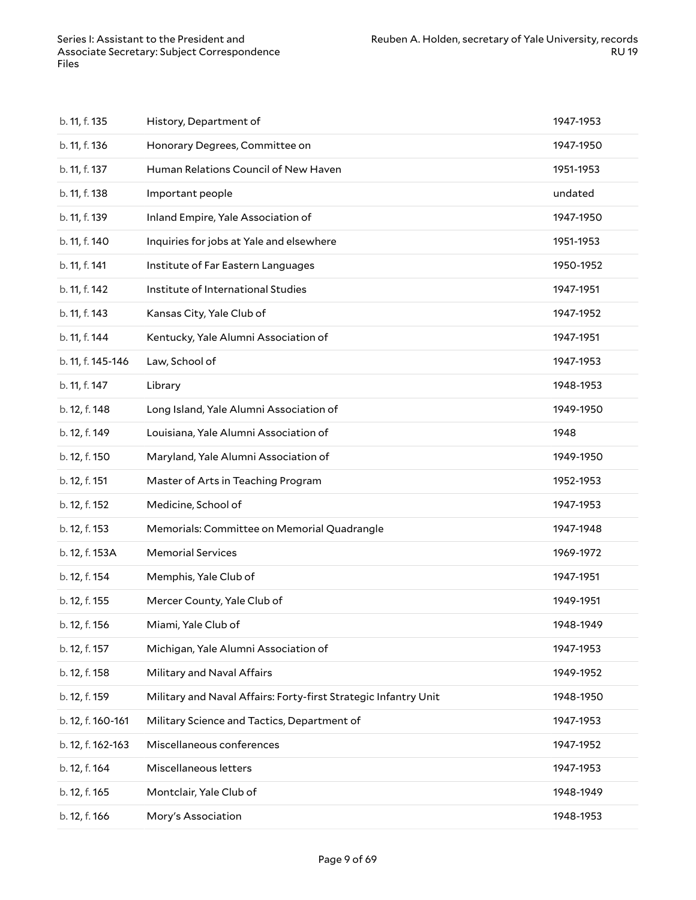| | | |
|---|---|---|
| b. 11, f. 135 | History, Department of | 1947-1953 |
| b. 11, f. 136 | Honorary Degrees, Committee on | 1947-1950 |
| b. 11, f. 137 | Human Relations Council of New Haven | 1951-1953 |
| b. 11, f. 138 | Important people | undated |
| b. 11, f. 139 | Inland Empire, Yale Association of | 1947-1950 |
| b. 11, f. 140 | Inquiries for jobs at Yale and elsewhere | 1951-1953 |
| b. 11, f. 141 | Institute of Far Eastern Languages | 1950-1952 |
| b. 11, f. 142 | Institute of International Studies | 1947-1951 |
| b. 11, f. 143 | Kansas City, Yale Club of | 1947-1952 |
| b. 11, f. 144 | Kentucky, Yale Alumni Association of | 1947-1951 |
| b. 11, f. 145-146 | Law, School of | 1947-1953 |
| b. 11, f. 147 | Library | 1948-1953 |
| b. 12, f. 148 | Long Island, Yale Alumni Association of | 1949-1950 |
| b. 12, f. 149 | Louisiana, Yale Alumni Association of | 1948 |
| b. 12, f. 150 | Maryland, Yale Alumni Association of | 1949-1950 |
| b. 12, f. 151 | Master of Arts in Teaching Program | 1952-1953 |
| b. 12, f. 152 | Medicine, School of | 1947-1953 |
| b. 12, f. 153 | Memorials: Committee on Memorial Quadrangle | 1947-1948 |
| b. 12, f. 153A | Memorial Services | 1969-1972 |
| b. 12, f. 154 | Memphis, Yale Club of | 1947-1951 |
| b. 12, f. 155 | Mercer County, Yale Club of | 1949-1951 |
| b. 12, f. 156 | Miami, Yale Club of | 1948-1949 |
| b. 12, f. 157 | Michigan, Yale Alumni Association of | 1947-1953 |
| b. 12, f. 158 | Military and Naval Affairs | 1949-1952 |
| b. 12, f. 159 | Military and Naval Affairs: Forty-first Strategic Infantry Unit | 1948-1950 |
| b. 12, f. 160-161 | Military Science and Tactics, Department of | 1947-1953 |
| b. 12, f. 162-163 | Miscellaneous conferences | 1947-1952 |
| b. 12, f. 164 | Miscellaneous letters | 1947-1953 |
| b. 12, f. 165 | Montclair, Yale Club of | 1948-1949 |
| b. 12, f. 166 | Mory's Association | 1948-1953 |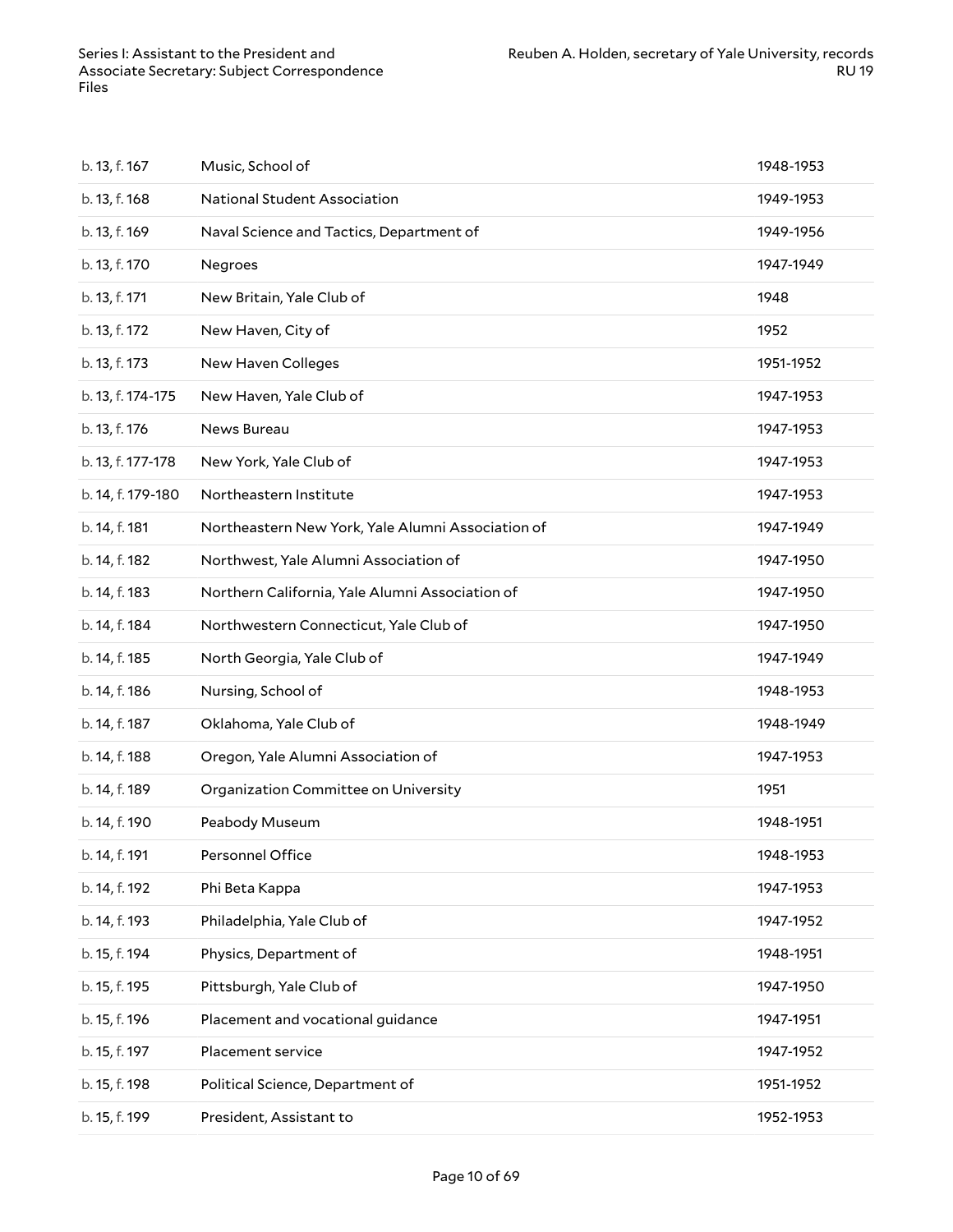| | | |
|---|---|---|
| b. 13, f. 167 | Music, School of | 1948-1953 |
| b. 13, f. 168 | National Student Association | 1949-1953 |
| b. 13, f. 169 | Naval Science and Tactics, Department of | 1949-1956 |
| b. 13, f. 170 | Negroes | 1947-1949 |
| b. 13, f. 171 | New Britain, Yale Club of | 1948 |
| b. 13, f. 172 | New Haven, City of | 1952 |
| b. 13, f. 173 | New Haven Colleges | 1951-1952 |
| b. 13, f. 174-175 | New Haven, Yale Club of | 1947-1953 |
| b. 13, f. 176 | News Bureau | 1947-1953 |
| b. 13, f. 177-178 | New York, Yale Club of | 1947-1953 |
| b. 14, f. 179-180 | Northeastern Institute | 1947-1953 |
| b. 14, f. 181 | Northeastern New York, Yale Alumni Association of | 1947-1949 |
| b. 14, f. 182 | Northwest, Yale Alumni Association of | 1947-1950 |
| b. 14, f. 183 | Northern California, Yale Alumni Association of | 1947-1950 |
| b. 14, f. 184 | Northwestern Connecticut, Yale Club of | 1947-1950 |
| b. 14, f. 185 | North Georgia, Yale Club of | 1947-1949 |
| b. 14, f. 186 | Nursing, School of | 1948-1953 |
| b. 14, f. 187 | Oklahoma, Yale Club of | 1948-1949 |
| b. 14, f. 188 | Oregon, Yale Alumni Association of | 1947-1953 |
| b. 14, f. 189 | Organization Committee on University | 1951 |
| b. 14, f. 190 | Peabody Museum | 1948-1951 |
| b. 14, f. 191 | Personnel Office | 1948-1953 |
| b. 14, f. 192 | Phi Beta Kappa | 1947-1953 |
| b. 14, f. 193 | Philadelphia, Yale Club of | 1947-1952 |
| b. 15, f. 194 | Physics, Department of | 1948-1951 |
| b. 15, f. 195 | Pittsburgh, Yale Club of | 1947-1950 |
| b. 15, f. 196 | Placement and vocational guidance | 1947-1951 |
| b. 15, f. 197 | Placement service | 1947-1952 |
| b. 15, f. 198 | Political Science, Department of | 1951-1952 |
| b. 15, f. 199 | President, Assistant to | 1952-1953 |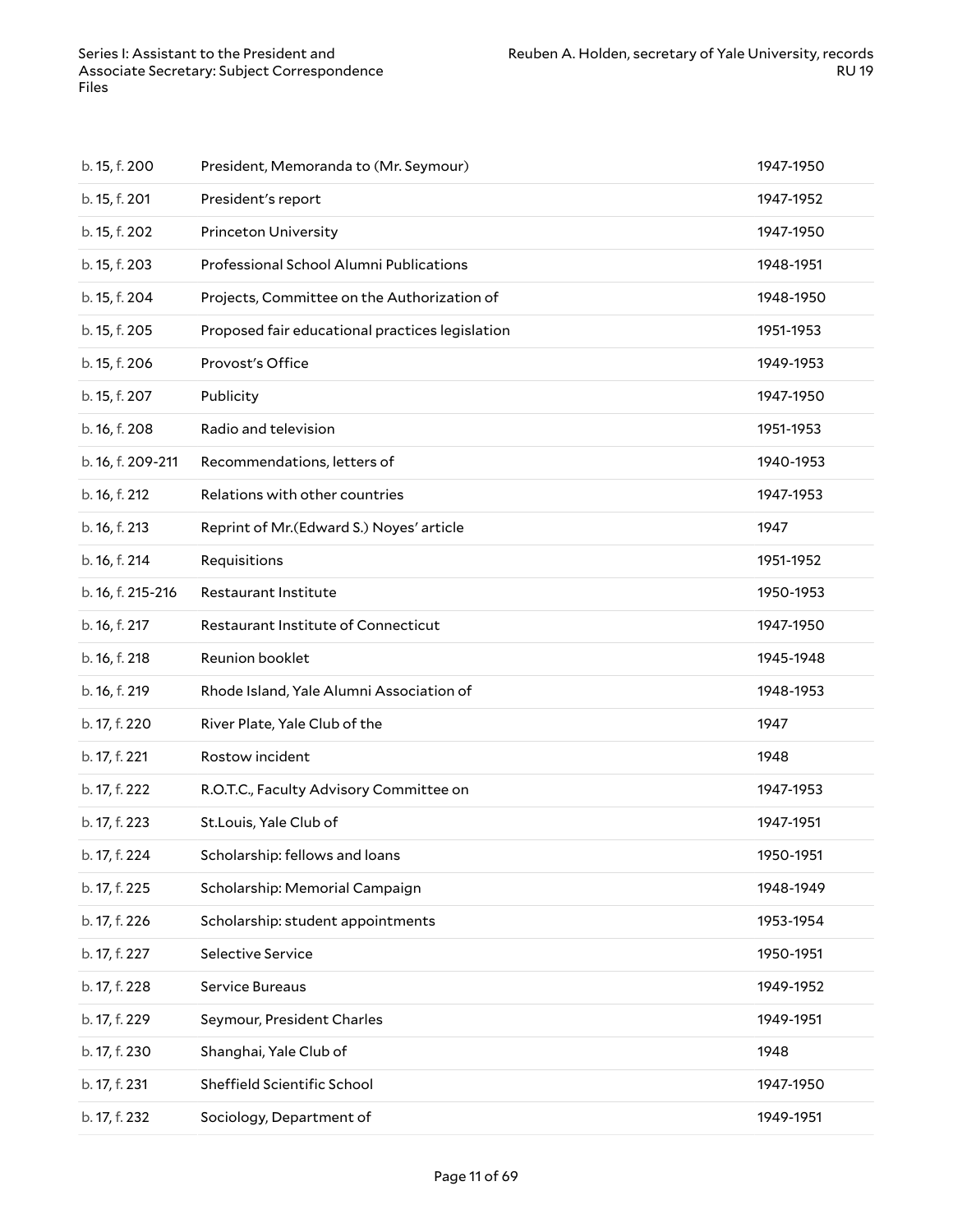| | | |
|---|---|---|
| b. 15, f. 200 | President, Memoranda to (Mr. Seymour) | 1947-1950 |
| b. 15, f. 201 | President's report | 1947-1952 |
| b. 15, f. 202 | Princeton University | 1947-1950 |
| b. 15, f. 203 | Professional School Alumni Publications | 1948-1951 |
| b. 15, f. 204 | Projects, Committee on the Authorization of | 1948-1950 |
| b. 15, f. 205 | Proposed fair educational practices legislation | 1951-1953 |
| b. 15, f. 206 | Provost's Office | 1949-1953 |
| b. 15, f. 207 | Publicity | 1947-1950 |
| b. 16, f. 208 | Radio and television | 1951-1953 |
| b. 16, f. 209-211 | Recommendations, letters of | 1940-1953 |
| b. 16, f. 212 | Relations with other countries | 1947-1953 |
| b. 16, f. 213 | Reprint of Mr.(Edward S.) Noyes' article | 1947 |
| b. 16, f. 214 | Requisitions | 1951-1952 |
| b. 16, f. 215-216 | Restaurant Institute | 1950-1953 |
| b. 16, f. 217 | Restaurant Institute of Connecticut | 1947-1950 |
| b. 16, f. 218 | Reunion booklet | 1945-1948 |
| b. 16, f. 219 | Rhode Island, Yale Alumni Association of | 1948-1953 |
| b. 17, f. 220 | River Plate, Yale Club of the | 1947 |
| b. 17, f. 221 | Rostow incident | 1948 |
| b. 17, f. 222 | R.O.T.C., Faculty Advisory Committee on | 1947-1953 |
| b. 17, f. 223 | St.Louis, Yale Club of | 1947-1951 |
| b. 17, f. 224 | Scholarship: fellows and loans | 1950-1951 |
| b. 17, f. 225 | Scholarship: Memorial Campaign | 1948-1949 |
| b. 17, f. 226 | Scholarship: student appointments | 1953-1954 |
| b. 17, f. 227 | Selective Service | 1950-1951 |
| b. 17, f. 228 | Service Bureaus | 1949-1952 |
| b. 17, f. 229 | Seymour, President Charles | 1949-1951 |
| b. 17, f. 230 | Shanghai, Yale Club of | 1948 |
| b. 17, f. 231 | Sheffield Scientific School | 1947-1950 |
| b. 17, f. 232 | Sociology, Department of | 1949-1951 |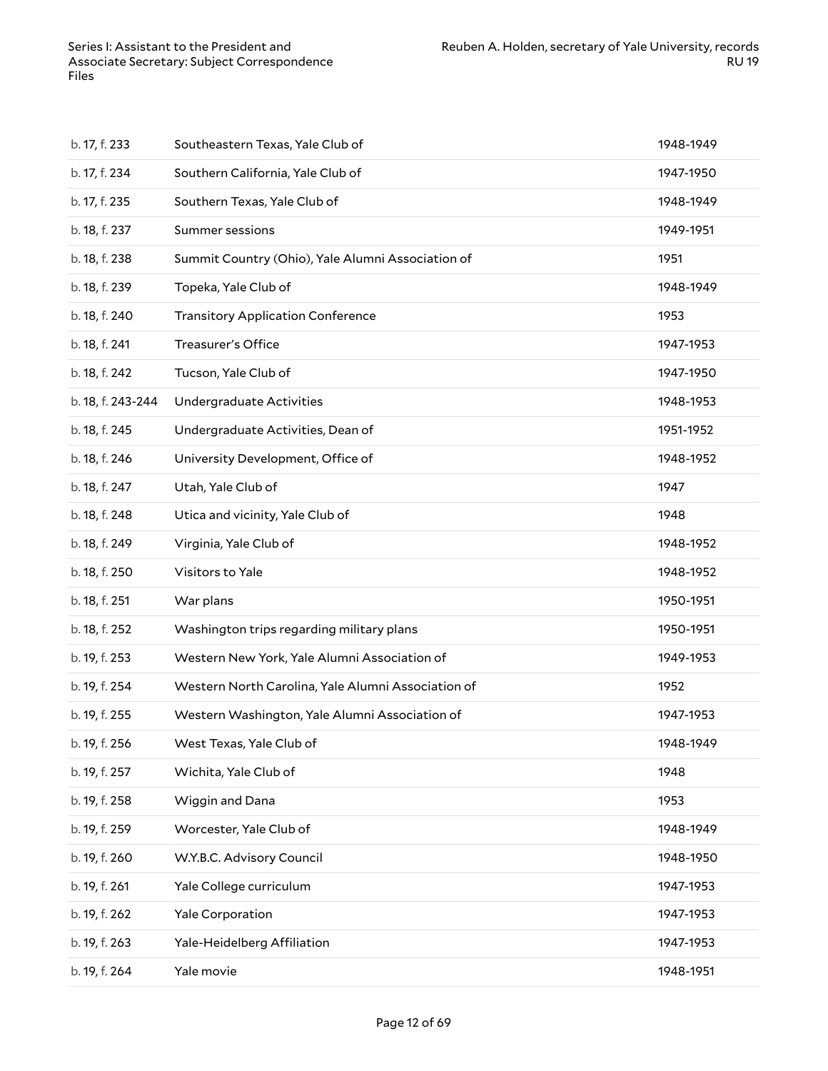| | | |
|---|---|---|
| b. 17, f. 233 | Southeastern Texas, Yale Club of | 1948-1949 |
| b. 17, f. 234 | Southern California, Yale Club of | 1947-1950 |
| b. 17, f. 235 | Southern Texas, Yale Club of | 1948-1949 |
| b. 18, f. 237 | Summer sessions | 1949-1951 |
| b. 18, f. 238 | Summit Country (Ohio), Yale Alumni Association of | 1951 |
| b. 18, f. 239 | Topeka, Yale Club of | 1948-1949 |
| b. 18, f. 240 | Transitory Application Conference | 1953 |
| b. 18, f. 241 | Treasurer's Office | 1947-1953 |
| b. 18, f. 242 | Tucson, Yale Club of | 1947-1950 |
| b. 18, f. 243-244 | Undergraduate Activities | 1948-1953 |
| b. 18, f. 245 | Undergraduate Activities, Dean of | 1951-1952 |
| b. 18, f. 246 | University Development, Office of | 1948-1952 |
| b. 18, f. 247 | Utah, Yale Club of | 1947 |
| b. 18, f. 248 | Utica and vicinity, Yale Club of | 1948 |
| b. 18, f. 249 | Virginia, Yale Club of | 1948-1952 |
| b. 18, f. 250 | Visitors to Yale | 1948-1952 |
| b. 18, f. 251 | War plans | 1950-1951 |
| b. 18, f. 252 | Washington trips regarding military plans | 1950-1951 |
| b. 19, f. 253 | Western New York, Yale Alumni Association of | 1949-1953 |
| b. 19, f. 254 | Western North Carolina, Yale Alumni Association of | 1952 |
| b. 19, f. 255 | Western Washington, Yale Alumni Association of | 1947-1953 |
| b. 19, f. 256 | West Texas, Yale Club of | 1948-1949 |
| b. 19, f. 257 | Wichita, Yale Club of | 1948 |
| b. 19, f. 258 | Wiggin and Dana | 1953 |
| b. 19, f. 259 | Worcester, Yale Club of | 1948-1949 |
| b. 19, f. 260 | W.Y.B.C. Advisory Council | 1948-1950 |
| b. 19, f. 261 | Yale College curriculum | 1947-1953 |
| b. 19, f. 262 | Yale Corporation | 1947-1953 |
| b. 19, f. 263 | Yale-Heidelberg Affiliation | 1947-1953 |
| b. 19, f. 264 | Yale movie | 1948-1951 |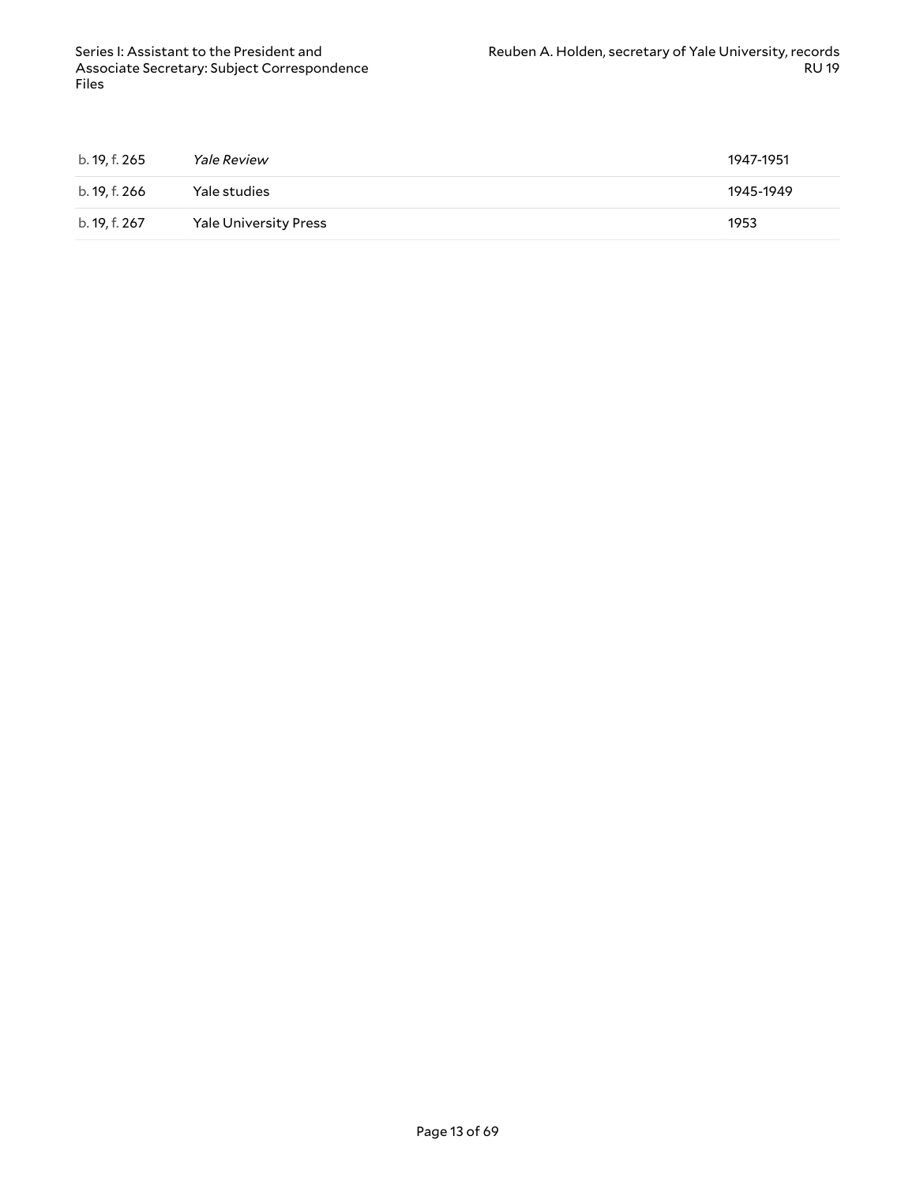| | | |
|---|---|---|
| b. 19, f. 265 | *Yale Review* | 1947-1951 |
| b. 19, f. 266 | Yale studies | 1945-1949 |
| b. 19, f. 267 | Yale University Press | 1953 |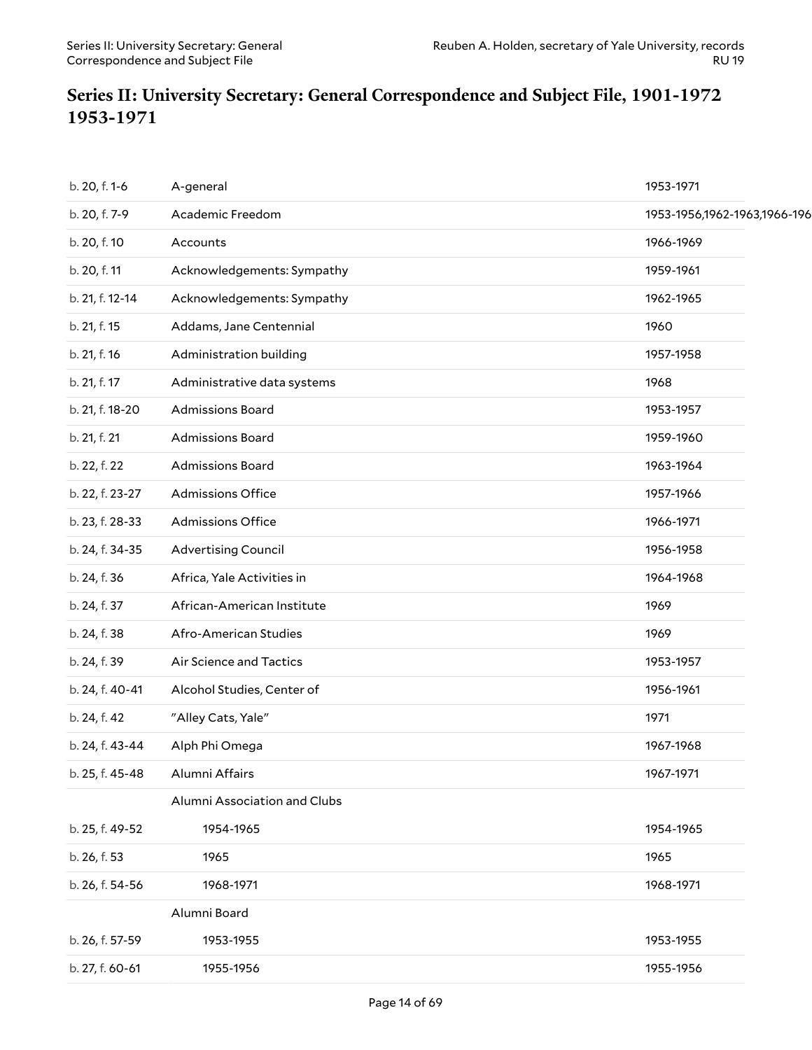## Series II: University Secretary: General Correspondence and Subject File, 1901-1972 1953-1971

| | | |
|---|---|---|
| b. 20, f. 1-6 | A-general | 1953-1971 |
| b. 20, f. 7-9 | Academic Freedom | 1953-1956,1962-1963,1966-196 |
| b. 20, f. 10 | Accounts | 1966-1969 |
| b. 20, f. 11 | Acknowledgements: Sympathy | 1959-1961 |
| b. 21, f. 12-14 | Acknowledgements: Sympathy | 1962-1965 |
| b. 21, f. 15 | Addams, Jane Centennial | 1960 |
| b. 21, f. 16 | Administration building | 1957-1958 |
| b. 21, f. 17 | Administrative data systems | 1968 |
| b. 21, f. 18-20 | Admissions Board | 1953-1957 |
| b. 21, f. 21 | Admissions Board | 1959-1960 |
| b. 22, f. 22 | Admissions Board | 1963-1964 |
| b. 22, f. 23-27 | Admissions Office | 1957-1966 |
| b. 23, f. 28-33 | Admissions Office | 1966-1971 |
| b. 24, f. 34-35 | Advertising Council | 1956-1958 |
| b. 24, f. 36 | Africa, Yale Activities in | 1964-1968 |
| b. 24, f. 37 | African-American Institute | 1969 |
| b. 24, f. 38 | Afro-American Studies | 1969 |
| b. 24, f. 39 | Air Science and Tactics | 1953-1957 |
| b. 24, f. 40-41 | Alcohol Studies, Center of | 1956-1961 |
| b. 24, f. 42 | "Alley Cats, Yale" | 1971 |
| b. 24, f. 43-44 | Alph Phi Omega | 1967-1968 |
| b. 25, f. 45-48 | Alumni Affairs | 1967-1971 |
| | Alumni Association and Clubs | |
| b. 25, f. 49-52 | 1954-1965 | 1954-1965 |
| b. 26, f. 53 | 1965 | 1965 |
| b. 26, f. 54-56 | 1968-1971 | 1968-1971 |
| | Alumni Board | |
| b. 26, f. 57-59 | 1953-1955 | 1953-1955 |
| b. 27, f. 60-61 | 1955-1956 | 1955-1956 |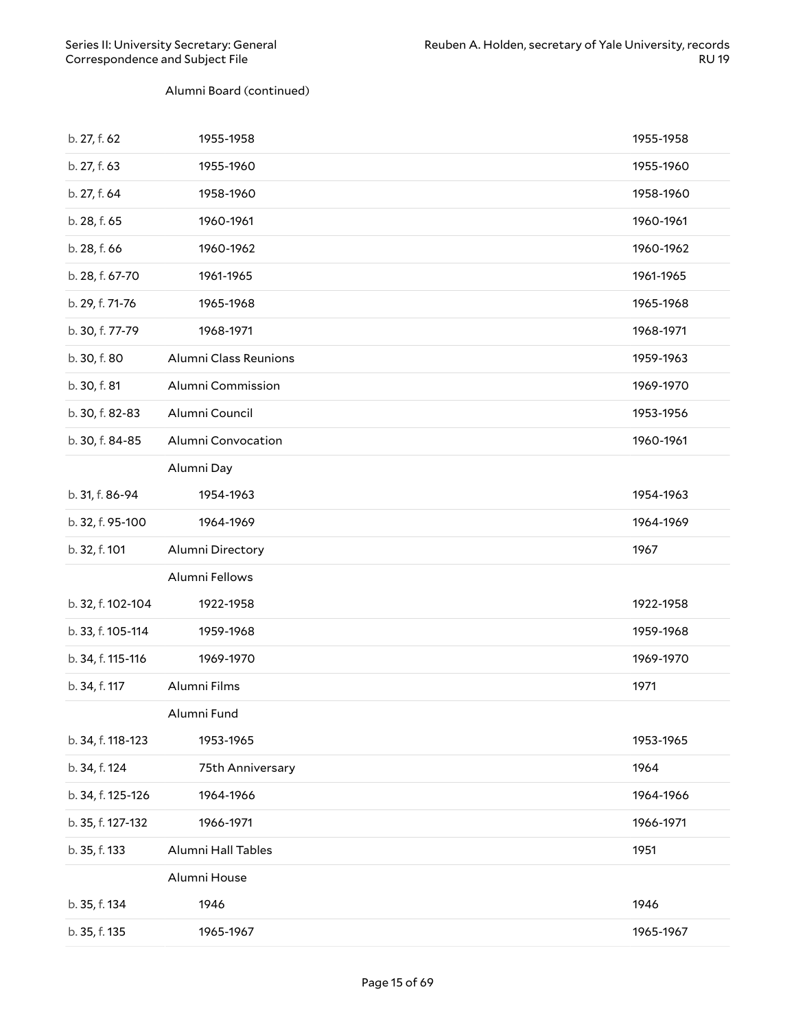Alumni Board (continued)

| Location | Title | Date |
|---|---|---|
| b. 27, f. 62 | 1955-1958 | 1955-1958 |
| b. 27, f. 63 | 1955-1960 | 1955-1960 |
| b. 27, f. 64 | 1958-1960 | 1958-1960 |
| b. 28, f. 65 | 1960-1961 | 1960-1961 |
| b. 28, f. 66 | 1960-1962 | 1960-1962 |
| b. 28, f. 67-70 | 1961-1965 | 1961-1965 |
| b. 29, f. 71-76 | 1965-1968 | 1965-1968 |
| b. 30, f. 77-79 | 1968-1971 | 1968-1971 |
| b. 30, f. 80 | Alumni Class Reunions | 1959-1963 |
| b. 30, f. 81 | Alumni Commission | 1969-1970 |
| b. 30, f. 82-83 | Alumni Council | 1953-1956 |
| b. 30, f. 84-85 | Alumni Convocation | 1960-1961 |
| | Alumni Day | |
| b. 31, f. 86-94 | 1954-1963 | 1954-1963 |
| b. 32, f. 95-100 | 1964-1969 | 1964-1969 |
| b. 32, f. 101 | Alumni Directory | 1967 |
| | Alumni Fellows | |
| b. 32, f. 102-104 | 1922-1958 | 1922-1958 |
| b. 33, f. 105-114 | 1959-1968 | 1959-1968 |
| b. 34, f. 115-116 | 1969-1970 | 1969-1970 |
| b. 34, f. 117 | Alumni Films | 1971 |
| | Alumni Fund | |
| b. 34, f. 118-123 | 1953-1965 | 1953-1965 |
| b. 34, f. 124 | 75th Anniversary | 1964 |
| b. 34, f. 125-126 | 1964-1966 | 1964-1966 |
| b. 35, f. 127-132 | 1966-1971 | 1966-1971 |
| b. 35, f. 133 | Alumni Hall Tables | 1951 |
| | Alumni House | |
| b. 35, f. 134 | 1946 | 1946 |
| b. 35, f. 135 | 1965-1967 | 1965-1967 |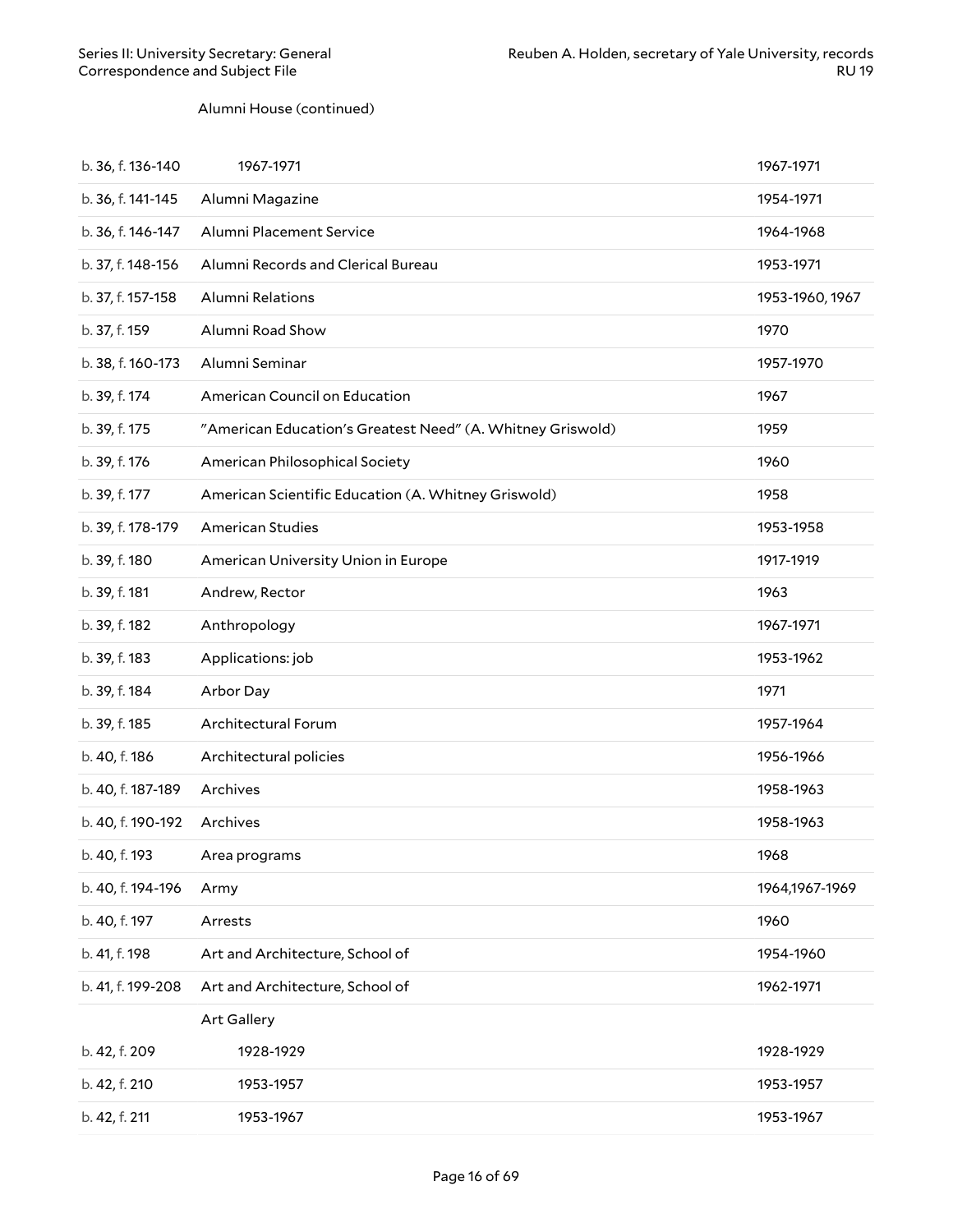Alumni House (continued)

| | | |
|---|---|---|
| b. 36, f. 136-140 | 1967-1971 | 1967-1971 |
| b. 36, f. 141-145 | Alumni Magazine | 1954-1971 |
| b. 36, f. 146-147 | Alumni Placement Service | 1964-1968 |
| b. 37, f. 148-156 | Alumni Records and Clerical Bureau | 1953-1971 |
| b. 37, f. 157-158 | Alumni Relations | 1953-1960, 1967 |
| b. 37, f. 159 | Alumni Road Show | 1970 |
| b. 38, f. 160-173 | Alumni Seminar | 1957-1970 |
| b. 39, f. 174 | American Council on Education | 1967 |
| b. 39, f. 175 | "American Education's Greatest Need" (A. Whitney Griswold) | 1959 |
| b. 39, f. 176 | American Philosophical Society | 1960 |
| b. 39, f. 177 | American Scientific Education (A. Whitney Griswold) | 1958 |
| b. 39, f. 178-179 | American Studies | 1953-1958 |
| b. 39, f. 180 | American University Union in Europe | 1917-1919 |
| b. 39, f. 181 | Andrew, Rector | 1963 |
| b. 39, f. 182 | Anthropology | 1967-1971 |
| b. 39, f. 183 | Applications: job | 1953-1962 |
| b. 39, f. 184 | Arbor Day | 1971 |
| b. 39, f. 185 | Architectural Forum | 1957-1964 |
| b. 40, f. 186 | Architectural policies | 1956-1966 |
| b. 40, f. 187-189 | Archives | 1958-1963 |
| b. 40, f. 190-192 | Archives | 1958-1963 |
| b. 40, f. 193 | Area programs | 1968 |
| b. 40, f. 194-196 | Army | 1964,1967-1969 |
| b. 40, f. 197 | Arrests | 1960 |
| b. 41, f. 198 | Art and Architecture, School of | 1954-1960 |
| b. 41, f. 199-208 | Art and Architecture, School of | 1962-1971 |
| | Art Gallery | |
| b. 42, f. 209 | 1928-1929 | 1928-1929 |
| b. 42, f. 210 | 1953-1957 | 1953-1957 |
| b. 42, f. 211 | 1953-1967 | 1953-1967 |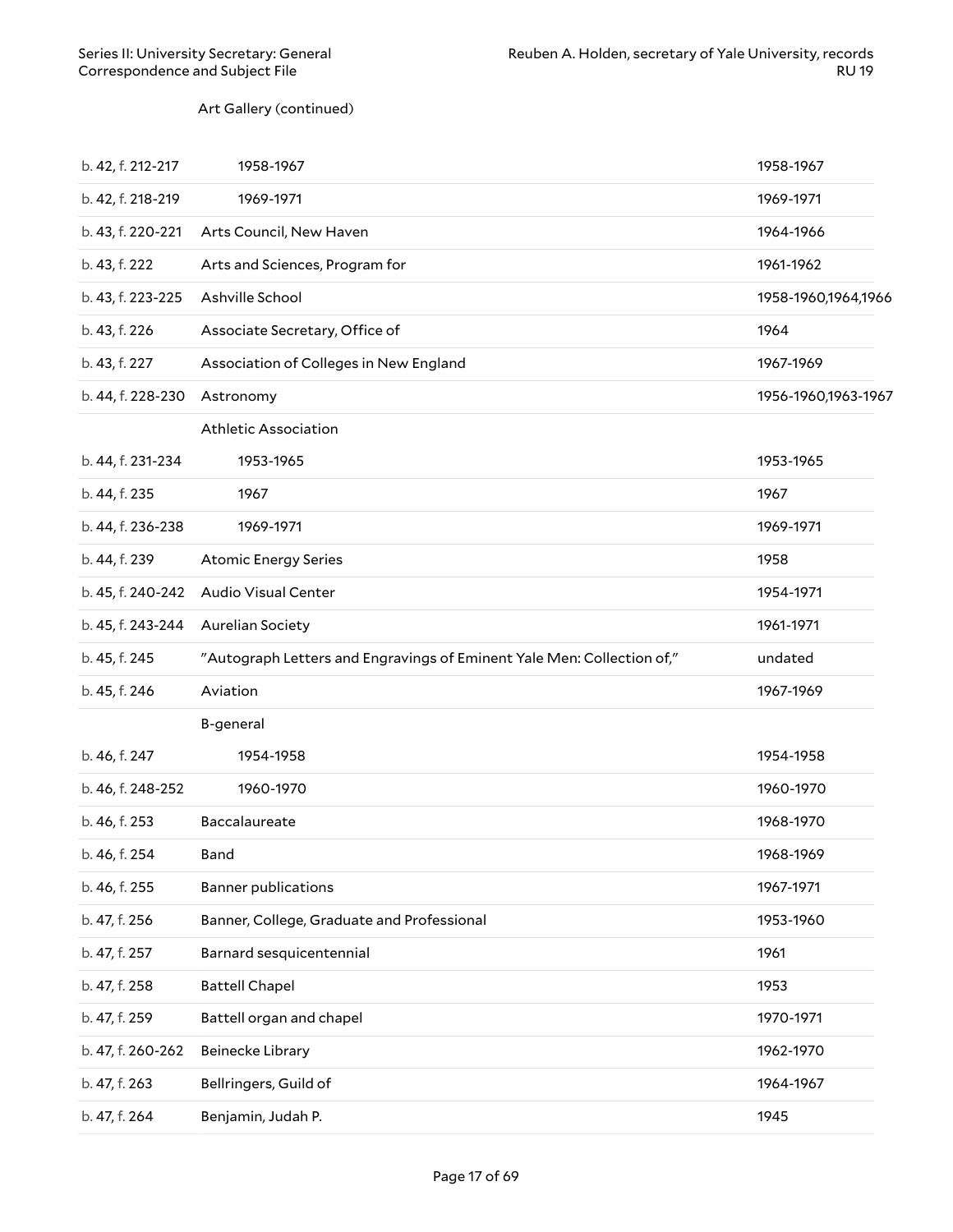Art Gallery (continued)

| | | |
|---|---|---|
| b. 42, f. 212-217 | 1958-1967 | 1958-1967 |
| b. 42, f. 218-219 | 1969-1971 | 1969-1971 |
| b. 43, f. 220-221 | Arts Council, New Haven | 1964-1966 |
| b. 43, f. 222 | Arts and Sciences, Program for | 1961-1962 |
| b. 43, f. 223-225 | Ashville School | 1958-1960,1964,1966 |
| b. 43, f. 226 | Associate Secretary, Office of | 1964 |
| b. 43, f. 227 | Association of Colleges in New England | 1967-1969 |
| b. 44, f. 228-230 | Astronomy | 1956-1960,1963-1967 |
| | Athletic Association | |
| b. 44, f. 231-234 | 1953-1965 | 1953-1965 |
| b. 44, f. 235 | 1967 | 1967 |
| b. 44, f. 236-238 | 1969-1971 | 1969-1971 |
| b. 44, f. 239 | Atomic Energy Series | 1958 |
| b. 45, f. 240-242 | Audio Visual Center | 1954-1971 |
| b. 45, f. 243-244 | Aurelian Society | 1961-1971 |
| b. 45, f. 245 | "Autograph Letters and Engravings of Eminent Yale Men: Collection of," | undated |
| b. 45, f. 246 | Aviation | 1967-1969 |
| | B-general | |
| b. 46, f. 247 | 1954-1958 | 1954-1958 |
| b. 46, f. 248-252 | 1960-1970 | 1960-1970 |
| b. 46, f. 253 | Baccalaureate | 1968-1970 |
| b. 46, f. 254 | Band | 1968-1969 |
| b. 46, f. 255 | Banner publications | 1967-1971 |
| b. 47, f. 256 | Banner, College, Graduate and Professional | 1953-1960 |
| b. 47, f. 257 | Barnard sesquicentennial | 1961 |
| b. 47, f. 258 | Battell Chapel | 1953 |
| b. 47, f. 259 | Battell organ and chapel | 1970-1971 |
| b. 47, f. 260-262 | Beinecke Library | 1962-1970 |
| b. 47, f. 263 | Bellringers, Guild of | 1964-1967 |
| b. 47, f. 264 | Benjamin, Judah P. | 1945 |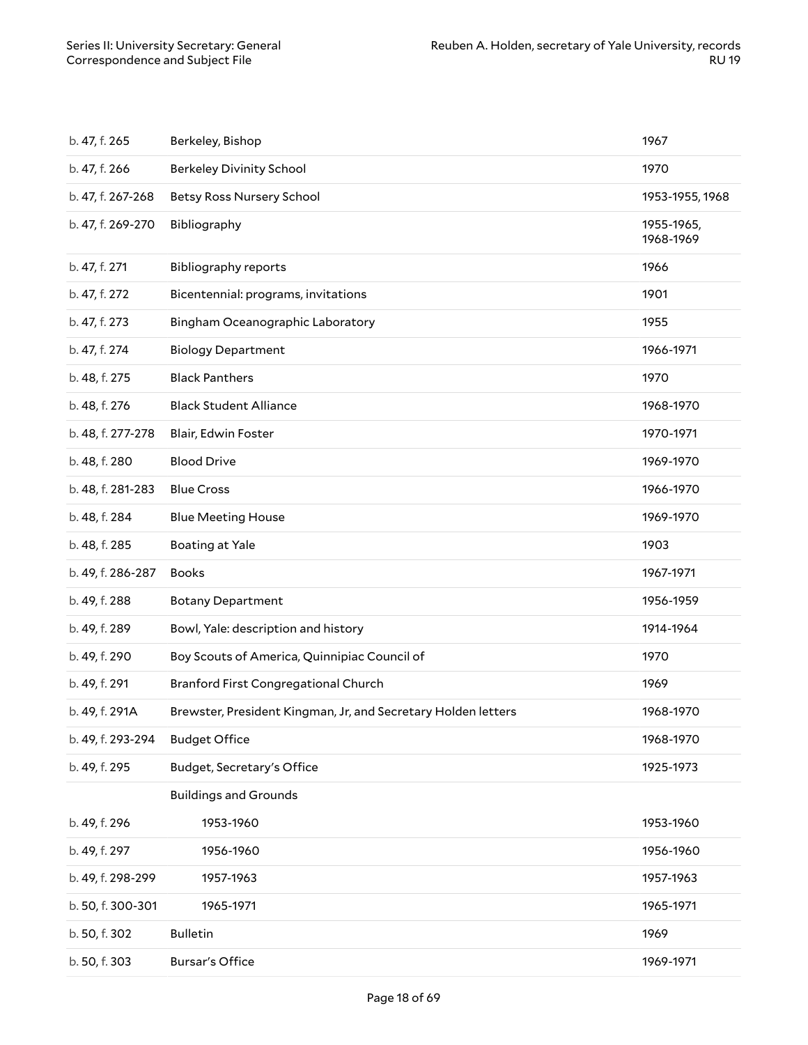| | | |
|---|---|---|
| b. 47, f. 265 | Berkeley, Bishop | 1967 |
| b. 47, f. 266 | Berkeley Divinity School | 1970 |
| b. 47, f. 267-268 | Betsy Ross Nursery School | 1953-1955, 1968 |
| b. 47, f. 269-270 | Bibliography | 1955-1965, 1968-1969 |
| b. 47, f. 271 | Bibliography reports | 1966 |
| b. 47, f. 272 | Bicentennial: programs, invitations | 1901 |
| b. 47, f. 273 | Bingham Oceanographic Laboratory | 1955 |
| b. 47, f. 274 | Biology Department | 1966-1971 |
| b. 48, f. 275 | Black Panthers | 1970 |
| b. 48, f. 276 | Black Student Alliance | 1968-1970 |
| b. 48, f. 277-278 | Blair, Edwin Foster | 1970-1971 |
| b. 48, f. 280 | Blood Drive | 1969-1970 |
| b. 48, f. 281-283 | Blue Cross | 1966-1970 |
| b. 48, f. 284 | Blue Meeting House | 1969-1970 |
| b. 48, f. 285 | Boating at Yale | 1903 |
| b. 49, f. 286-287 | Books | 1967-1971 |
| b. 49, f. 288 | Botany Department | 1956-1959 |
| b. 49, f. 289 | Bowl, Yale: description and history | 1914-1964 |
| b. 49, f. 290 | Boy Scouts of America, Quinnipiac Council of | 1970 |
| b. 49, f. 291 | Branford First Congregational Church | 1969 |
| b. 49, f. 291A | Brewster, President Kingman, Jr, and Secretary Holden letters | 1968-1970 |
| b. 49, f. 293-294 | Budget Office | 1968-1970 |
| b. 49, f. 295 | Budget, Secretary's Office | 1925-1973 |
| | Buildings and Grounds | |
| b. 49, f. 296 | 1953-1960 | 1953-1960 |
| b. 49, f. 297 | 1956-1960 | 1956-1960 |
| b. 49, f. 298-299 | 1957-1963 | 1957-1963 |
| b. 50, f. 300-301 | 1965-1971 | 1965-1971 |
| b. 50, f. 302 | Bulletin | 1969 |
| b. 50, f. 303 | Bursar's Office | 1969-1971 |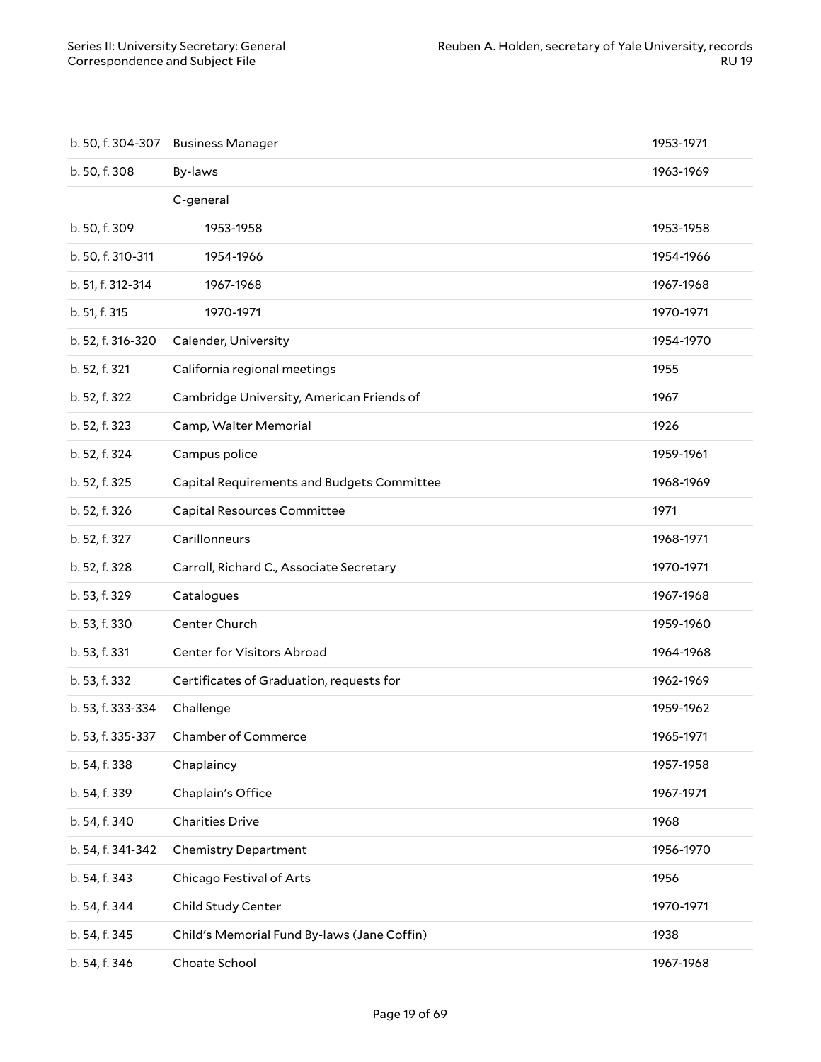| | | |
|---|---|---|
| b. 50, f. 304-307 | Business Manager | 1953-1971 |
| b. 50, f. 308 | By-laws | 1963-1969 |
| | C-general | |
| b. 50, f. 309 | 1953-1958 | 1953-1958 |
| b. 50, f. 310-311 | 1954-1966 | 1954-1966 |
| b. 51, f. 312-314 | 1967-1968 | 1967-1968 |
| b. 51, f. 315 | 1970-1971 | 1970-1971 |
| b. 52, f. 316-320 | Calender, University | 1954-1970 |
| b. 52, f. 321 | California regional meetings | 1955 |
| b. 52, f. 322 | Cambridge University, American Friends of | 1967 |
| b. 52, f. 323 | Camp, Walter Memorial | 1926 |
| b. 52, f. 324 | Campus police | 1959-1961 |
| b. 52, f. 325 | Capital Requirements and Budgets Committee | 1968-1969 |
| b. 52, f. 326 | Capital Resources Committee | 1971 |
| b. 52, f. 327 | Carillonneurs | 1968-1971 |
| b. 52, f. 328 | Carroll, Richard C., Associate Secretary | 1970-1971 |
| b. 53, f. 329 | Catalogues | 1967-1968 |
| b. 53, f. 330 | Center Church | 1959-1960 |
| b. 53, f. 331 | Center for Visitors Abroad | 1964-1968 |
| b. 53, f. 332 | Certificates of Graduation, requests for | 1962-1969 |
| b. 53, f. 333-334 | Challenge | 1959-1962 |
| b. 53, f. 335-337 | Chamber of Commerce | 1965-1971 |
| b. 54, f. 338 | Chaplaincy | 1957-1958 |
| b. 54, f. 339 | Chaplain's Office | 1967-1971 |
| b. 54, f. 340 | Charities Drive | 1968 |
| b. 54, f. 341-342 | Chemistry Department | 1956-1970 |
| b. 54, f. 343 | Chicago Festival of Arts | 1956 |
| b. 54, f. 344 | Child Study Center | 1970-1971 |
| b. 54, f. 345 | Child's Memorial Fund By-laws (Jane Coffin) | 1938 |
| b. 54, f. 346 | Choate School | 1967-1968 |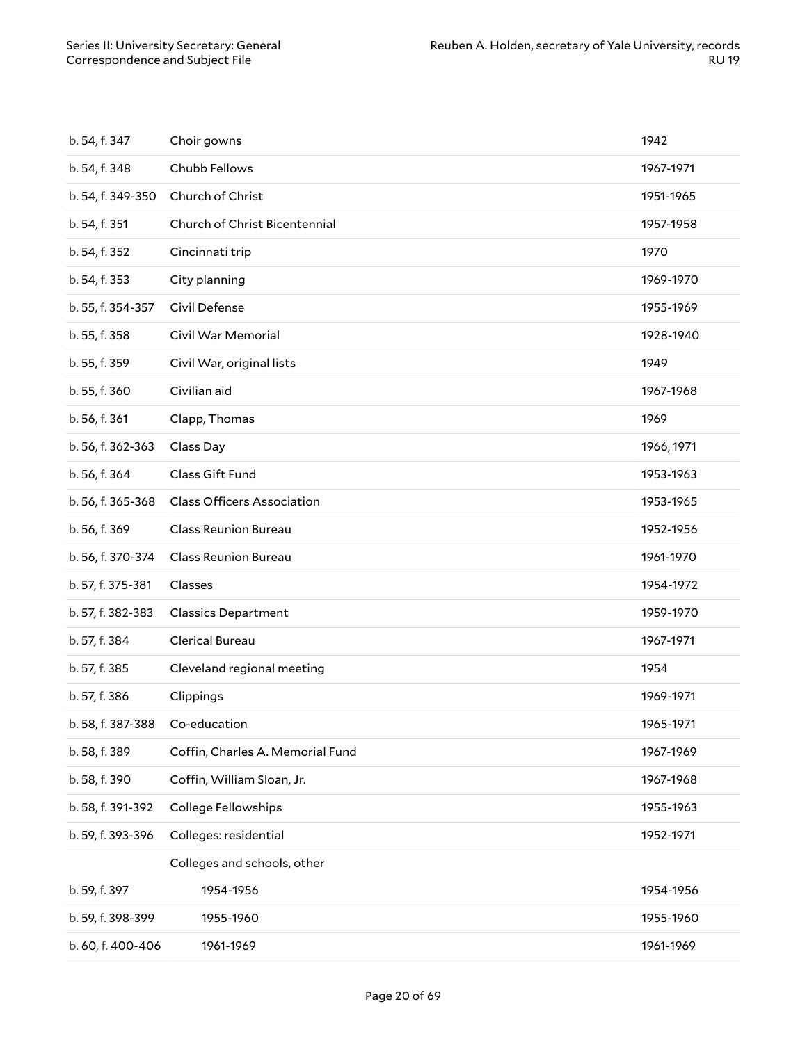| | | |
|---|---|---|
| b. 54, f. 347 | Choir gowns | 1942 |
| b. 54, f. 348 | Chubb Fellows | 1967-1971 |
| b. 54, f. 349-350 | Church of Christ | 1951-1965 |
| b. 54, f. 351 | Church of Christ Bicentennial | 1957-1958 |
| b. 54, f. 352 | Cincinnati trip | 1970 |
| b. 54, f. 353 | City planning | 1969-1970 |
| b. 55, f. 354-357 | Civil Defense | 1955-1969 |
| b. 55, f. 358 | Civil War Memorial | 1928-1940 |
| b. 55, f. 359 | Civil War, original lists | 1949 |
| b. 55, f. 360 | Civilian aid | 1967-1968 |
| b. 56, f. 361 | Clapp, Thomas | 1969 |
| b. 56, f. 362-363 | Class Day | 1966, 1971 |
| b. 56, f. 364 | Class Gift Fund | 1953-1963 |
| b. 56, f. 365-368 | Class Officers Association | 1953-1965 |
| b. 56, f. 369 | Class Reunion Bureau | 1952-1956 |
| b. 56, f. 370-374 | Class Reunion Bureau | 1961-1970 |
| b. 57, f. 375-381 | Classes | 1954-1972 |
| b. 57, f. 382-383 | Classics Department | 1959-1970 |
| b. 57, f. 384 | Clerical Bureau | 1967-1971 |
| b. 57, f. 385 | Cleveland regional meeting | 1954 |
| b. 57, f. 386 | Clippings | 1969-1971 |
| b. 58, f. 387-388 | Co-education | 1965-1971 |
| b. 58, f. 389 | Coffin, Charles A. Memorial Fund | 1967-1969 |
| b. 58, f. 390 | Coffin, William Sloan, Jr. | 1967-1968 |
| b. 58, f. 391-392 | College Fellowships | 1955-1963 |
| b. 59, f. 393-396 | Colleges: residential | 1952-1971 |
| | Colleges and schools, other | |
| b. 59, f. 397 | 1954-1956 | 1954-1956 |
| b. 59, f. 398-399 | 1955-1960 | 1955-1960 |
| b. 60, f. 400-406 | 1961-1969 | 1961-1969 |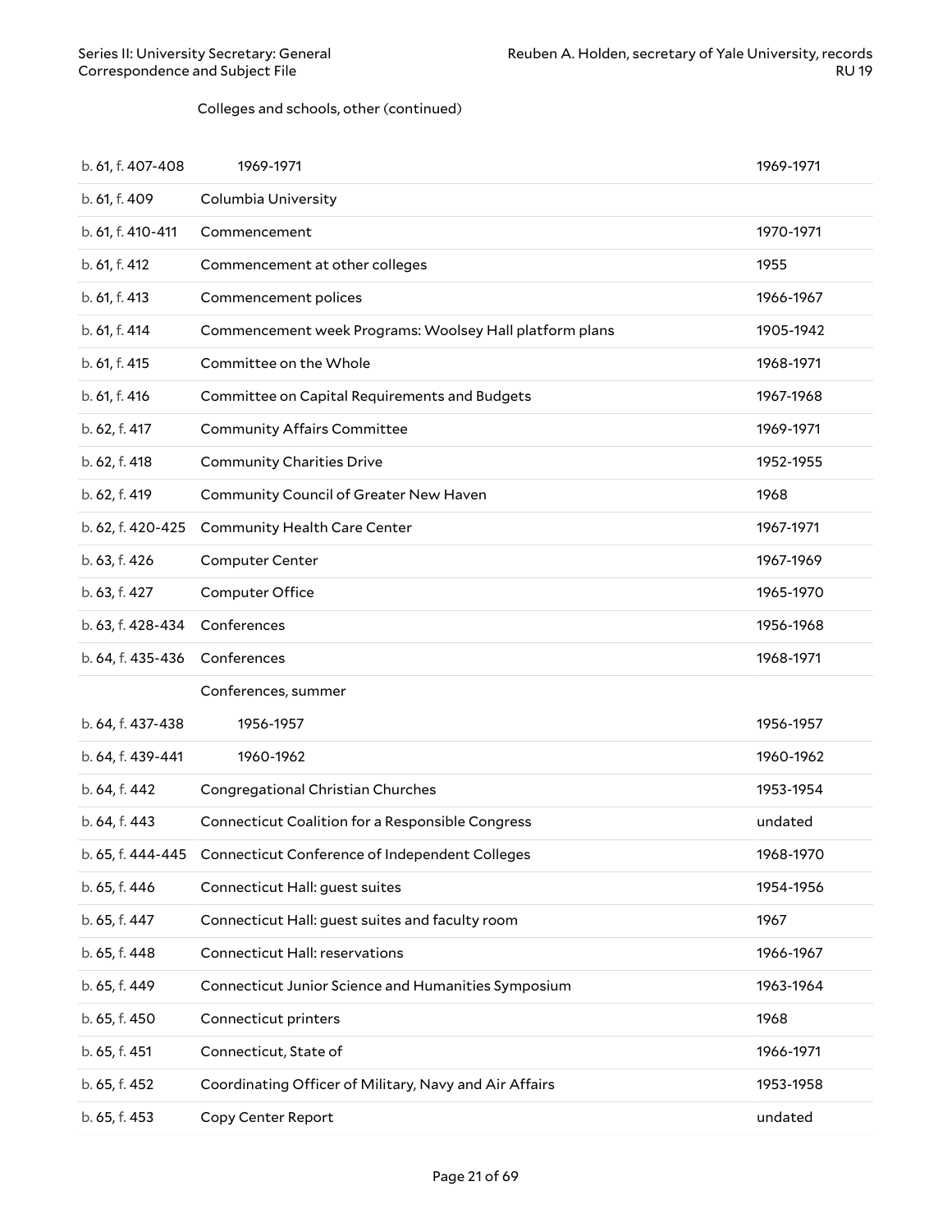Colleges and schools, other (continued)

| | | |
|---|---|---|
| b. 61, f. 407-408 | 1969-1971 | 1969-1971 |
| b. 61, f. 409 | Columbia University | |
| b. 61, f. 410-411 | Commencement | 1970-1971 |
| b. 61, f. 412 | Commencement at other colleges | 1955 |
| b. 61, f. 413 | Commencement polices | 1966-1967 |
| b. 61, f. 414 | Commencement week Programs: Woolsey Hall platform plans | 1905-1942 |
| b. 61, f. 415 | Committee on the Whole | 1968-1971 |
| b. 61, f. 416 | Committee on Capital Requirements and Budgets | 1967-1968 |
| b. 62, f. 417 | Community Affairs Committee | 1969-1971 |
| b. 62, f. 418 | Community Charities Drive | 1952-1955 |
| b. 62, f. 419 | Community Council of Greater New Haven | 1968 |
| b. 62, f. 420-425 | Community Health Care Center | 1967-1971 |
| b. 63, f. 426 | Computer Center | 1967-1969 |
| b. 63, f. 427 | Computer Office | 1965-1970 |
| b. 63, f. 428-434 | Conferences | 1956-1968 |
| b. 64, f. 435-436 | Conferences | 1968-1971 |
| | Conferences, summer | |
| b. 64, f. 437-438 | 1956-1957 | 1956-1957 |
| b. 64, f. 439-441 | 1960-1962 | 1960-1962 |
| b. 64, f. 442 | Congregational Christian Churches | 1953-1954 |
| b. 64, f. 443 | Connecticut Coalition for a Responsible Congress | undated |
| b. 65, f. 444-445 | Connecticut Conference of Independent Colleges | 1968-1970 |
| b. 65, f. 446 | Connecticut Hall: guest suites | 1954-1956 |
| b. 65, f. 447 | Connecticut Hall: guest suites and faculty room | 1967 |
| b. 65, f. 448 | Connecticut Hall: reservations | 1966-1967 |
| b. 65, f. 449 | Connecticut Junior Science and Humanities Symposium | 1963-1964 |
| b. 65, f. 450 | Connecticut printers | 1968 |
| b. 65, f. 451 | Connecticut, State of | 1966-1971 |
| b. 65, f. 452 | Coordinating Officer of Military, Navy and Air Affairs | 1953-1958 |
| b. 65, f. 453 | Copy Center Report | undated |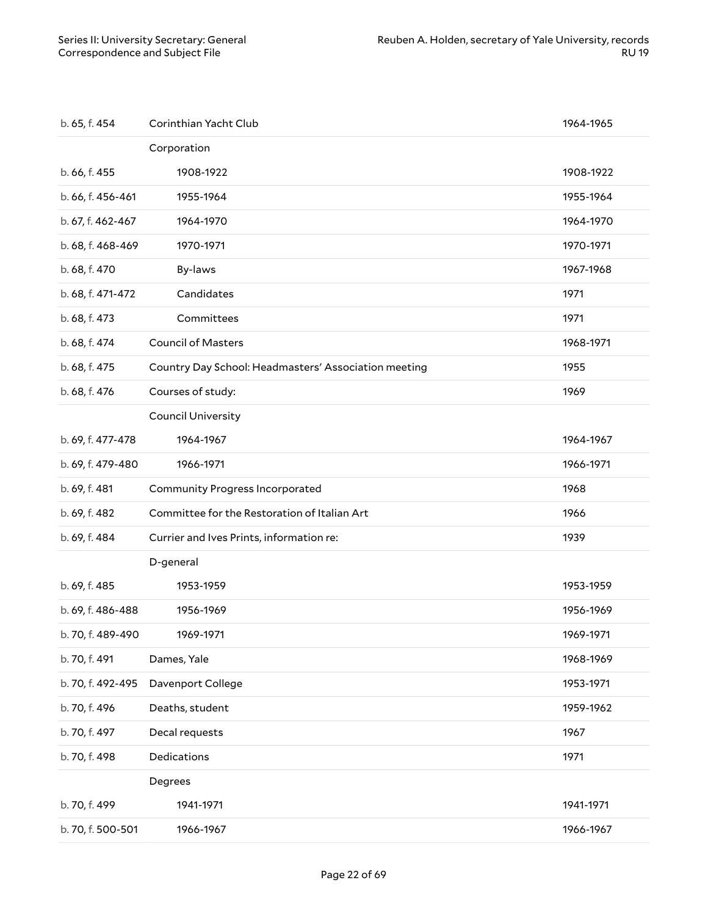| | | |
|---|---|---|
| b. 65, f. 454 | Corinthian Yacht Club | 1964-1965 |
| | Corporation | |
| b. 66, f. 455 | 1908-1922 | 1908-1922 |
| b. 66, f. 456-461 | 1955-1964 | 1955-1964 |
| b. 67, f. 462-467 | 1964-1970 | 1964-1970 |
| b. 68, f. 468-469 | 1970-1971 | 1970-1971 |
| b. 68, f. 470 | By-laws | 1967-1968 |
| b. 68, f. 471-472 | Candidates | 1971 |
| b. 68, f. 473 | Committees | 1971 |
| b. 68, f. 474 | Council of Masters | 1968-1971 |
| b. 68, f. 475 | Country Day School: Headmasters' Association meeting | 1955 |
| b. 68, f. 476 | Courses of study: | 1969 |
| | Council University | |
| b. 69, f. 477-478 | 1964-1967 | 1964-1967 |
| b. 69, f. 479-480 | 1966-1971 | 1966-1971 |
| b. 69, f. 481 | Community Progress Incorporated | 1968 |
| b. 69, f. 482 | Committee for the Restoration of Italian Art | 1966 |
| b. 69, f. 484 | Currier and Ives Prints, information re: | 1939 |
| | D-general | |
| b. 69, f. 485 | 1953-1959 | 1953-1959 |
| b. 69, f. 486-488 | 1956-1969 | 1956-1969 |
| b. 70, f. 489-490 | 1969-1971 | 1969-1971 |
| b. 70, f. 491 | Dames, Yale | 1968-1969 |
| b. 70, f. 492-495 | Davenport College | 1953-1971 |
| b. 70, f. 496 | Deaths, student | 1959-1962 |
| b. 70, f. 497 | Decal requests | 1967 |
| b. 70, f. 498 | Dedications | 1971 |
| | Degrees | |
| b. 70, f. 499 | 1941-1971 | 1941-1971 |
| b. 70, f. 500-501 | 1966-1967 | 1966-1967 |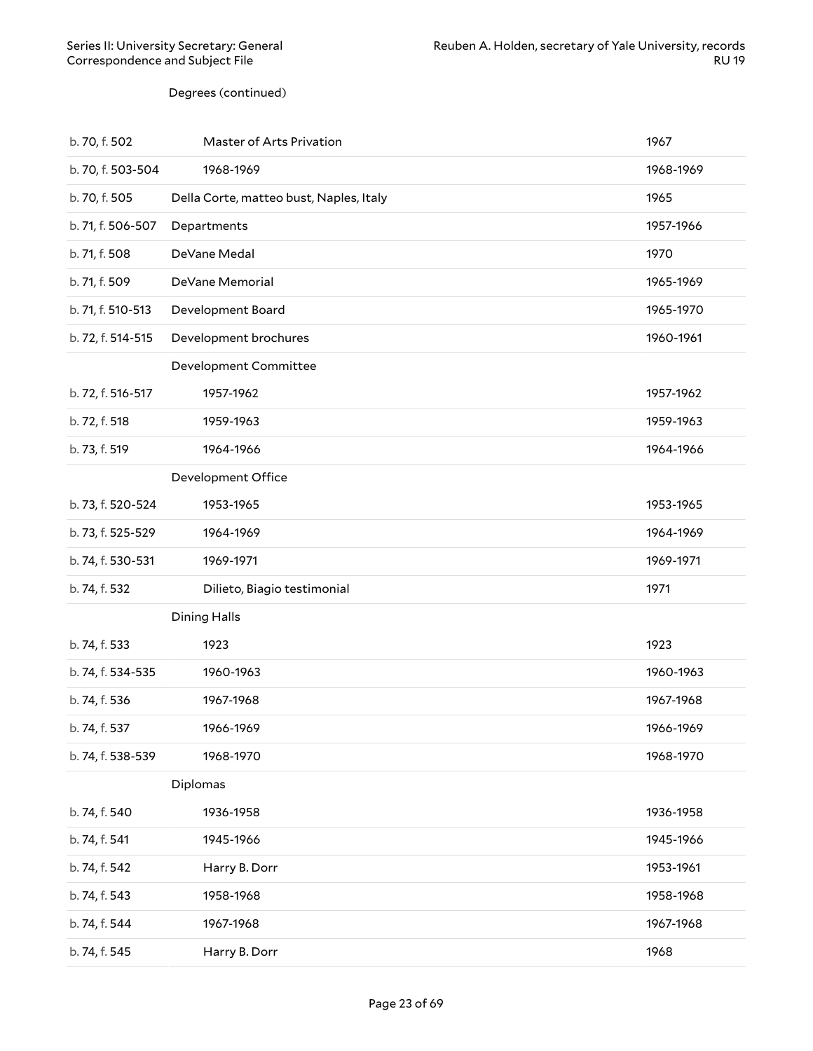Degrees (continued)

| | | |
|---|---|---|
| b. 70, f. 502 | Master of Arts Privation | 1967 |
| b. 70, f. 503-504 | 1968-1969 | 1968-1969 |
| b. 70, f. 505 | Della Corte, matteo bust, Naples, Italy | 1965 |
| b. 71, f. 506-507 | Departments | 1957-1966 |
| b. 71, f. 508 | DeVane Medal | 1970 |
| b. 71, f. 509 | DeVane Memorial | 1965-1969 |
| b. 71, f. 510-513 | Development Board | 1965-1970 |
| b. 72, f. 514-515 | Development brochures | 1960-1961 |
| | Development Committee | |
| b. 72, f. 516-517 | 1957-1962 | 1957-1962 |
| b. 72, f. 518 | 1959-1963 | 1959-1963 |
| b. 73, f. 519 | 1964-1966 | 1964-1966 |
| | Development Office | |
| b. 73, f. 520-524 | 1953-1965 | 1953-1965 |
| b. 73, f. 525-529 | 1964-1969 | 1964-1969 |
| b. 74, f. 530-531 | 1969-1971 | 1969-1971 |
| b. 74, f. 532 | Dilieto, Biagio testimonial | 1971 |
| | Dining Halls | |
| b. 74, f. 533 | 1923 | 1923 |
| b. 74, f. 534-535 | 1960-1963 | 1960-1963 |
| b. 74, f. 536 | 1967-1968 | 1967-1968 |
| b. 74, f. 537 | 1966-1969 | 1966-1969 |
| b. 74, f. 538-539 | 1968-1970 | 1968-1970 |
| | Diplomas | |
| b. 74, f. 540 | 1936-1958 | 1936-1958 |
| b. 74, f. 541 | 1945-1966 | 1945-1966 |
| b. 74, f. 542 | Harry B. Dorr | 1953-1961 |
| b. 74, f. 543 | 1958-1968 | 1958-1968 |
| b. 74, f. 544 | 1967-1968 | 1967-1968 |
| b. 74, f. 545 | Harry B. Dorr | 1968 |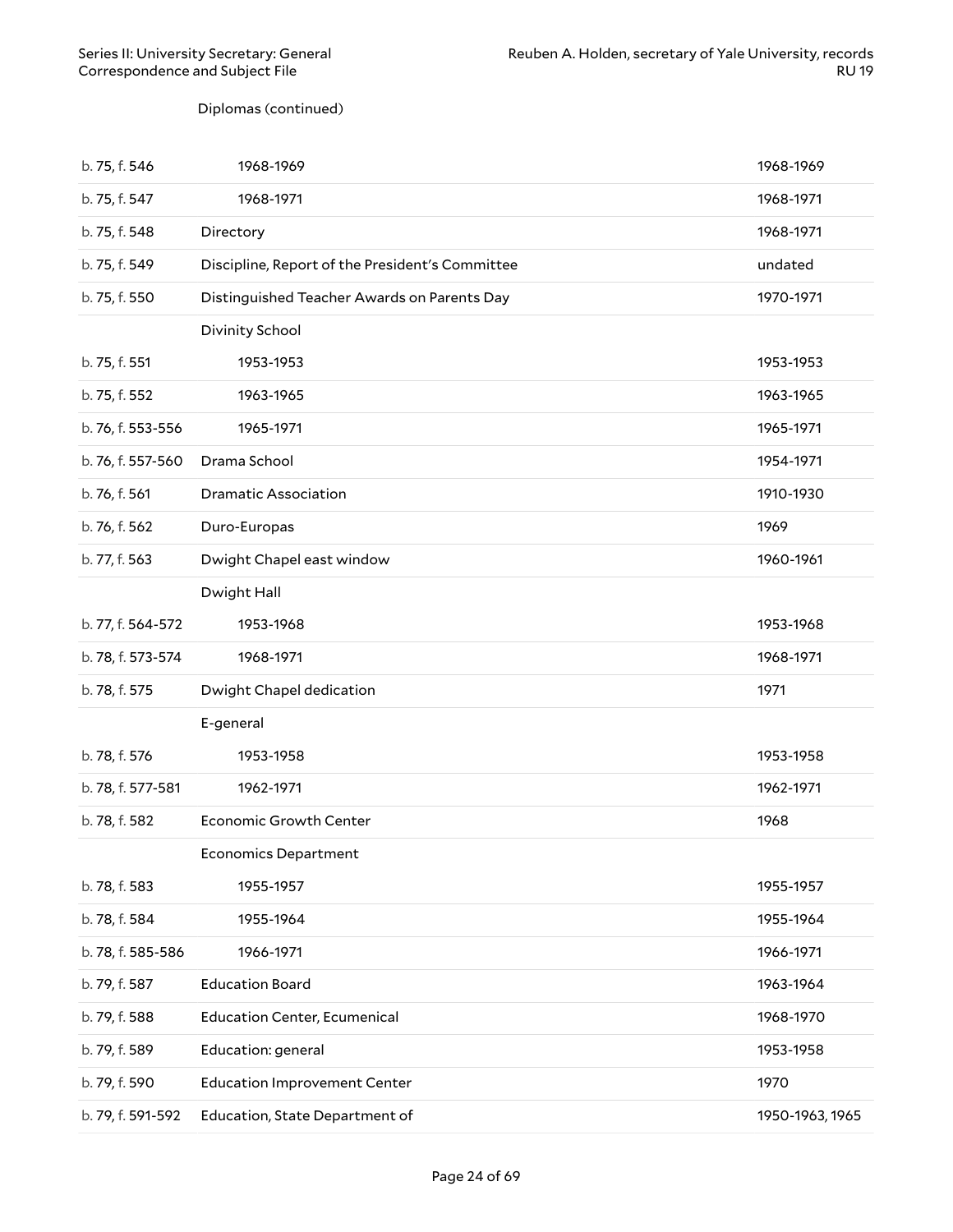Diplomas (continued)

| | | |
|---|---|---|
| b. 75, f. 546 | 1968-1969 | 1968-1969 |
| b. 75, f. 547 | 1968-1971 | 1968-1971 |
| b. 75, f. 548 | Directory | 1968-1971 |
| b. 75, f. 549 | Discipline, Report of the President's Committee | undated |
| b. 75, f. 550 | Distinguished Teacher Awards on Parents Day | 1970-1971 |
| | Divinity School | |
| b. 75, f. 551 | 1953-1953 | 1953-1953 |
| b. 75, f. 552 | 1963-1965 | 1963-1965 |
| b. 76, f. 553-556 | 1965-1971 | 1965-1971 |
| b. 76, f. 557-560 | Drama School | 1954-1971 |
| b. 76, f. 561 | Dramatic Association | 1910-1930 |
| b. 76, f. 562 | Duro-Europas | 1969 |
| b. 77, f. 563 | Dwight Chapel east window | 1960-1961 |
| | Dwight Hall | |
| b. 77, f. 564-572 | 1953-1968 | 1953-1968 |
| b. 78, f. 573-574 | 1968-1971 | 1968-1971 |
| b. 78, f. 575 | Dwight Chapel dedication | 1971 |
| | E-general | |
| b. 78, f. 576 | 1953-1958 | 1953-1958 |
| b. 78, f. 577-581 | 1962-1971 | 1962-1971 |
| b. 78, f. 582 | Economic Growth Center | 1968 |
| | Economics Department | |
| b. 78, f. 583 | 1955-1957 | 1955-1957 |
| b. 78, f. 584 | 1955-1964 | 1955-1964 |
| b. 78, f. 585-586 | 1966-1971 | 1966-1971 |
| b. 79, f. 587 | Education Board | 1963-1964 |
| b. 79, f. 588 | Education Center, Ecumenical | 1968-1970 |
| b. 79, f. 589 | Education: general | 1953-1958 |
| b. 79, f. 590 | Education Improvement Center | 1970 |
| b. 79, f. 591-592 | Education, State Department of | 1950-1963, 1965 |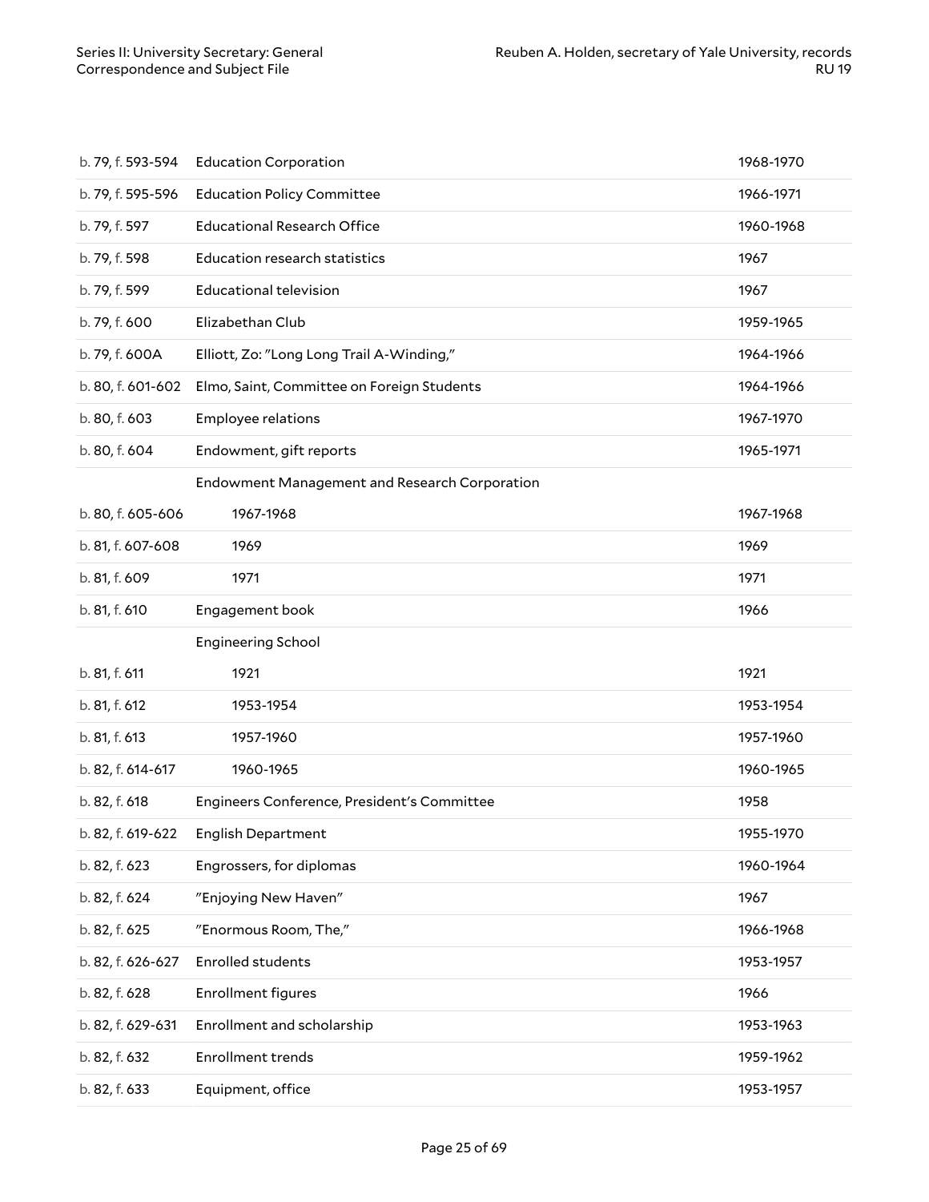| | | |
|---|---|---|
| b. 79, f. 593-594 | Education Corporation | 1968-1970 |
| b. 79, f. 595-596 | Education Policy Committee | 1966-1971 |
| b. 79, f. 597 | Educational Research Office | 1960-1968 |
| b. 79, f. 598 | Education research statistics | 1967 |
| b. 79, f. 599 | Educational television | 1967 |
| b. 79, f. 600 | Elizabethan Club | 1959-1965 |
| b. 79, f. 600A | Elliott, Zo: "Long Long Trail A-Winding," | 1964-1966 |
| b. 80, f. 601-602 | Elmo, Saint, Committee on Foreign Students | 1964-1966 |
| b. 80, f. 603 | Employee relations | 1967-1970 |
| b. 80, f. 604 | Endowment, gift reports | 1965-1971 |
| | Endowment Management and Research Corporation | |
| b. 80, f. 605-606 | 1967-1968 | 1967-1968 |
| b. 81, f. 607-608 | 1969 | 1969 |
| b. 81, f. 609 | 1971 | 1971 |
| b. 81, f. 610 | Engagement book | 1966 |
| | Engineering School | |
| b. 81, f. 611 | 1921 | 1921 |
| b. 81, f. 612 | 1953-1954 | 1953-1954 |
| b. 81, f. 613 | 1957-1960 | 1957-1960 |
| b. 82, f. 614-617 | 1960-1965 | 1960-1965 |
| b. 82, f. 618 | Engineers Conference, President's Committee | 1958 |
| b. 82, f. 619-622 | English Department | 1955-1970 |
| b. 82, f. 623 | Engrossers, for diplomas | 1960-1964 |
| b. 82, f. 624 | "Enjoying New Haven" | 1967 |
| b. 82, f. 625 | "Enormous Room, The," | 1966-1968 |
| b. 82, f. 626-627 | Enrolled students | 1953-1957 |
| b. 82, f. 628 | Enrollment figures | 1966 |
| b. 82, f. 629-631 | Enrollment and scholarship | 1953-1963 |
| b. 82, f. 632 | Enrollment trends | 1959-1962 |
| b. 82, f. 633 | Equipment, office | 1953-1957 |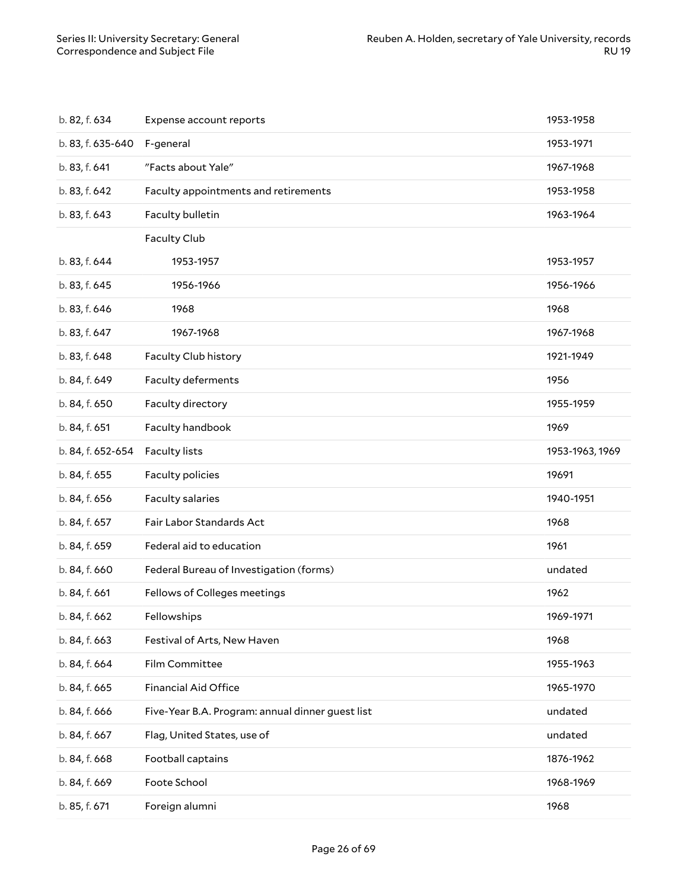| | | |
|---|---|---|
| b. 82, f. 634 | Expense account reports | 1953-1958 |
| b. 83, f. 635-640 | F-general | 1953-1971 |
| b. 83, f. 641 | "Facts about Yale" | 1967-1968 |
| b. 83, f. 642 | Faculty appointments and retirements | 1953-1958 |
| b. 83, f. 643 | Faculty bulletin | 1963-1964 |
| | Faculty Club | |
| b. 83, f. 644 | 1953-1957 | 1953-1957 |
| b. 83, f. 645 | 1956-1966 | 1956-1966 |
| b. 83, f. 646 | 1968 | 1968 |
| b. 83, f. 647 | 1967-1968 | 1967-1968 |
| b. 83, f. 648 | Faculty Club history | 1921-1949 |
| b. 84, f. 649 | Faculty deferments | 1956 |
| b. 84, f. 650 | Faculty directory | 1955-1959 |
| b. 84, f. 651 | Faculty handbook | 1969 |
| b. 84, f. 652-654 | Faculty lists | 1953-1963, 1969 |
| b. 84, f. 655 | Faculty policies | 19691 |
| b. 84, f. 656 | Faculty salaries | 1940-1951 |
| b. 84, f. 657 | Fair Labor Standards Act | 1968 |
| b. 84, f. 659 | Federal aid to education | 1961 |
| b. 84, f. 660 | Federal Bureau of Investigation (forms) | undated |
| b. 84, f. 661 | Fellows of Colleges meetings | 1962 |
| b. 84, f. 662 | Fellowships | 1969-1971 |
| b. 84, f. 663 | Festival of Arts, New Haven | 1968 |
| b. 84, f. 664 | Film Committee | 1955-1963 |
| b. 84, f. 665 | Financial Aid Office | 1965-1970 |
| b. 84, f. 666 | Five-Year B.A. Program: annual dinner guest list | undated |
| b. 84, f. 667 | Flag, United States, use of | undated |
| b. 84, f. 668 | Football captains | 1876-1962 |
| b. 84, f. 669 | Foote School | 1968-1969 |
| b. 85, f. 671 | Foreign alumni | 1968 |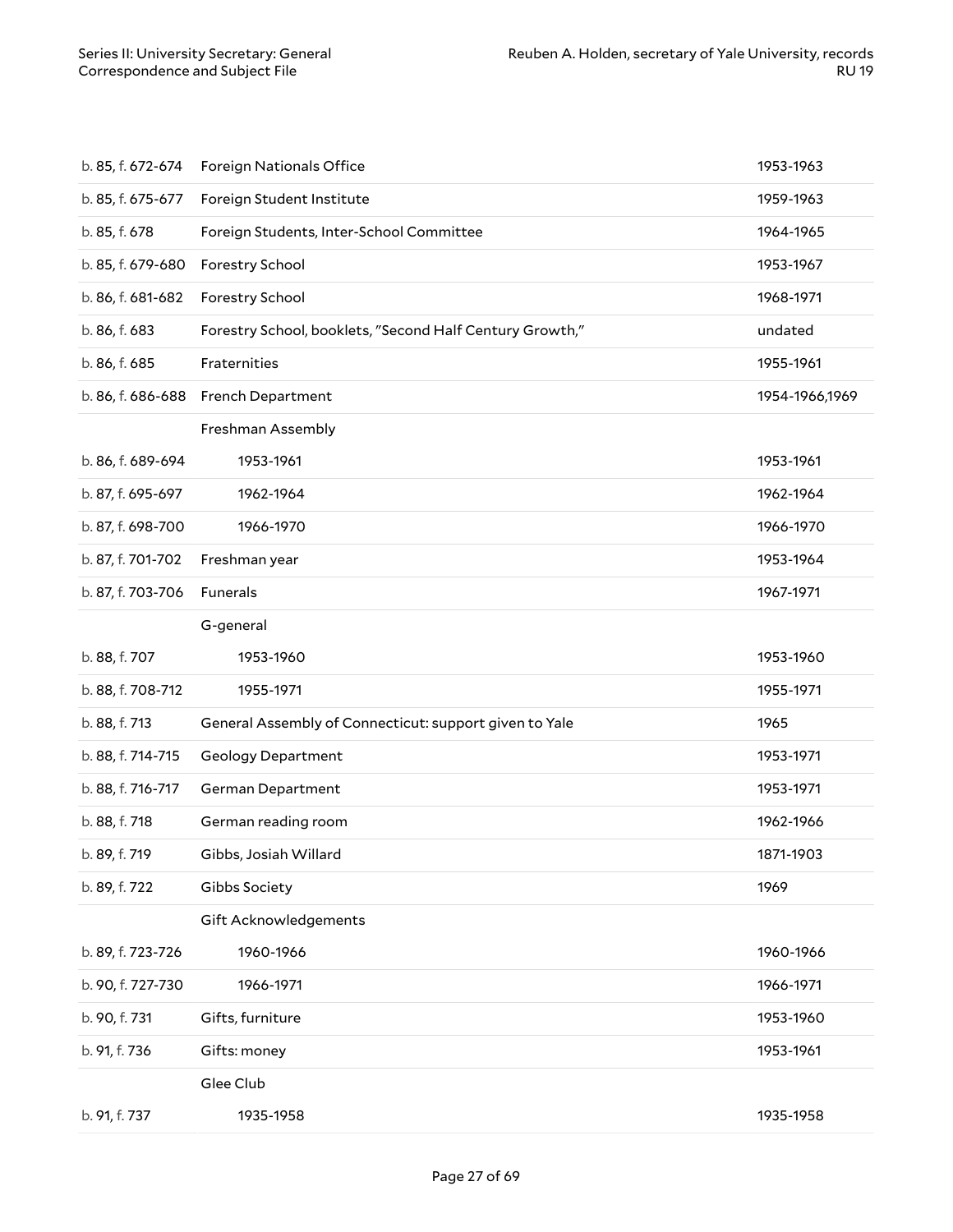| | | |
|---|---|---|
| b. 85, f. 672-674 | Foreign Nationals Office | 1953-1963 |
| b. 85, f. 675-677 | Foreign Student Institute | 1959-1963 |
| b. 85, f. 678 | Foreign Students, Inter-School Committee | 1964-1965 |
| b. 85, f. 679-680 | Forestry School | 1953-1967 |
| b. 86, f. 681-682 | Forestry School | 1968-1971 |
| b. 86, f. 683 | Forestry School, booklets, "Second Half Century Growth," | undated |
| b. 86, f. 685 | Fraternities | 1955-1961 |
| b. 86, f. 686-688 | French Department | 1954-1966,1969 |
| | Freshman Assembly | |
| b. 86, f. 689-694 | 1953-1961 | 1953-1961 |
| b. 87, f. 695-697 | 1962-1964 | 1962-1964 |
| b. 87, f. 698-700 | 1966-1970 | 1966-1970 |
| b. 87, f. 701-702 | Freshman year | 1953-1964 |
| b. 87, f. 703-706 | Funerals | 1967-1971 |
| | G-general | |
| b. 88, f. 707 | 1953-1960 | 1953-1960 |
| b. 88, f. 708-712 | 1955-1971 | 1955-1971 |
| b. 88, f. 713 | General Assembly of Connecticut: support given to Yale | 1965 |
| b. 88, f. 714-715 | Geology Department | 1953-1971 |
| b. 88, f. 716-717 | German Department | 1953-1971 |
| b. 88, f. 718 | German reading room | 1962-1966 |
| b. 89, f. 719 | Gibbs, Josiah Willard | 1871-1903 |
| b. 89, f. 722 | Gibbs Society | 1969 |
| | Gift Acknowledgements | |
| b. 89, f. 723-726 | 1960-1966 | 1960-1966 |
| b. 90, f. 727-730 | 1966-1971 | 1966-1971 |
| b. 90, f. 731 | Gifts, furniture | 1953-1960 |
| b. 91, f. 736 | Gifts: money | 1953-1961 |
| | Glee Club | |
| b. 91, f. 737 | 1935-1958 | 1935-1958 |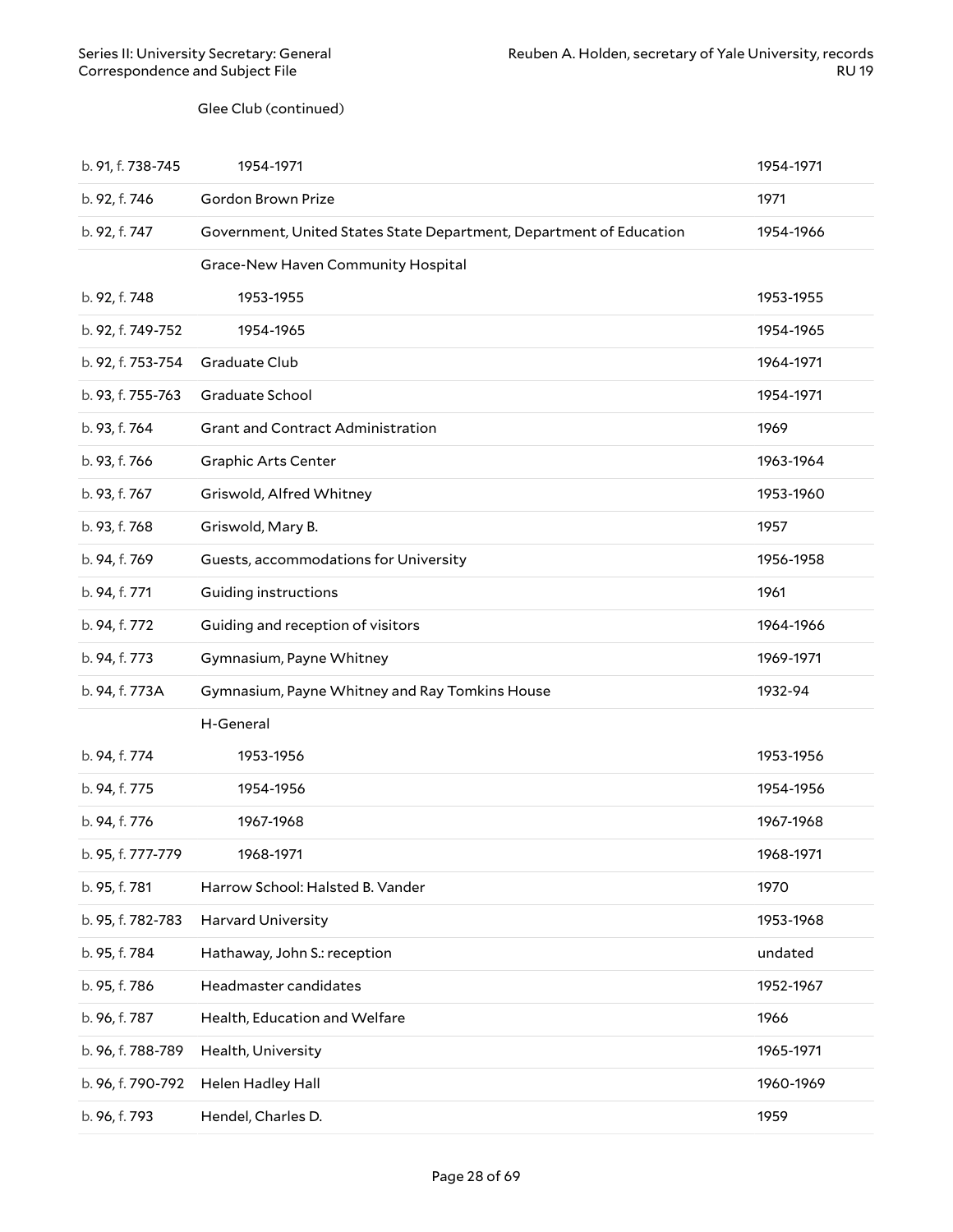Glee Club (continued)

| | | |
|---|---|---|
| b. 91, f. 738-745 | 1954-1971 | 1954-1971 |
| b. 92, f. 746 | Gordon Brown Prize | 1971 |
| b. 92, f. 747 | Government, United States State Department, Department of Education | 1954-1966 |
| | Grace-New Haven Community Hospital | |
| b. 92, f. 748 | 1953-1955 | 1953-1955 |
| b. 92, f. 749-752 | 1954-1965 | 1954-1965 |
| b. 92, f. 753-754 | Graduate Club | 1964-1971 |
| b. 93, f. 755-763 | Graduate School | 1954-1971 |
| b. 93, f. 764 | Grant and Contract Administration | 1969 |
| b. 93, f. 766 | Graphic Arts Center | 1963-1964 |
| b. 93, f. 767 | Griswold, Alfred Whitney | 1953-1960 |
| b. 93, f. 768 | Griswold, Mary B. | 1957 |
| b. 94, f. 769 | Guests, accommodations for University | 1956-1958 |
| b. 94, f. 771 | Guiding instructions | 1961 |
| b. 94, f. 772 | Guiding and reception of visitors | 1964-1966 |
| b. 94, f. 773 | Gymnasium, Payne Whitney | 1969-1971 |
| b. 94, f. 773A | Gymnasium, Payne Whitney and Ray Tomkins House | 1932-94 |
| | H-General | |
| b. 94, f. 774 | 1953-1956 | 1953-1956 |
| b. 94, f. 775 | 1954-1956 | 1954-1956 |
| b. 94, f. 776 | 1967-1968 | 1967-1968 |
| b. 95, f. 777-779 | 1968-1971 | 1968-1971 |
| b. 95, f. 781 | Harrow School: Halsted B. Vander | 1970 |
| b. 95, f. 782-783 | Harvard University | 1953-1968 |
| b. 95, f. 784 | Hathaway, John S.: reception | undated |
| b. 95, f. 786 | Headmaster candidates | 1952-1967 |
| b. 96, f. 787 | Health, Education and Welfare | 1966 |
| b. 96, f. 788-789 | Health, University | 1965-1971 |
| b. 96, f. 790-792 | Helen Hadley Hall | 1960-1969 |
| b. 96, f. 793 | Hendel, Charles D. | 1959 |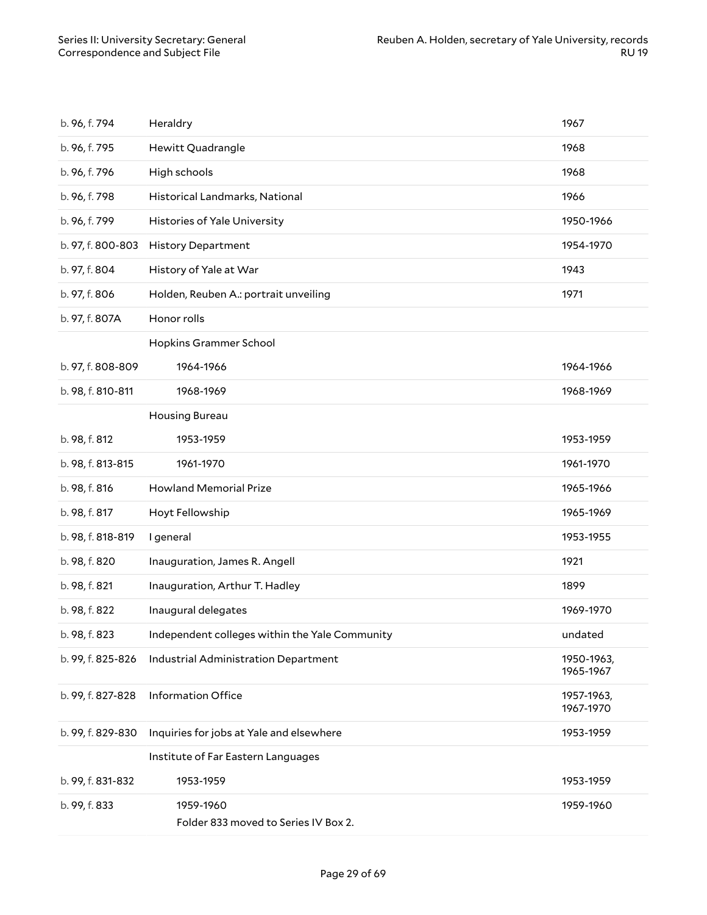| | | |
|---|---|---|
| b. 96, f. 794 | Heraldry | 1967 |
| b. 96, f. 795 | Hewitt Quadrangle | 1968 |
| b. 96, f. 796 | High schools | 1968 |
| b. 96, f. 798 | Historical Landmarks, National | 1966 |
| b. 96, f. 799 | Histories of Yale University | 1950-1966 |
| b. 97, f. 800-803 | History Department | 1954-1970 |
| b. 97, f. 804 | History of Yale at War | 1943 |
| b. 97, f. 806 | Holden, Reuben A.: portrait unveiling | 1971 |
| b. 97, f. 807A | Honor rolls | |
| | Hopkins Grammer School | |
| b. 97, f. 808-809 | 1964-1966 | 1964-1966 |
| b. 98, f. 810-811 | 1968-1969 | 1968-1969 |
| | Housing Bureau | |
| b. 98, f. 812 | 1953-1959 | 1953-1959 |
| b. 98, f. 813-815 | 1961-1970 | 1961-1970 |
| b. 98, f. 816 | Howland Memorial Prize | 1965-1966 |
| b. 98, f. 817 | Hoyt Fellowship | 1965-1969 |
| b. 98, f. 818-819 | I general | 1953-1955 |
| b. 98, f. 820 | Inauguration, James R. Angell | 1921 |
| b. 98, f. 821 | Inauguration, Arthur T. Hadley | 1899 |
| b. 98, f. 822 | Inaugural delegates | 1969-1970 |
| b. 98, f. 823 | Independent colleges within the Yale Community | undated |
| b. 99, f. 825-826 | Industrial Administration Department | 1950-1963, 1965-1967 |
| b. 99, f. 827-828 | Information Office | 1957-1963, 1967-1970 |
| b. 99, f. 829-830 | Inquiries for jobs at Yale and elsewhere | 1953-1959 |
| | Institute of Far Eastern Languages | |
| b. 99, f. 831-832 | 1953-1959 | 1953-1959 |
| b. 99, f. 833 | 1959-1960<br>Folder 833 moved to Series IV Box 2. | 1959-1960 |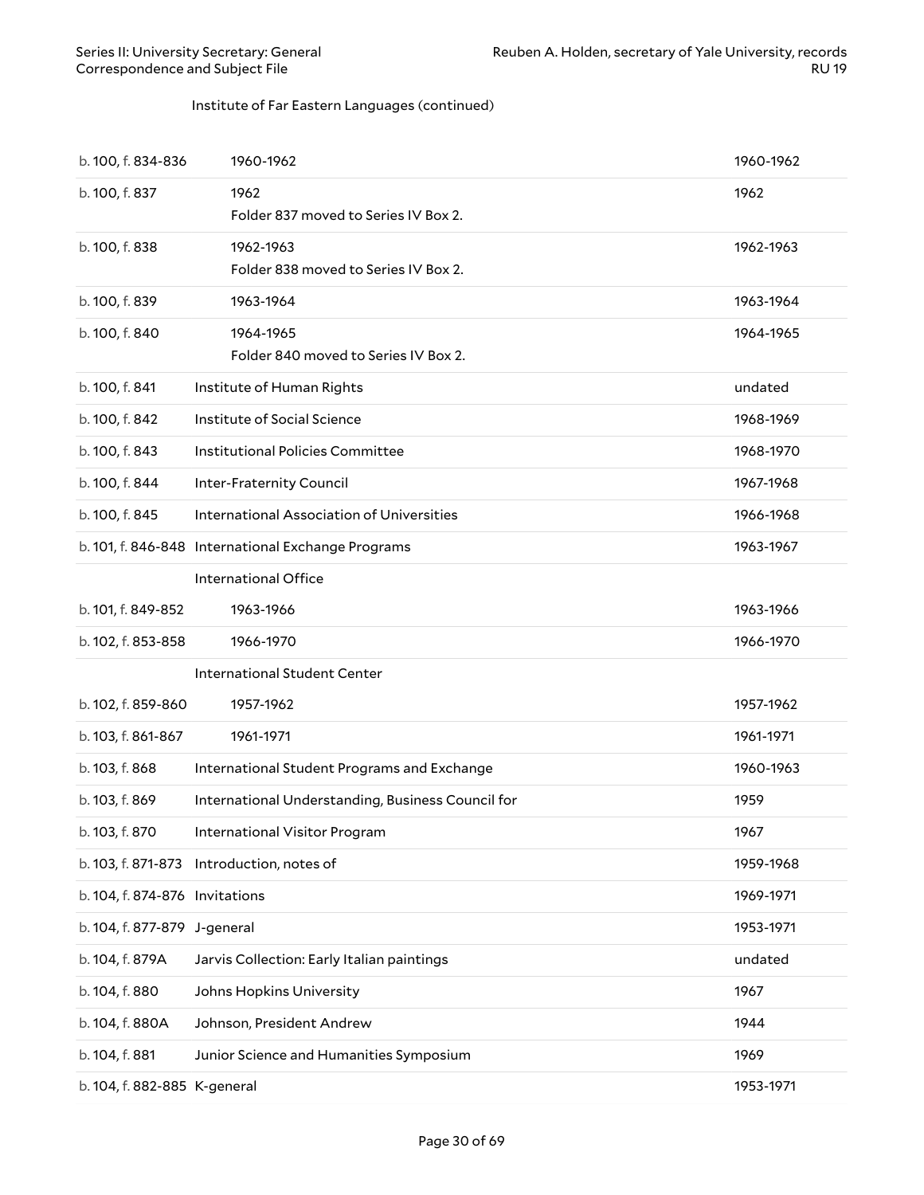Institute of Far Eastern Languages (continued)

| | | |
|---|---|---|
| b. 100, f. 834-836 | 1960-1962 | 1960-1962 |
| b. 100, f. 837 | 1962<br>Folder 837 moved to Series IV Box 2. | 1962 |
| b. 100, f. 838 | 1962-1963<br>Folder 838 moved to Series IV Box 2. | 1962-1963 |
| b. 100, f. 839 | 1963-1964 | 1963-1964 |
| b. 100, f. 840 | 1964-1965<br>Folder 840 moved to Series IV Box 2. | 1964-1965 |
| b. 100, f. 841 | Institute of Human Rights | undated |
| b. 100, f. 842 | Institute of Social Science | 1968-1969 |
| b. 100, f. 843 | Institutional Policies Committee | 1968-1970 |
| b. 100, f. 844 | Inter-Fraternity Council | 1967-1968 |
| b. 100, f. 845 | International Association of Universities | 1966-1968 |
| b. 101, f. 846-848 | International Exchange Programs | 1963-1967 |
| | International Office | |
| b. 101, f. 849-852 | 1963-1966 | 1963-1966 |
| b. 102, f. 853-858 | 1966-1970 | 1966-1970 |
| | International Student Center | |
| b. 102, f. 859-860 | 1957-1962 | 1957-1962 |
| b. 103, f. 861-867 | 1961-1971 | 1961-1971 |
| b. 103, f. 868 | International Student Programs and Exchange | 1960-1963 |
| b. 103, f. 869 | International Understanding, Business Council for | 1959 |
| b. 103, f. 870 | International Visitor Program | 1967 |
| b. 103, f. 871-873 | Introduction, notes of | 1959-1968 |
| b. 104, f. 874-876 | Invitations | 1969-1971 |
| b. 104, f. 877-879 | J-general | 1953-1971 |
| b. 104, f. 879A | Jarvis Collection: Early Italian paintings | undated |
| b. 104, f. 880 | Johns Hopkins University | 1967 |
| b. 104, f. 880A | Johnson, President Andrew | 1944 |
| b. 104, f. 881 | Junior Science and Humanities Symposium | 1969 |
| b. 104, f. 882-885 | K-general | 1953-1971 |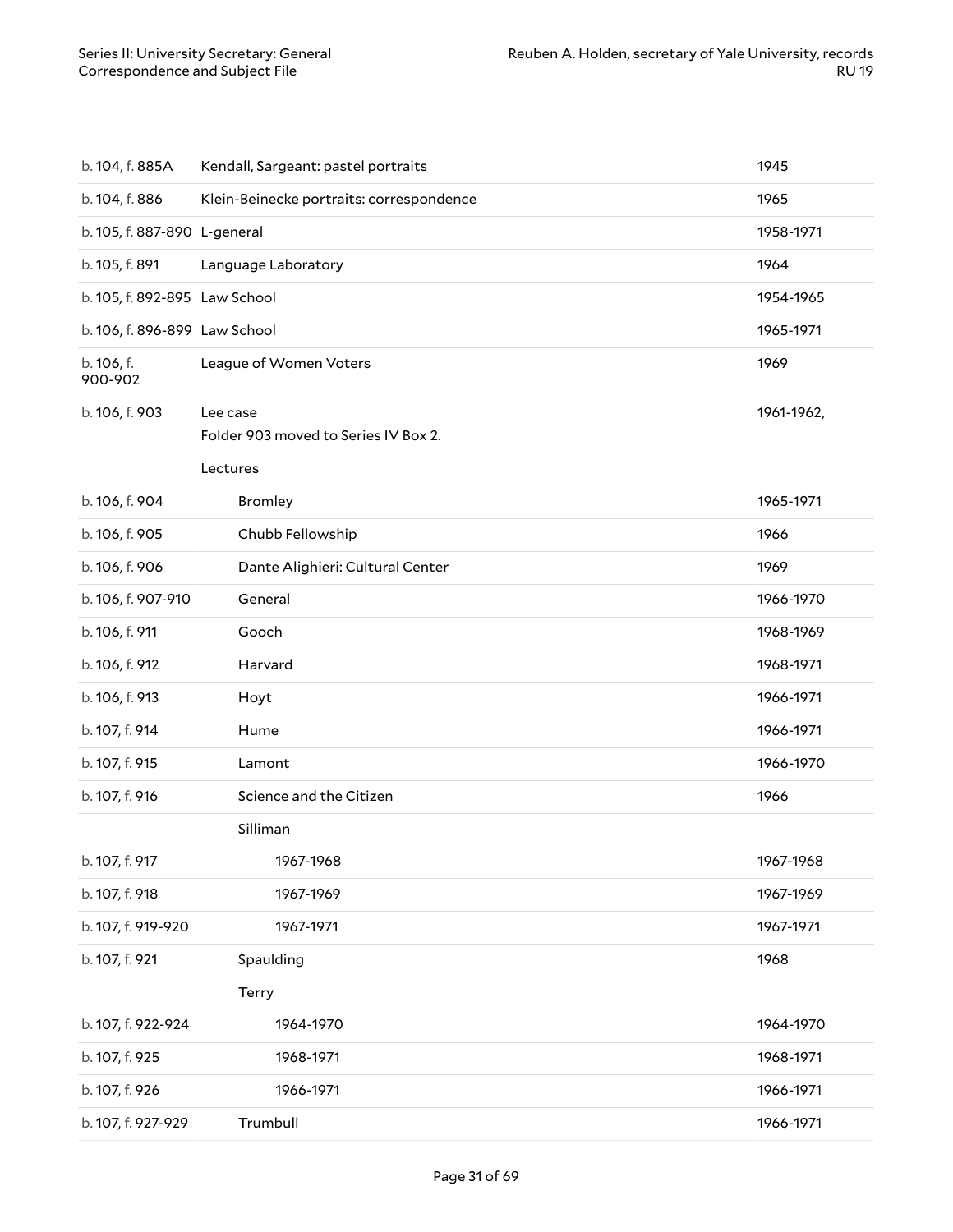| | | |
|---|---|---|
| b. 104, f. 885A | Kendall, Sargeant: pastel portraits | 1945 |
| b. 104, f. 886 | Klein-Beinecke portraits: correspondence | 1965 |
| b. 105, f. 887-890 | L-general | 1958-1971 |
| b. 105, f. 891 | Language Laboratory | 1964 |
| b. 105, f. 892-895 | Law School | 1954-1965 |
| b. 106, f. 896-899 | Law School | 1965-1971 |
| b. 106, f. 900-902 | League of Women Voters | 1969 |
| b. 106, f. 903 | Lee case<br>Folder 903 moved to Series IV Box 2. | 1961-1962, |
| | Lectures | |
| b. 106, f. 904 | Bromley | 1965-1971 |
| b. 106, f. 905 | Chubb Fellowship | 1966 |
| b. 106, f. 906 | Dante Alighieri: Cultural Center | 1969 |
| b. 106, f. 907-910 | General | 1966-1970 |
| b. 106, f. 911 | Gooch | 1968-1969 |
| b. 106, f. 912 | Harvard | 1968-1971 |
| b. 106, f. 913 | Hoyt | 1966-1971 |
| b. 107, f. 914 | Hume | 1966-1971 |
| b. 107, f. 915 | Lamont | 1966-1970 |
| b. 107, f. 916 | Science and the Citizen | 1966 |
| | Silliman | |
| b. 107, f. 917 | 1967-1968 | 1967-1968 |
| b. 107, f. 918 | 1967-1969 | 1967-1969 |
| b. 107, f. 919-920 | 1967-1971 | 1967-1971 |
| b. 107, f. 921 | Spaulding | 1968 |
| | Terry | |
| b. 107, f. 922-924 | 1964-1970 | 1964-1970 |
| b. 107, f. 925 | 1968-1971 | 1968-1971 |
| b. 107, f. 926 | 1966-1971 | 1966-1971 |
| b. 107, f. 927-929 | Trumbull | 1966-1971 |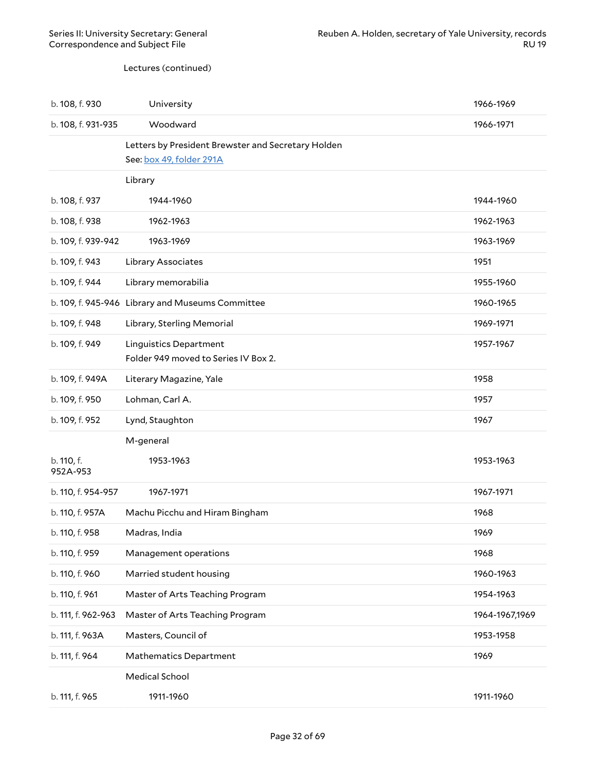Lectures (continued)

| | | |
|---|---|---|
| b. 108, f. 930 | University | 1966-1969 |
| b. 108, f. 931-935 | Woodward | 1966-1971 |
| | Letters by President Brewster and Secretary Holden<br>See: box 49, folder 291A | |
| | Library | |
| b. 108, f. 937 | 1944-1960 | 1944-1960 |
| b. 108, f. 938 | 1962-1963 | 1962-1963 |
| b. 109, f. 939-942 | 1963-1969 | 1963-1969 |
| b. 109, f. 943 | Library Associates | 1951 |
| b. 109, f. 944 | Library memorabilia | 1955-1960 |
| b. 109, f. 945-946 | Library and Museums Committee | 1960-1965 |
| b. 109, f. 948 | Library, Sterling Memorial | 1969-1971 |
| b. 109, f. 949 | Linguistics Department<br>Folder 949 moved to Series IV Box 2. | 1957-1967 |
| b. 109, f. 949A | Literary Magazine, Yale | 1958 |
| b. 109, f. 950 | Lohman, Carl A. | 1957 |
| b. 109, f. 952 | Lynd, Staughton | 1967 |
| | M-general | |
| b. 110, f. 952A-953 | 1953-1963 | 1953-1963 |
| b. 110, f. 954-957 | 1967-1971 | 1967-1971 |
| b. 110, f. 957A | Machu Picchu and Hiram Bingham | 1968 |
| b. 110, f. 958 | Madras, India | 1969 |
| b. 110, f. 959 | Management operations | 1968 |
| b. 110, f. 960 | Married student housing | 1960-1963 |
| b. 110, f. 961 | Master of Arts Teaching Program | 1954-1963 |
| b. 111, f. 962-963 | Master of Arts Teaching Program | 1964-1967,1969 |
| b. 111, f. 963A | Masters, Council of | 1953-1958 |
| b. 111, f. 964 | Mathematics Department | 1969 |
| | Medical School | |
| b. 111, f. 965 | 1911-1960 | 1911-1960 |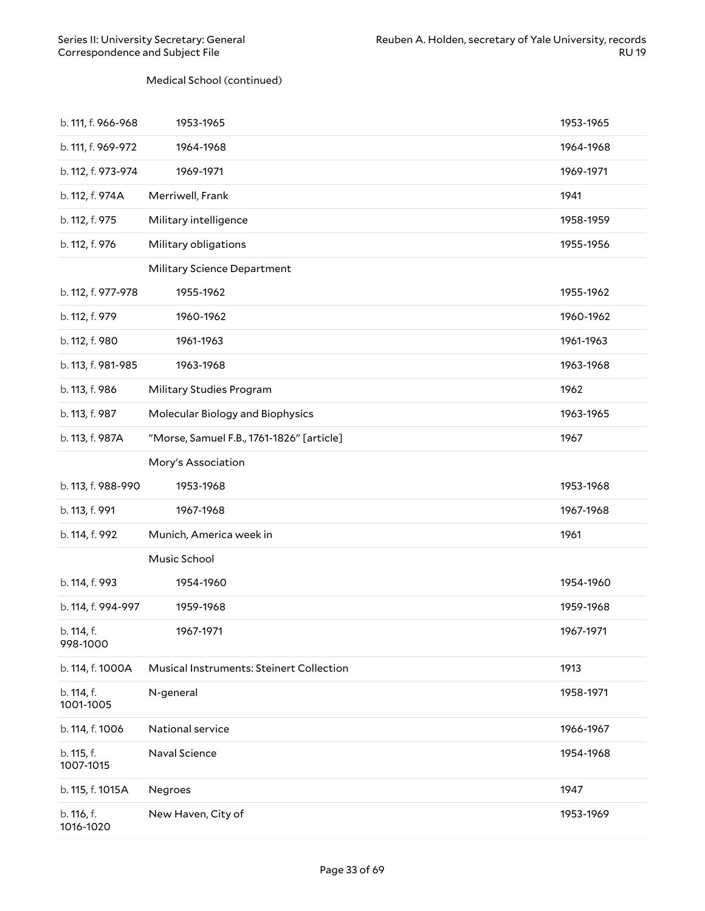Medical School (continued)

| | | |
|---|---|---|
| b. 111, f. 966-968 | 1953-1965 | 1953-1965 |
| b. 111, f. 969-972 | 1964-1968 | 1964-1968 |
| b. 112, f. 973-974 | 1969-1971 | 1969-1971 |
| b. 112, f. 974A | Merriwell, Frank | 1941 |
| b. 112, f. 975 | Military intelligence | 1958-1959 |
| b. 112, f. 976 | Military obligations | 1955-1956 |
| | Military Science Department | |
| b. 112, f. 977-978 | 1955-1962 | 1955-1962 |
| b. 112, f. 979 | 1960-1962 | 1960-1962 |
| b. 112, f. 980 | 1961-1963 | 1961-1963 |
| b. 113, f. 981-985 | 1963-1968 | 1963-1968 |
| b. 113, f. 986 | Military Studies Program | 1962 |
| b. 113, f. 987 | Molecular Biology and Biophysics | 1963-1965 |
| b. 113, f. 987A | "Morse, Samuel F.B., 1761-1826" [article] | 1967 |
| | Mory's Association | |
| b. 113, f. 988-990 | 1953-1968 | 1953-1968 |
| b. 113, f. 991 | 1967-1968 | 1967-1968 |
| b. 114, f. 992 | Munich, America week in | 1961 |
| | Music School | |
| b. 114, f. 993 | 1954-1960 | 1954-1960 |
| b. 114, f. 994-997 | 1959-1968 | 1959-1968 |
| b. 114, f. 998-1000 | 1967-1971 | 1967-1971 |
| b. 114, f. 1000A | Musical Instruments: Steinert Collection | 1913 |
| b. 114, f. 1001-1005 | N-general | 1958-1971 |
| b. 114, f. 1006 | National service | 1966-1967 |
| b. 115, f. 1007-1015 | Naval Science | 1954-1968 |
| b. 115, f. 1015A | Negroes | 1947 |
| b. 116, f. 1016-1020 | New Haven, City of | 1953-1969 |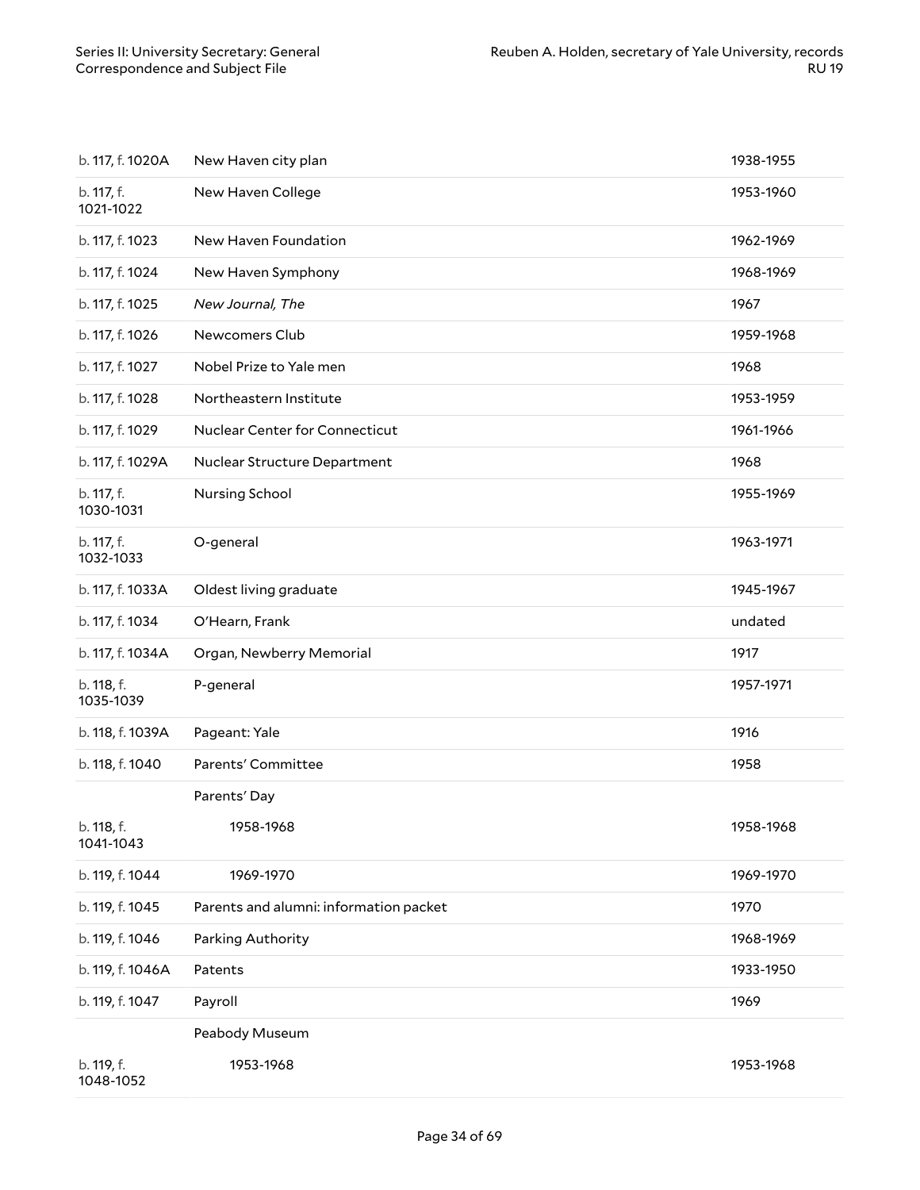| | | |
|---|---|---|
| b. 117, f. 1020A | New Haven city plan | 1938-1955 |
| b. 117, f. 1021-1022 | New Haven College | 1953-1960 |
| b. 117, f. 1023 | New Haven Foundation | 1962-1969 |
| b. 117, f. 1024 | New Haven Symphony | 1968-1969 |
| b. 117, f. 1025 | *New Journal, The* | 1967 |
| b. 117, f. 1026 | Newcomers Club | 1959-1968 |
| b. 117, f. 1027 | Nobel Prize to Yale men | 1968 |
| b. 117, f. 1028 | Northeastern Institute | 1953-1959 |
| b. 117, f. 1029 | Nuclear Center for Connecticut | 1961-1966 |
| b. 117, f. 1029A | Nuclear Structure Department | 1968 |
| b. 117, f. 1030-1031 | Nursing School | 1955-1969 |
| b. 117, f. 1032-1033 | O-general | 1963-1971 |
| b. 117, f. 1033A | Oldest living graduate | 1945-1967 |
| b. 117, f. 1034 | O'Hearn, Frank | undated |
| b. 117, f. 1034A | Organ, Newberry Memorial | 1917 |
| b. 118, f. 1035-1039 | P-general | 1957-1971 |
| b. 118, f. 1039A | Pageant: Yale | 1916 |
| b. 118, f. 1040 | Parents' Committee | 1958 |
| | Parents' Day | |
| b. 118, f. 1041-1043 | 1958-1968 | 1958-1968 |
| b. 119, f. 1044 | 1969-1970 | 1969-1970 |
| b. 119, f. 1045 | Parents and alumni: information packet | 1970 |
| b. 119, f. 1046 | Parking Authority | 1968-1969 |
| b. 119, f. 1046A | Patents | 1933-1950 |
| b. 119, f. 1047 | Payroll | 1969 |
| | Peabody Museum | |
| b. 119, f. 1048-1052 | 1953-1968 | 1953-1968 |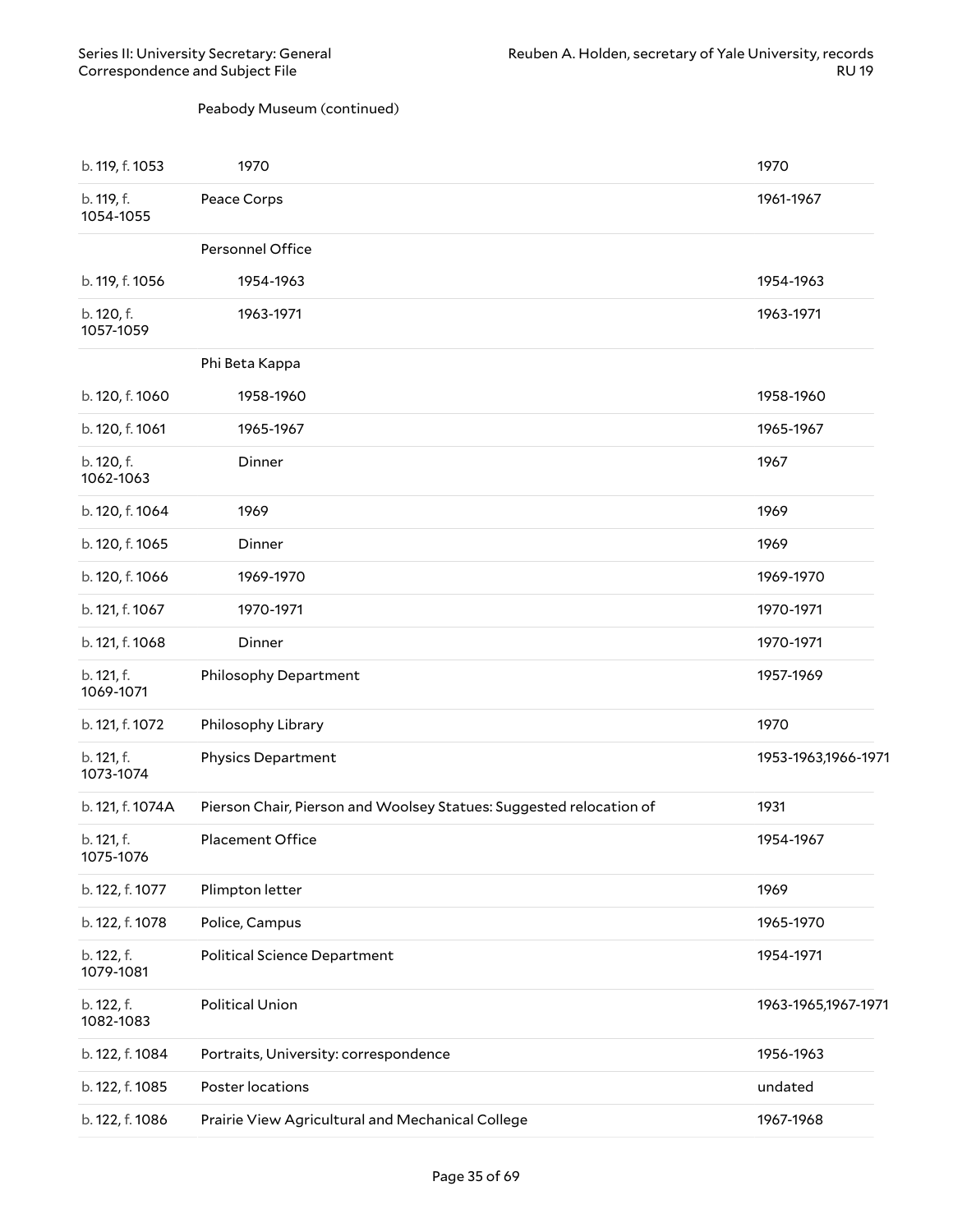Peabody Museum (continued)

| | | |
|---|---|---|
| b. 119, f. 1053 | 1970 | 1970 |
| b. 119, f. 1054-1055 | Peace Corps | 1961-1967 |
| | Personnel Office | |
| b. 119, f. 1056 | 1954-1963 | 1954-1963 |
| b. 120, f. 1057-1059 | 1963-1971 | 1963-1971 |
| | Phi Beta Kappa | |
| b. 120, f. 1060 | 1958-1960 | 1958-1960 |
| b. 120, f. 1061 | 1965-1967 | 1965-1967 |
| b. 120, f. 1062-1063 | Dinner | 1967 |
| b. 120, f. 1064 | 1969 | 1969 |
| b. 120, f. 1065 | Dinner | 1969 |
| b. 120, f. 1066 | 1969-1970 | 1969-1970 |
| b. 121, f. 1067 | 1970-1971 | 1970-1971 |
| b. 121, f. 1068 | Dinner | 1970-1971 |
| b. 121, f. 1069-1071 | Philosophy Department | 1957-1969 |
| b. 121, f. 1072 | Philosophy Library | 1970 |
| b. 121, f. 1073-1074 | Physics Department | 1953-1963,1966-1971 |
| b. 121, f. 1074A | Pierson Chair, Pierson and Woolsey Statues: Suggested relocation of | 1931 |
| b. 121, f. 1075-1076 | Placement Office | 1954-1967 |
| b. 122, f. 1077 | Plimpton letter | 1969 |
| b. 122, f. 1078 | Police, Campus | 1965-1970 |
| b. 122, f. 1079-1081 | Political Science Department | 1954-1971 |
| b. 122, f. 1082-1083 | Political Union | 1963-1965,1967-1971 |
| b. 122, f. 1084 | Portraits, University: correspondence | 1956-1963 |
| b. 122, f. 1085 | Poster locations | undated |
| b. 122, f. 1086 | Prairie View Agricultural and Mechanical College | 1967-1968 |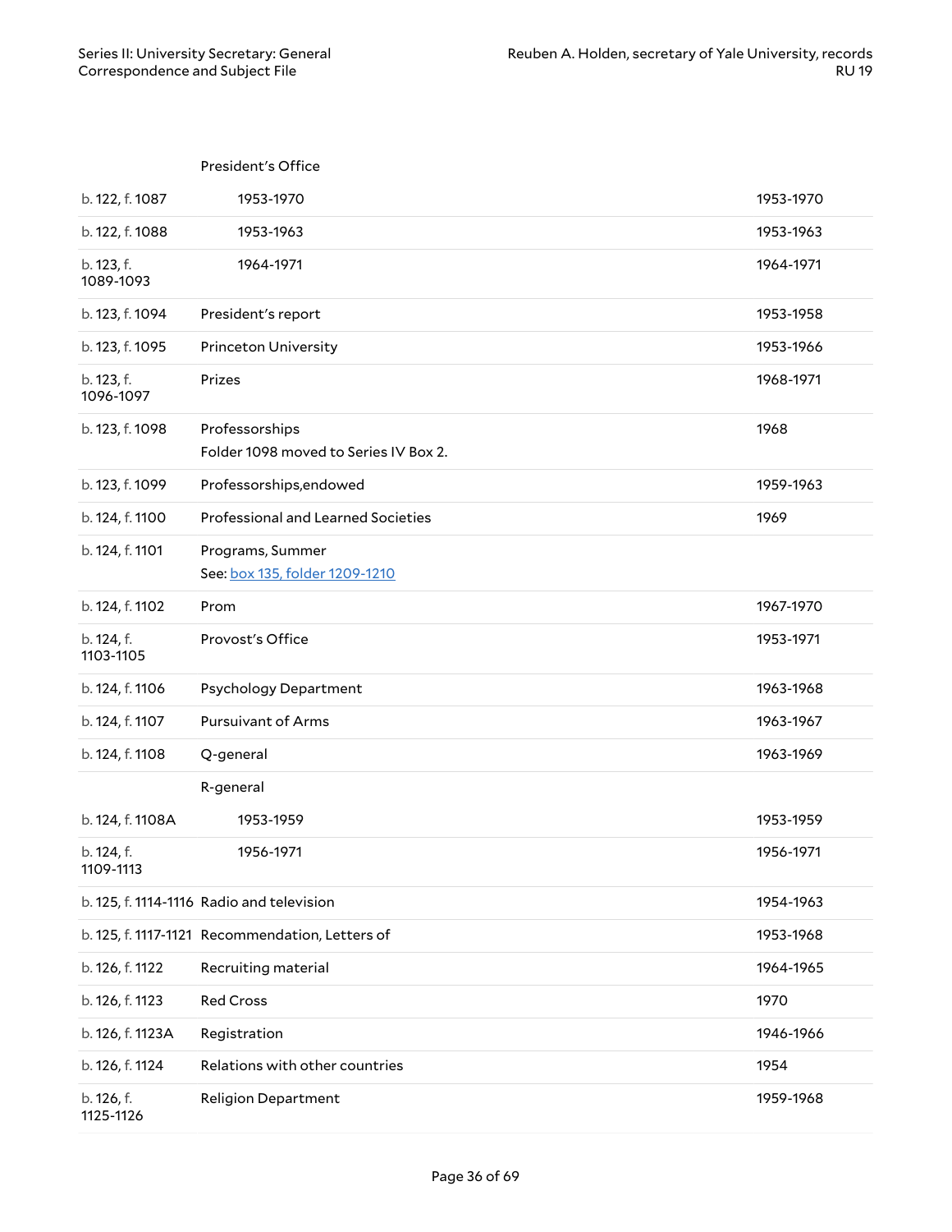| | | |
|---|---|---|
| | President's Office | |
| b. 122, f. 1087 | 1953-1970 | 1953-1970 |
| b. 122, f. 1088 | 1953-1963 | 1953-1963 |
| b. 123, f. 1089-1093 | 1964-1971 | 1964-1971 |
| b. 123, f. 1094 | President's report | 1953-1958 |
| b. 123, f. 1095 | Princeton University | 1953-1966 |
| b. 123, f. 1096-1097 | Prizes | 1968-1971 |
| b. 123, f. 1098 | Professorships<br>Folder 1098 moved to Series IV Box 2. | 1968 |
| b. 123, f. 1099 | Professorships,endowed | 1959-1963 |
| b. 124, f. 1100 | Professional and Learned Societies | 1969 |
| b. 124, f. 1101 | Programs, Summer<br>See: box 135, folder 1209-1210 | |
| b. 124, f. 1102 | Prom | 1967-1970 |
| b. 124, f. 1103-1105 | Provost's Office | 1953-1971 |
| b. 124, f. 1106 | Psychology Department | 1963-1968 |
| b. 124, f. 1107 | Pursuivant of Arms | 1963-1967 |
| b. 124, f. 1108 | Q-general | 1963-1969 |
| | R-general | |
| b. 124, f. 1108A | 1953-1959 | 1953-1959 |
| b. 124, f. 1109-1113 | 1956-1971 | 1956-1971 |
| b. 125, f. 1114-1116 | Radio and television | 1954-1963 |
| b. 125, f. 1117-1121 | Recommendation, Letters of | 1953-1968 |
| b. 126, f. 1122 | Recruiting material | 1964-1965 |
| b. 126, f. 1123 | Red Cross | 1970 |
| b. 126, f. 1123A | Registration | 1946-1966 |
| b. 126, f. 1124 | Relations with other countries | 1954 |
| b. 126, f. 1125-1126 | Religion Department | 1959-1968 |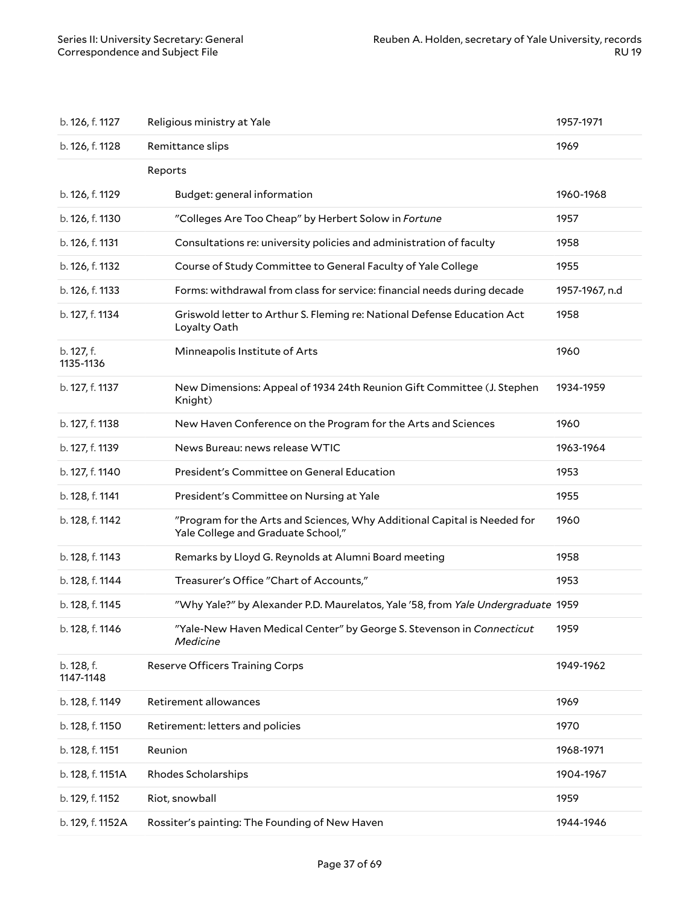| | | |
|---|---|---|
| b. 126, f. 1127 | Religious ministry at Yale | 1957-1971 |
| b. 126, f. 1128 | Remittance slips | 1969 |
| | Reports | |
| b. 126, f. 1129 | Budget: general information | 1960-1968 |
| b. 126, f. 1130 | "Colleges Are Too Cheap" by Herbert Solow in *Fortune* | 1957 |
| b. 126, f. 1131 | Consultations re: university policies and administration of faculty | 1958 |
| b. 126, f. 1132 | Course of Study Committee to General Faculty of Yale College | 1955 |
| b. 126, f. 1133 | Forms: withdrawal from class for service: financial needs during decade | 1957-1967, n.d |
| b. 127, f. 1134 | Griswold letter to Arthur S. Fleming re: National Defense Education Act Loyalty Oath | 1958 |
| b. 127, f. 1135-1136 | Minneapolis Institute of Arts | 1960 |
| b. 127, f. 1137 | New Dimensions: Appeal of 1934 24th Reunion Gift Committee (J. Stephen Knight) | 1934-1959 |
| b. 127, f. 1138 | New Haven Conference on the Program for the Arts and Sciences | 1960 |
| b. 127, f. 1139 | News Bureau: news release WTIC | 1963-1964 |
| b. 127, f. 1140 | President's Committee on General Education | 1953 |
| b. 128, f. 1141 | President's Committee on Nursing at Yale | 1955 |
| b. 128, f. 1142 | "Program for the Arts and Sciences, Why Additional Capital is Needed for Yale College and Graduate School," | 1960 |
| b. 128, f. 1143 | Remarks by Lloyd G. Reynolds at Alumni Board meeting | 1958 |
| b. 128, f. 1144 | Treasurer's Office "Chart of Accounts," | 1953 |
| b. 128, f. 1145 | "Why Yale?" by Alexander P.D. Maurelatos, Yale '58, from *Yale Undergraduate* | 1959 |
| b. 128, f. 1146 | "Yale-New Haven Medical Center" by George S. Stevenson in *Connecticut Medicine* | 1959 |
| b. 128, f. 1147-1148 | Reserve Officers Training Corps | 1949-1962 |
| b. 128, f. 1149 | Retirement allowances | 1969 |
| b. 128, f. 1150 | Retirement: letters and policies | 1970 |
| b. 128, f. 1151 | Reunion | 1968-1971 |
| b. 128, f. 1151A | Rhodes Scholarships | 1904-1967 |
| b. 129, f. 1152 | Riot, snowball | 1959 |
| b. 129, f. 1152A | Rossiter's painting: The Founding of New Haven | 1944-1946 |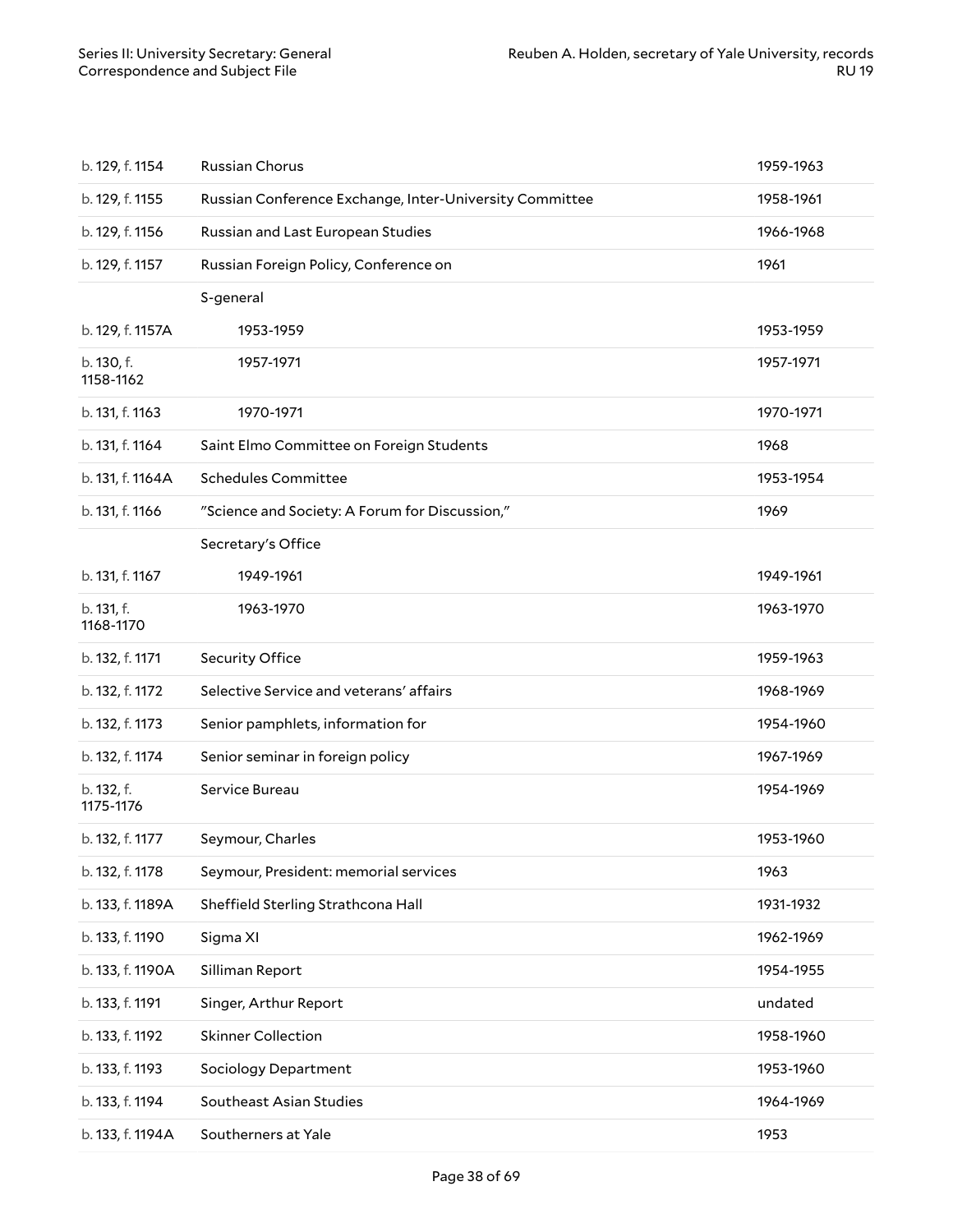| | | |
|---|---|---|
| b. 129, f. 1154 | Russian Chorus | 1959-1963 |
| b. 129, f. 1155 | Russian Conference Exchange, Inter-University Committee | 1958-1961 |
| b. 129, f. 1156 | Russian and Last European Studies | 1966-1968 |
| b. 129, f. 1157 | Russian Foreign Policy, Conference on | 1961 |
| | S-general | |
| b. 129, f. 1157A | 1953-1959 | 1953-1959 |
| b. 130, f. 1158-1162 | 1957-1971 | 1957-1971 |
| b. 131, f. 1163 | 1970-1971 | 1970-1971 |
| b. 131, f. 1164 | Saint Elmo Committee on Foreign Students | 1968 |
| b. 131, f. 1164A | Schedules Committee | 1953-1954 |
| b. 131, f. 1166 | "Science and Society: A Forum for Discussion," | 1969 |
| | Secretary's Office | |
| b. 131, f. 1167 | 1949-1961 | 1949-1961 |
| b. 131, f. 1168-1170 | 1963-1970 | 1963-1970 |
| b. 132, f. 1171 | Security Office | 1959-1963 |
| b. 132, f. 1172 | Selective Service and veterans' affairs | 1968-1969 |
| b. 132, f. 1173 | Senior pamphlets, information for | 1954-1960 |
| b. 132, f. 1174 | Senior seminar in foreign policy | 1967-1969 |
| b. 132, f. 1175-1176 | Service Bureau | 1954-1969 |
| b. 132, f. 1177 | Seymour, Charles | 1953-1960 |
| b. 132, f. 1178 | Seymour, President: memorial services | 1963 |
| b. 133, f. 1189A | Sheffield Sterling Strathcona Hall | 1931-1932 |
| b. 133, f. 1190 | Sigma XI | 1962-1969 |
| b. 133, f. 1190A | Silliman Report | 1954-1955 |
| b. 133, f. 1191 | Singer, Arthur Report | undated |
| b. 133, f. 1192 | Skinner Collection | 1958-1960 |
| b. 133, f. 1193 | Sociology Department | 1953-1960 |
| b. 133, f. 1194 | Southeast Asian Studies | 1964-1969 |
| b. 133, f. 1194A | Southerners at Yale | 1953 |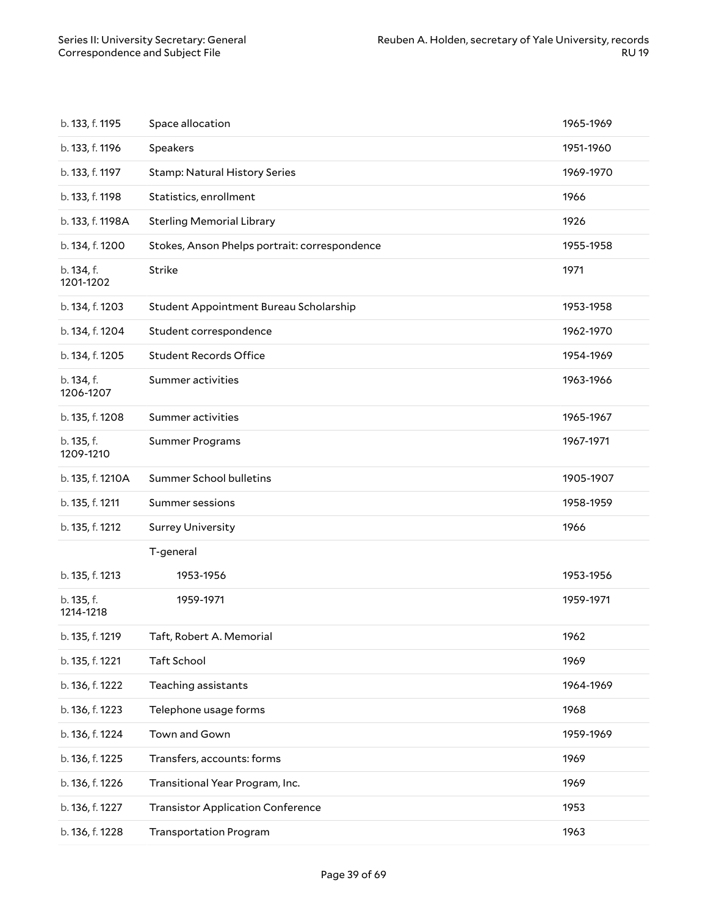| | | |
|---|---|---|
| b. 133, f. 1195 | Space allocation | 1965-1969 |
| b. 133, f. 1196 | Speakers | 1951-1960 |
| b. 133, f. 1197 | Stamp: Natural History Series | 1969-1970 |
| b. 133, f. 1198 | Statistics, enrollment | 1966 |
| b. 133, f. 1198A | Sterling Memorial Library | 1926 |
| b. 134, f. 1200 | Stokes, Anson Phelps portrait: correspondence | 1955-1958 |
| b. 134, f. 1201-1202 | Strike | 1971 |
| b. 134, f. 1203 | Student Appointment Bureau Scholarship | 1953-1958 |
| b. 134, f. 1204 | Student correspondence | 1962-1970 |
| b. 134, f. 1205 | Student Records Office | 1954-1969 |
| b. 134, f. 1206-1207 | Summer activities | 1963-1966 |
| b. 135, f. 1208 | Summer activities | 1965-1967 |
| b. 135, f. 1209-1210 | Summer Programs | 1967-1971 |
| b. 135, f. 1210A | Summer School bulletins | 1905-1907 |
| b. 135, f. 1211 | Summer sessions | 1958-1959 |
| b. 135, f. 1212 | Surrey University | 1966 |
| | T-general | |
| b. 135, f. 1213 | 1953-1956 | 1953-1956 |
| b. 135, f. 1214-1218 | 1959-1971 | 1959-1971 |
| b. 135, f. 1219 | Taft, Robert A. Memorial | 1962 |
| b. 135, f. 1221 | Taft School | 1969 |
| b. 136, f. 1222 | Teaching assistants | 1964-1969 |
| b. 136, f. 1223 | Telephone usage forms | 1968 |
| b. 136, f. 1224 | Town and Gown | 1959-1969 |
| b. 136, f. 1225 | Transfers, accounts: forms | 1969 |
| b. 136, f. 1226 | Transitional Year Program, Inc. | 1969 |
| b. 136, f. 1227 | Transistor Application Conference | 1953 |
| b. 136, f. 1228 | Transportation Program | 1963 |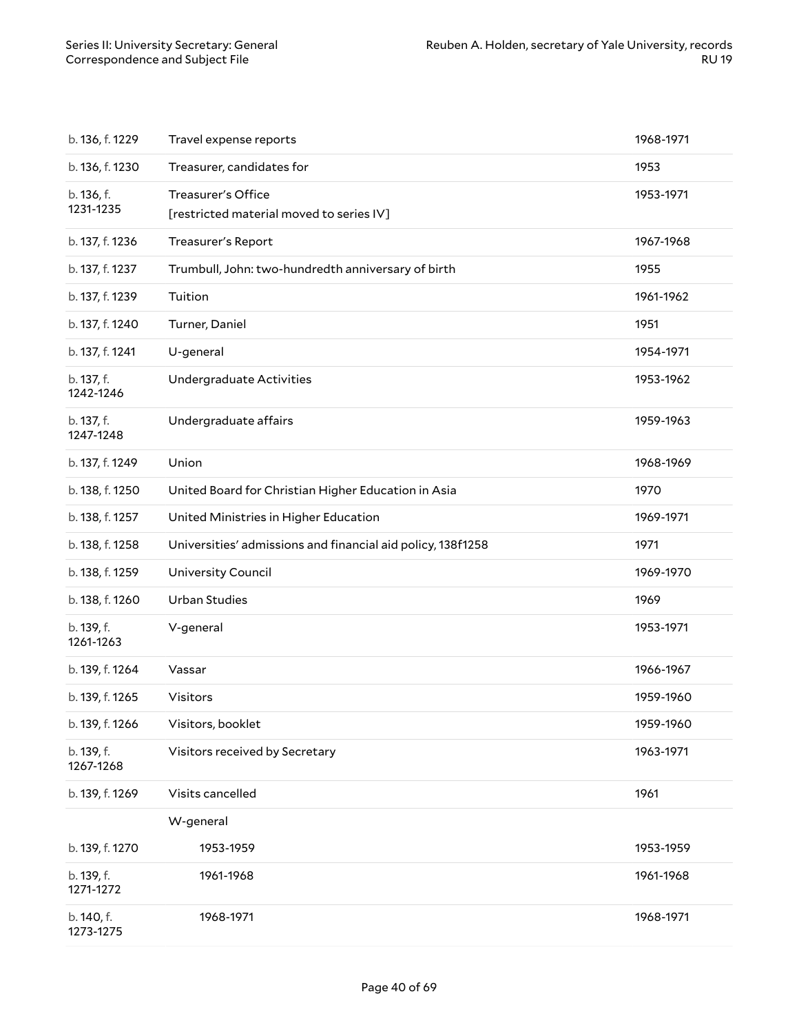| | | |
|---|---|---|
| b. 136, f. 1229 | Travel expense reports | 1968-1971 |
| b. 136, f. 1230 | Treasurer, candidates for | 1953 |
| b. 136, f. 1231-1235 | Treasurer's Office<br>[restricted material moved to series IV] | 1953-1971 |
| b. 137, f. 1236 | Treasurer's Report | 1967-1968 |
| b. 137, f. 1237 | Trumbull, John: two-hundredth anniversary of birth | 1955 |
| b. 137, f. 1239 | Tuition | 1961-1962 |
| b. 137, f. 1240 | Turner, Daniel | 1951 |
| b. 137, f. 1241 | U-general | 1954-1971 |
| b. 137, f. 1242-1246 | Undergraduate Activities | 1953-1962 |
| b. 137, f. 1247-1248 | Undergraduate affairs | 1959-1963 |
| b. 137, f. 1249 | Union | 1968-1969 |
| b. 138, f. 1250 | United Board for Christian Higher Education in Asia | 1970 |
| b. 138, f. 1257 | United Ministries in Higher Education | 1969-1971 |
| b. 138, f. 1258 | Universities' admissions and financial aid policy, 138f1258 | 1971 |
| b. 138, f. 1259 | University Council | 1969-1970 |
| b. 138, f. 1260 | Urban Studies | 1969 |
| b. 139, f. 1261-1263 | V-general | 1953-1971 |
| b. 139, f. 1264 | Vassar | 1966-1967 |
| b. 139, f. 1265 | Visitors | 1959-1960 |
| b. 139, f. 1266 | Visitors, booklet | 1959-1960 |
| b. 139, f. 1267-1268 | Visitors received by Secretary | 1963-1971 |
| b. 139, f. 1269 | Visits cancelled | 1961 |
| | W-general | |
| b. 139, f. 1270 | 1953-1959 | 1953-1959 |
| b. 139, f. 1271-1272 | 1961-1968 | 1961-1968 |
| b. 140, f. 1273-1275 | 1968-1971 | 1968-1971 |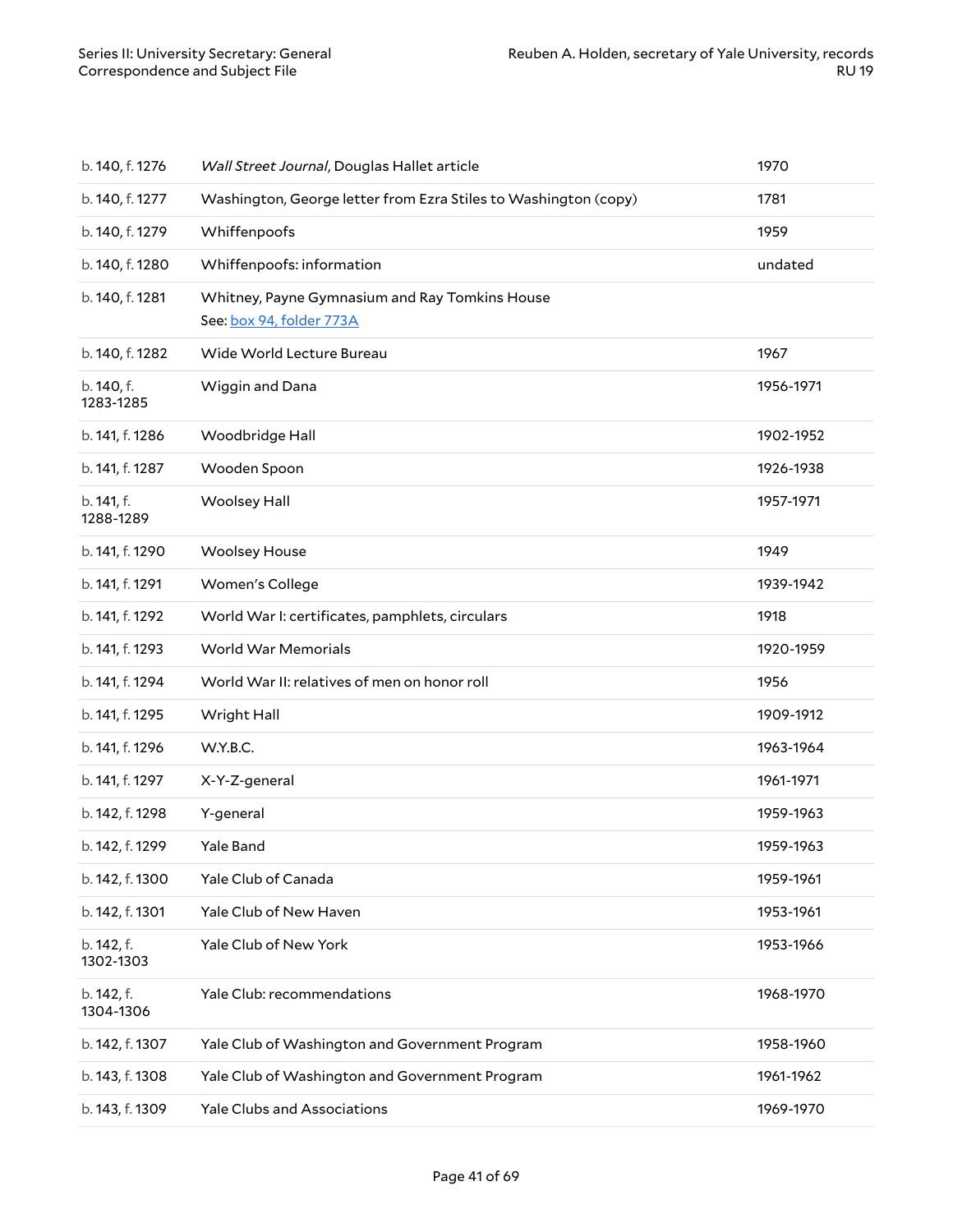| | | |
|---|---|---|
| b. 140, f. 1276 | *Wall Street Journal*, Douglas Hallet article | 1970 |
| b. 140, f. 1277 | Washington, George letter from Ezra Stiles to Washington (copy) | 1781 |
| b. 140, f. 1279 | Whiffenpoofs | 1959 |
| b. 140, f. 1280 | Whiffenpoofs: information | undated |
| b. 140, f. 1281 | Whitney, Payne Gymnasium and Ray Tomkins House<br>See: box 94, folder 773A | |
| b. 140, f. 1282 | Wide World Lecture Bureau | 1967 |
| b. 140, f. 1283-1285 | Wiggin and Dana | 1956-1971 |
| b. 141, f. 1286 | Woodbridge Hall | 1902-1952 |
| b. 141, f. 1287 | Wooden Spoon | 1926-1938 |
| b. 141, f. 1288-1289 | Woolsey Hall | 1957-1971 |
| b. 141, f. 1290 | Woolsey House | 1949 |
| b. 141, f. 1291 | Women's College | 1939-1942 |
| b. 141, f. 1292 | World War I: certificates, pamphlets, circulars | 1918 |
| b. 141, f. 1293 | World War Memorials | 1920-1959 |
| b. 141, f. 1294 | World War II: relatives of men on honor roll | 1956 |
| b. 141, f. 1295 | Wright Hall | 1909-1912 |
| b. 141, f. 1296 | W.Y.B.C. | 1963-1964 |
| b. 141, f. 1297 | X-Y-Z-general | 1961-1971 |
| b. 142, f. 1298 | Y-general | 1959-1963 |
| b. 142, f. 1299 | Yale Band | 1959-1963 |
| b. 142, f. 1300 | Yale Club of Canada | 1959-1961 |
| b. 142, f. 1301 | Yale Club of New Haven | 1953-1961 |
| b. 142, f. 1302-1303 | Yale Club of New York | 1953-1966 |
| b. 142, f. 1304-1306 | Yale Club: recommendations | 1968-1970 |
| b. 142, f. 1307 | Yale Club of Washington and Government Program | 1958-1960 |
| b. 143, f. 1308 | Yale Club of Washington and Government Program | 1961-1962 |
| b. 143, f. 1309 | Yale Clubs and Associations | 1969-1970 |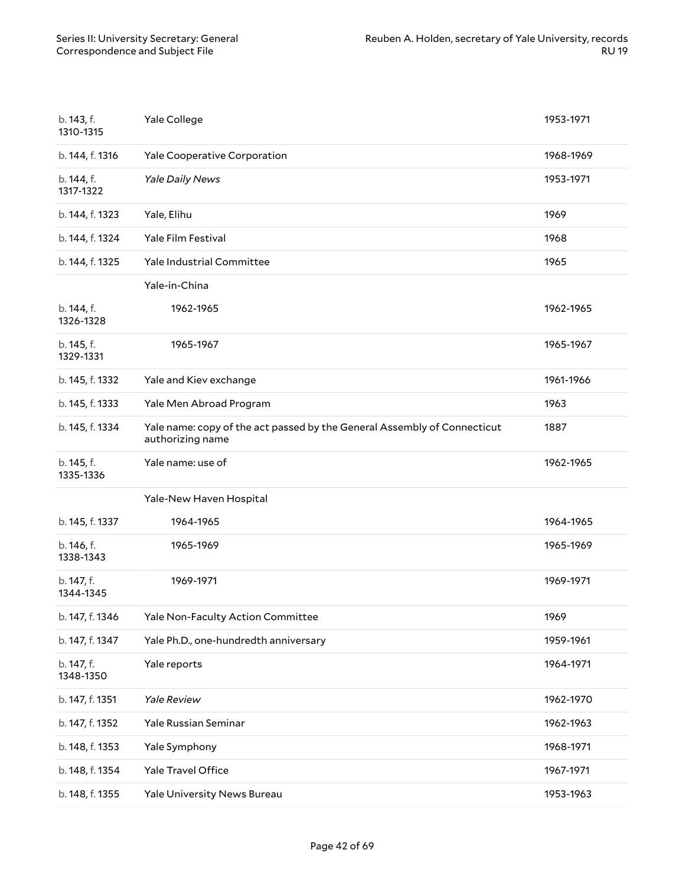| | | |
|---|---|---|
| b. 143, f. 1310-1315 | Yale College | 1953-1971 |
| b. 144, f. 1316 | Yale Cooperative Corporation | 1968-1969 |
| b. 144, f. 1317-1322 | *Yale Daily News* | 1953-1971 |
| b. 144, f. 1323 | Yale, Elihu | 1969 |
| b. 144, f. 1324 | Yale Film Festival | 1968 |
| b. 144, f. 1325 | Yale Industrial Committee | 1965 |
| | Yale-in-China | |
| b. 144, f. 1326-1328 | 1962-1965 | 1962-1965 |
| b. 145, f. 1329-1331 | 1965-1967 | 1965-1967 |
| b. 145, f. 1332 | Yale and Kiev exchange | 1961-1966 |
| b. 145, f. 1333 | Yale Men Abroad Program | 1963 |
| b. 145, f. 1334 | Yale name: copy of the act passed by the General Assembly of Connecticut authorizing name | 1887 |
| b. 145, f. 1335-1336 | Yale name: use of | 1962-1965 |
| | Yale-New Haven Hospital | |
| b. 145, f. 1337 | 1964-1965 | 1964-1965 |
| b. 146, f. 1338-1343 | 1965-1969 | 1965-1969 |
| b. 147, f. 1344-1345 | 1969-1971 | 1969-1971 |
| b. 147, f. 1346 | Yale Non-Faculty Action Committee | 1969 |
| b. 147, f. 1347 | Yale Ph.D., one-hundredth anniversary | 1959-1961 |
| b. 147, f. 1348-1350 | Yale reports | 1964-1971 |
| b. 147, f. 1351 | *Yale Review* | 1962-1970 |
| b. 147, f. 1352 | Yale Russian Seminar | 1962-1963 |
| b. 148, f. 1353 | Yale Symphony | 1968-1971 |
| b. 148, f. 1354 | Yale Travel Office | 1967-1971 |
| b. 148, f. 1355 | Yale University News Bureau | 1953-1963 |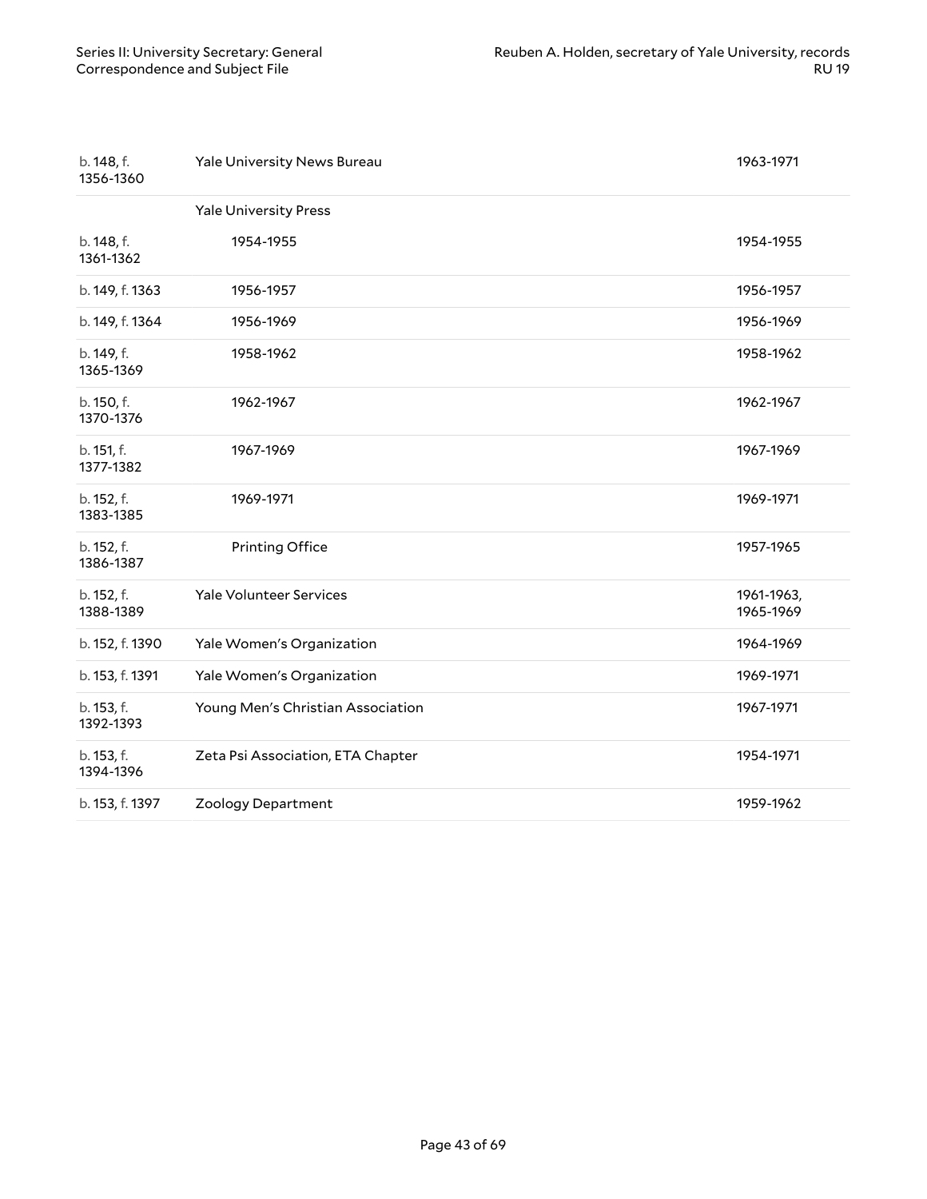| | | |
|---|---|---|
| b. 148, f. 1356-1360 | Yale University News Bureau | 1963-1971 |
| | Yale University Press | |
| b. 148, f. 1361-1362 | 1954-1955 | 1954-1955 |
| b. 149, f. 1363 | 1956-1957 | 1956-1957 |
| b. 149, f. 1364 | 1956-1969 | 1956-1969 |
| b. 149, f. 1365-1369 | 1958-1962 | 1958-1962 |
| b. 150, f. 1370-1376 | 1962-1967 | 1962-1967 |
| b. 151, f. 1377-1382 | 1967-1969 | 1967-1969 |
| b. 152, f. 1383-1385 | 1969-1971 | 1969-1971 |
| b. 152, f. 1386-1387 | Printing Office | 1957-1965 |
| b. 152, f. 1388-1389 | Yale Volunteer Services | 1961-1963, 1965-1969 |
| b. 152, f. 1390 | Yale Women's Organization | 1964-1969 |
| b. 153, f. 1391 | Yale Women's Organization | 1969-1971 |
| b. 153, f. 1392-1393 | Young Men's Christian Association | 1967-1971 |
| b. 153, f. 1394-1396 | Zeta Psi Association, ETA Chapter | 1954-1971 |
| b. 153, f. 1397 | Zoology Department | 1959-1962 |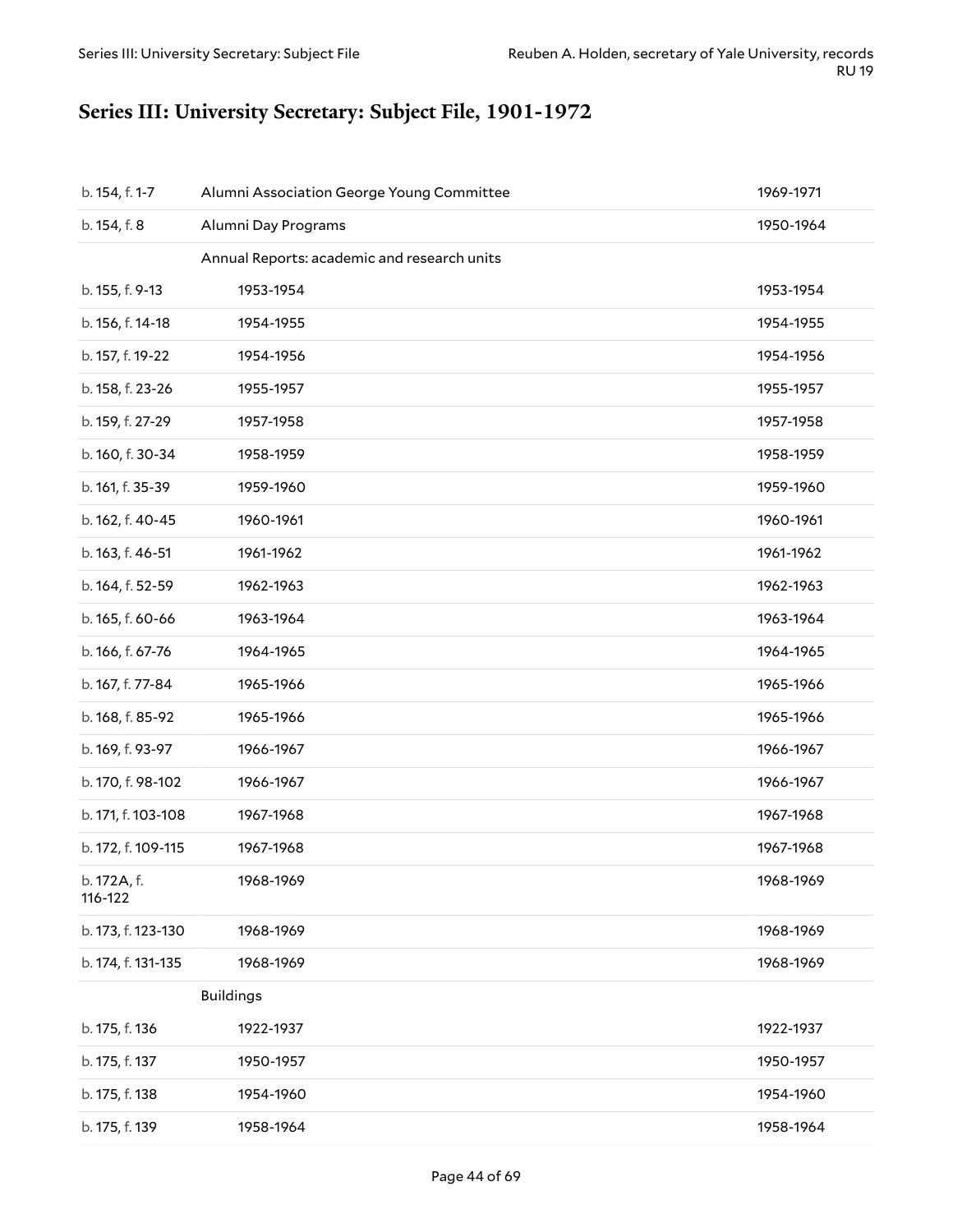## Series III: University Secretary: Subject File, 1901-1972

| | | |
|---|---|---|
| b. 154, f. 1-7 | Alumni Association George Young Committee | 1969-1971 |
| b. 154, f. 8 | Alumni Day Programs | 1950-1964 |
| | Annual Reports: academic and research units | |
| b. 155, f. 9-13 | 1953-1954 | 1953-1954 |
| b. 156, f. 14-18 | 1954-1955 | 1954-1955 |
| b. 157, f. 19-22 | 1954-1956 | 1954-1956 |
| b. 158, f. 23-26 | 1955-1957 | 1955-1957 |
| b. 159, f. 27-29 | 1957-1958 | 1957-1958 |
| b. 160, f. 30-34 | 1958-1959 | 1958-1959 |
| b. 161, f. 35-39 | 1959-1960 | 1959-1960 |
| b. 162, f. 40-45 | 1960-1961 | 1960-1961 |
| b. 163, f. 46-51 | 1961-1962 | 1961-1962 |
| b. 164, f. 52-59 | 1962-1963 | 1962-1963 |
| b. 165, f. 60-66 | 1963-1964 | 1963-1964 |
| b. 166, f. 67-76 | 1964-1965 | 1964-1965 |
| b. 167, f. 77-84 | 1965-1966 | 1965-1966 |
| b. 168, f. 85-92 | 1965-1966 | 1965-1966 |
| b. 169, f. 93-97 | 1966-1967 | 1966-1967 |
| b. 170, f. 98-102 | 1966-1967 | 1966-1967 |
| b. 171, f. 103-108 | 1967-1968 | 1967-1968 |
| b. 172, f. 109-115 | 1967-1968 | 1967-1968 |
| b. 172A, f. 116-122 | 1968-1969 | 1968-1969 |
| b. 173, f. 123-130 | 1968-1969 | 1968-1969 |
| b. 174, f. 131-135 | 1968-1969 | 1968-1969 |
| | Buildings | |
| b. 175, f. 136 | 1922-1937 | 1922-1937 |
| b. 175, f. 137 | 1950-1957 | 1950-1957 |
| b. 175, f. 138 | 1954-1960 | 1954-1960 |
| b. 175, f. 139 | 1958-1964 | 1958-1964 |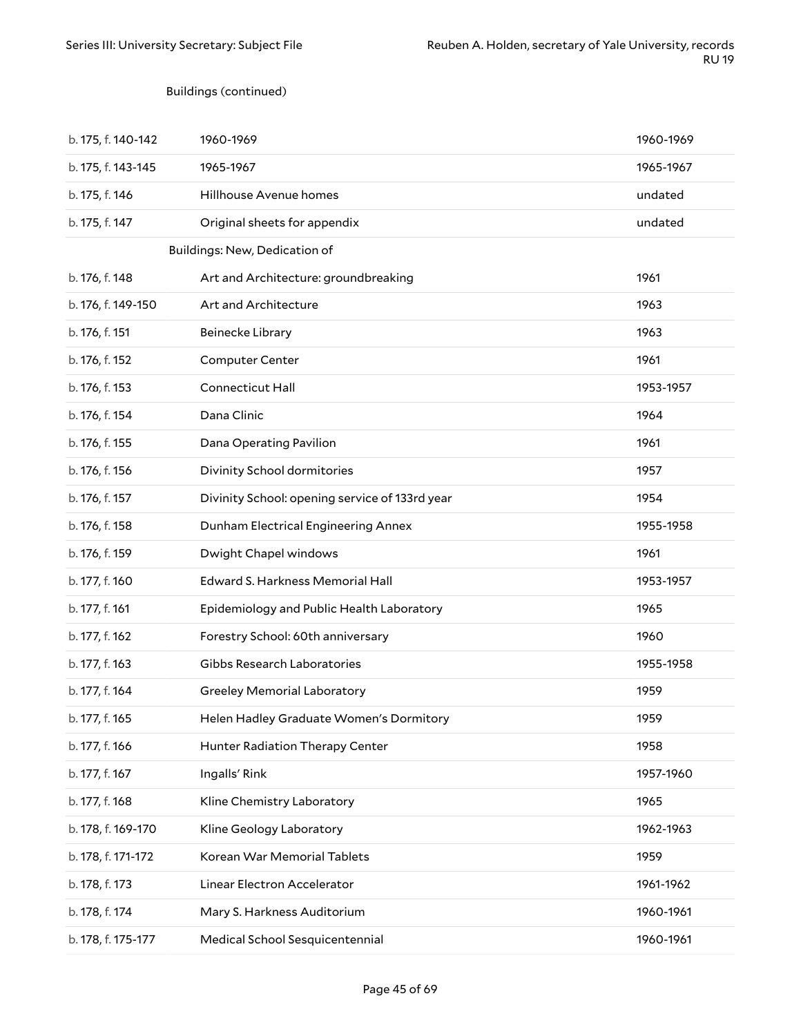Buildings (continued)

| | | |
|---|---|---|
| b. 175, f. 140-142 | 1960-1969 | 1960-1969 |
| b. 175, f. 143-145 | 1965-1967 | 1965-1967 |
| b. 175, f. 146 | Hillhouse Avenue homes | undated |
| b. 175, f. 147 | Original sheets for appendix | undated |

Buildings: New, Dedication of

| | | |
|---|---|---|
| b. 176, f. 148 | Art and Architecture: groundbreaking | 1961 |
| b. 176, f. 149-150 | Art and Architecture | 1963 |
| b. 176, f. 151 | Beinecke Library | 1963 |
| b. 176, f. 152 | Computer Center | 1961 |
| b. 176, f. 153 | Connecticut Hall | 1953-1957 |
| b. 176, f. 154 | Dana Clinic | 1964 |
| b. 176, f. 155 | Dana Operating Pavilion | 1961 |
| b. 176, f. 156 | Divinity School dormitories | 1957 |
| b. 176, f. 157 | Divinity School: opening service of 133rd year | 1954 |
| b. 176, f. 158 | Dunham Electrical Engineering Annex | 1955-1958 |
| b. 176, f. 159 | Dwight Chapel windows | 1961 |
| b. 177, f. 160 | Edward S. Harkness Memorial Hall | 1953-1957 |
| b. 177, f. 161 | Epidemiology and Public Health Laboratory | 1965 |
| b. 177, f. 162 | Forestry School: 60th anniversary | 1960 |
| b. 177, f. 163 | Gibbs Research Laboratories | 1955-1958 |
| b. 177, f. 164 | Greeley Memorial Laboratory | 1959 |
| b. 177, f. 165 | Helen Hadley Graduate Women's Dormitory | 1959 |
| b. 177, f. 166 | Hunter Radiation Therapy Center | 1958 |
| b. 177, f. 167 | Ingalls' Rink | 1957-1960 |
| b. 177, f. 168 | Kline Chemistry Laboratory | 1965 |
| b. 178, f. 169-170 | Kline Geology Laboratory | 1962-1963 |
| b. 178, f. 171-172 | Korean War Memorial Tablets | 1959 |
| b. 178, f. 173 | Linear Electron Accelerator | 1961-1962 |
| b. 178, f. 174 | Mary S. Harkness Auditorium | 1960-1961 |
| b. 178, f. 175-177 | Medical School Sesquicentennial | 1960-1961 |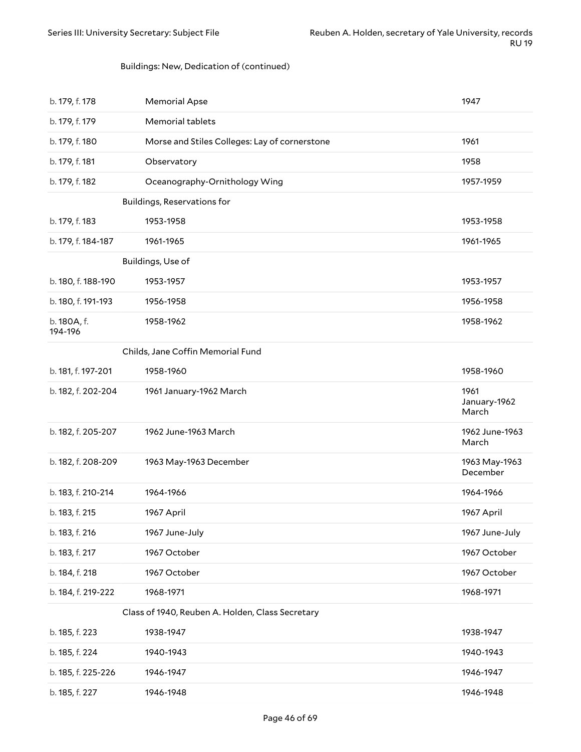Buildings: New, Dedication of (continued)

| | | |
|---|---|---|
| b. 179, f. 178 | Memorial Apse | 1947 |
| b. 179, f. 179 | Memorial tablets | |
| b. 179, f. 180 | Morse and Stiles Colleges: Lay of cornerstone | 1961 |
| b. 179, f. 181 | Observatory | 1958 |
| b. 179, f. 182 | Oceanography-Ornithology Wing | 1957-1959 |
| | **Buildings, Reservations for** | |
| b. 179, f. 183 | 1953-1958 | 1953-1958 |
| b. 179, f. 184-187 | 1961-1965 | 1961-1965 |
| | **Buildings, Use of** | |
| b. 180, f. 188-190 | 1953-1957 | 1953-1957 |
| b. 180, f. 191-193 | 1956-1958 | 1956-1958 |
| b. 180A, f. 194-196 | 1958-1962 | 1958-1962 |
| | **Childs, Jane Coffin Memorial Fund** | |
| b. 181, f. 197-201 | 1958-1960 | 1958-1960 |
| b. 182, f. 202-204 | 1961 January-1962 March | 1961 January-1962 March |
| b. 182, f. 205-207 | 1962 June-1963 March | 1962 June-1963 March |
| b. 182, f. 208-209 | 1963 May-1963 December | 1963 May-1963 December |
| b. 183, f. 210-214 | 1964-1966 | 1964-1966 |
| b. 183, f. 215 | 1967 April | 1967 April |
| b. 183, f. 216 | 1967 June-July | 1967 June-July |
| b. 183, f. 217 | 1967 October | 1967 October |
| b. 184, f. 218 | 1967 October | 1967 October |
| b. 184, f. 219-222 | 1968-1971 | 1968-1971 |
| | **Class of 1940, Reuben A. Holden, Class Secretary** | |
| b. 185, f. 223 | 1938-1947 | 1938-1947 |
| b. 185, f. 224 | 1940-1943 | 1940-1943 |
| b. 185, f. 225-226 | 1946-1947 | 1946-1947 |
| b. 185, f. 227 | 1946-1948 | 1946-1948 |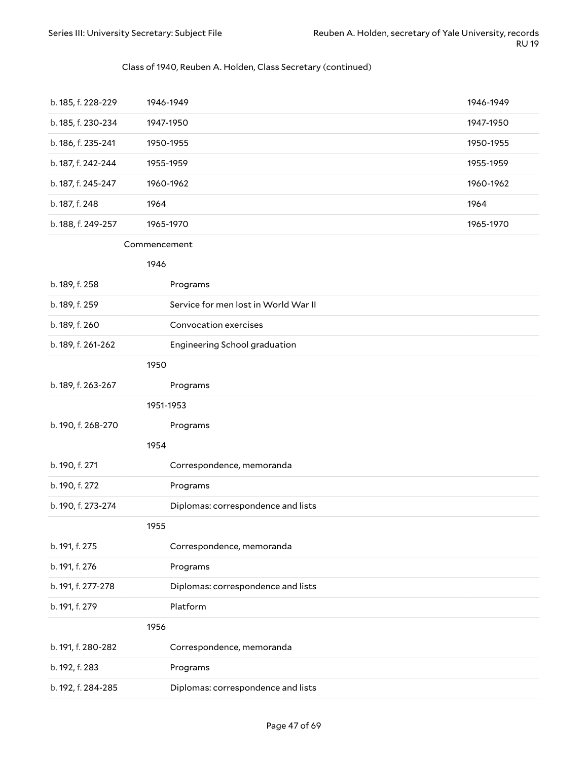Class of 1940, Reuben A. Holden, Class Secretary (continued)

| | | |
|---|---|---|
| b. 185, f. 228-229 | 1946-1949 | 1946-1949 |
| b. 185, f. 230-234 | 1947-1950 | 1947-1950 |
| b. 186, f. 235-241 | 1950-1955 | 1950-1955 |
| b. 187, f. 242-244 | 1955-1959 | 1955-1959 |
| b. 187, f. 245-247 | 1960-1962 | 1960-1962 |
| b. 187, f. 248 | 1964 | 1964 |
| b. 188, f. 249-257 | 1965-1970 | 1965-1970 |

Commencement

1946

| | |
|---|---|
| b. 189, f. 258 | Programs |
| b. 189, f. 259 | Service for men lost in World War II |
| b. 189, f. 260 | Convocation exercises |
| b. 189, f. 261-262 | Engineering School graduation |

1950

| | |
|---|---|
| b. 189, f. 263-267 | Programs |

1951-1953

| | |
|---|---|
| b. 190, f. 268-270 | Programs |

1954

| | |
|---|---|
| b. 190, f. 271 | Correspondence, memoranda |
| b. 190, f. 272 | Programs |
| b. 190, f. 273-274 | Diplomas: correspondence and lists |

1955

| | |
|---|---|
| b. 191, f. 275 | Correspondence, memoranda |
| b. 191, f. 276 | Programs |
| b. 191, f. 277-278 | Diplomas: correspondence and lists |
| b. 191, f. 279 | Platform |

1956

| | |
|---|---|
| b. 191, f. 280-282 | Correspondence, memoranda |
| b. 192, f. 283 | Programs |
| b. 192, f. 284-285 | Diplomas: correspondence and lists |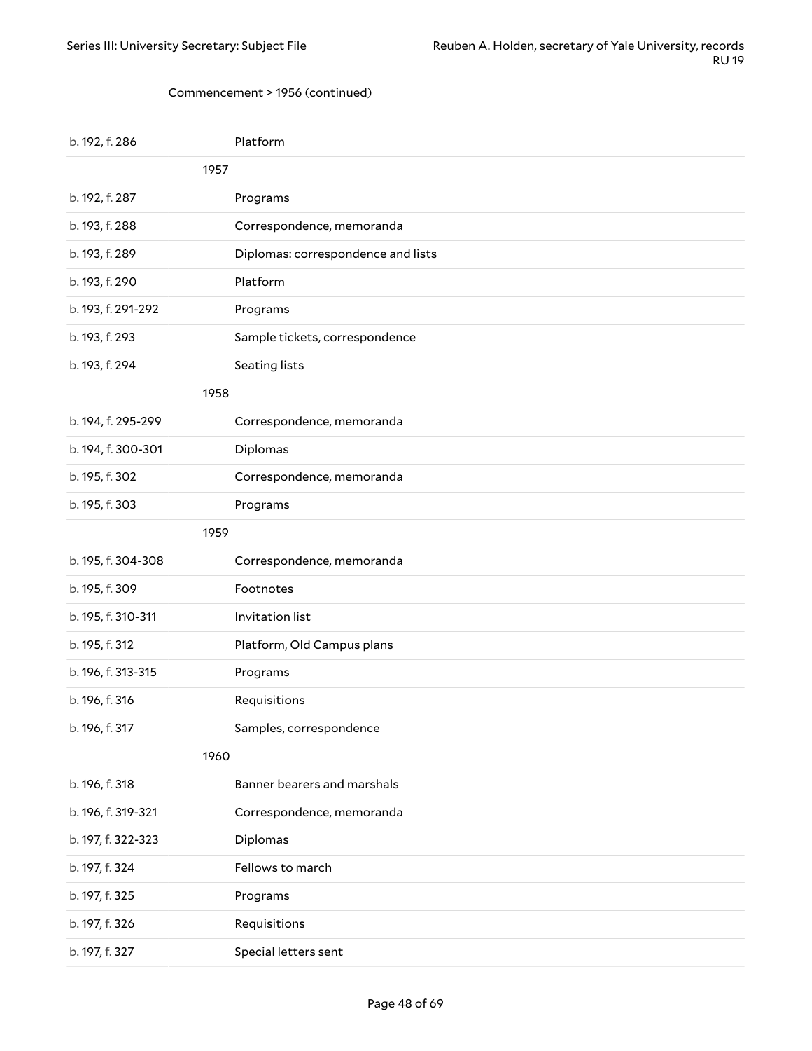Commencement > 1956 (continued)

| | |
|---|---|
| b. 192, f. 286 | Platform |
| **1957** | |
| b. 192, f. 287 | Programs |
| b. 193, f. 288 | Correspondence, memoranda |
| b. 193, f. 289 | Diplomas: correspondence and lists |
| b. 193, f. 290 | Platform |
| b. 193, f. 291-292 | Programs |
| b. 193, f. 293 | Sample tickets, correspondence |
| b. 193, f. 294 | Seating lists |
| **1958** | |
| b. 194, f. 295-299 | Correspondence, memoranda |
| b. 194, f. 300-301 | Diplomas |
| b. 195, f. 302 | Correspondence, memoranda |
| b. 195, f. 303 | Programs |
| **1959** | |
| b. 195, f. 304-308 | Correspondence, memoranda |
| b. 195, f. 309 | Footnotes |
| b. 195, f. 310-311 | Invitation list |
| b. 195, f. 312 | Platform, Old Campus plans |
| b. 196, f. 313-315 | Programs |
| b. 196, f. 316 | Requisitions |
| b. 196, f. 317 | Samples, correspondence |
| **1960** | |
| b. 196, f. 318 | Banner bearers and marshals |
| b. 196, f. 319-321 | Correspondence, memoranda |
| b. 197, f. 322-323 | Diplomas |
| b. 197, f. 324 | Fellows to march |
| b. 197, f. 325 | Programs |
| b. 197, f. 326 | Requisitions |
| b. 197, f. 327 | Special letters sent |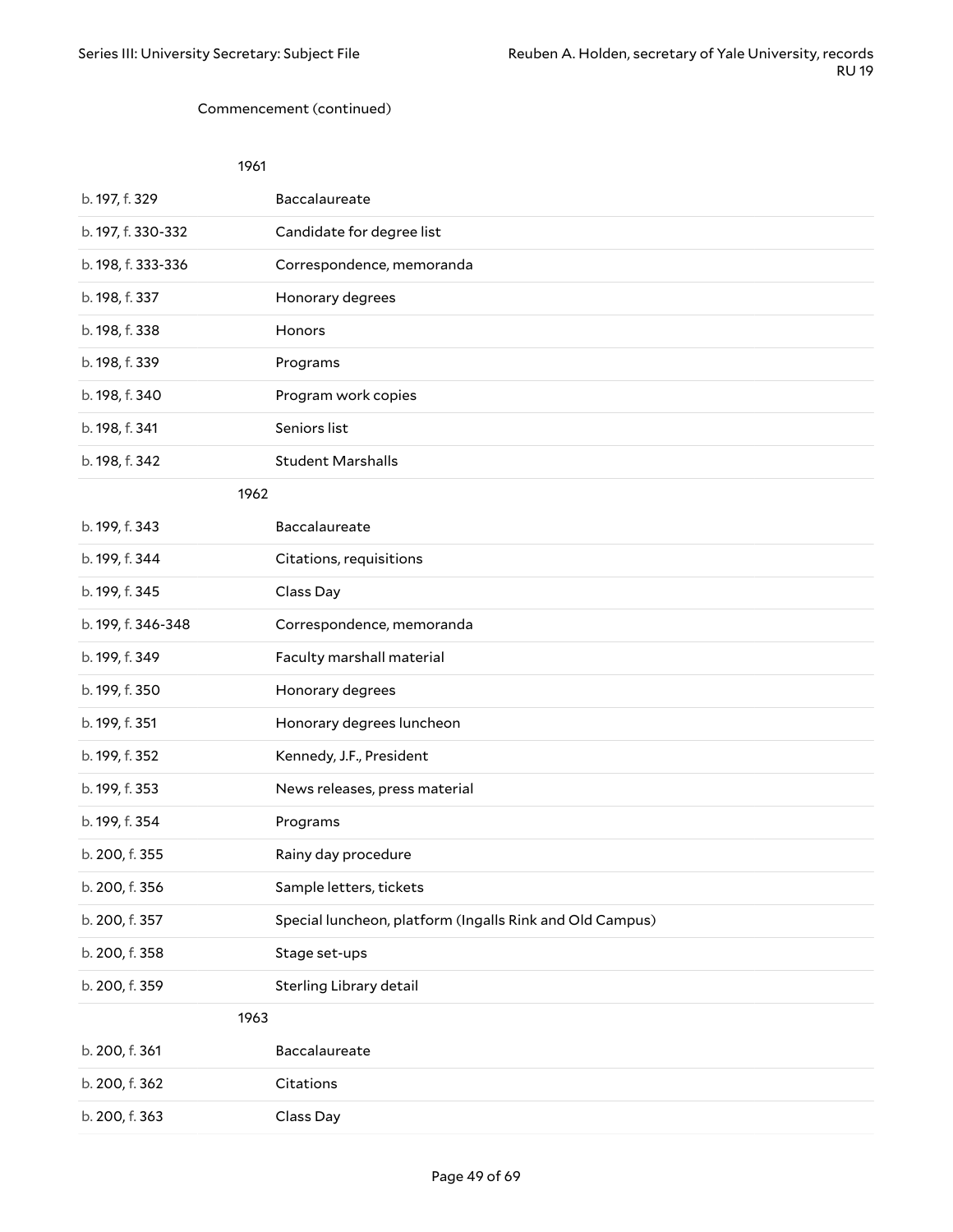Commencement (continued)

1961

| | |
|---|---|
| b. 197, f. 329 | Baccalaureate |
| b. 197, f. 330-332 | Candidate for degree list |
| b. 198, f. 333-336 | Correspondence, memoranda |
| b. 198, f. 337 | Honorary degrees |
| b. 198, f. 338 | Honors |
| b. 198, f. 339 | Programs |
| b. 198, f. 340 | Program work copies |
| b. 198, f. 341 | Seniors list |
| b. 198, f. 342 | Student Marshalls |

1962

| | |
|---|---|
| b. 199, f. 343 | Baccalaureate |
| b. 199, f. 344 | Citations, requisitions |
| b. 199, f. 345 | Class Day |
| b. 199, f. 346-348 | Correspondence, memoranda |
| b. 199, f. 349 | Faculty marshall material |
| b. 199, f. 350 | Honorary degrees |
| b. 199, f. 351 | Honorary degrees luncheon |
| b. 199, f. 352 | Kennedy, J.F., President |
| b. 199, f. 353 | News releases, press material |
| b. 199, f. 354 | Programs |
| b. 200, f. 355 | Rainy day procedure |
| b. 200, f. 356 | Sample letters, tickets |
| b. 200, f. 357 | Special luncheon, platform (Ingalls Rink and Old Campus) |
| b. 200, f. 358 | Stage set-ups |
| b. 200, f. 359 | Sterling Library detail |

1963

| | |
|---|---|
| b. 200, f. 361 | Baccalaureate |
| b. 200, f. 362 | Citations |
| b. 200, f. 363 | Class Day |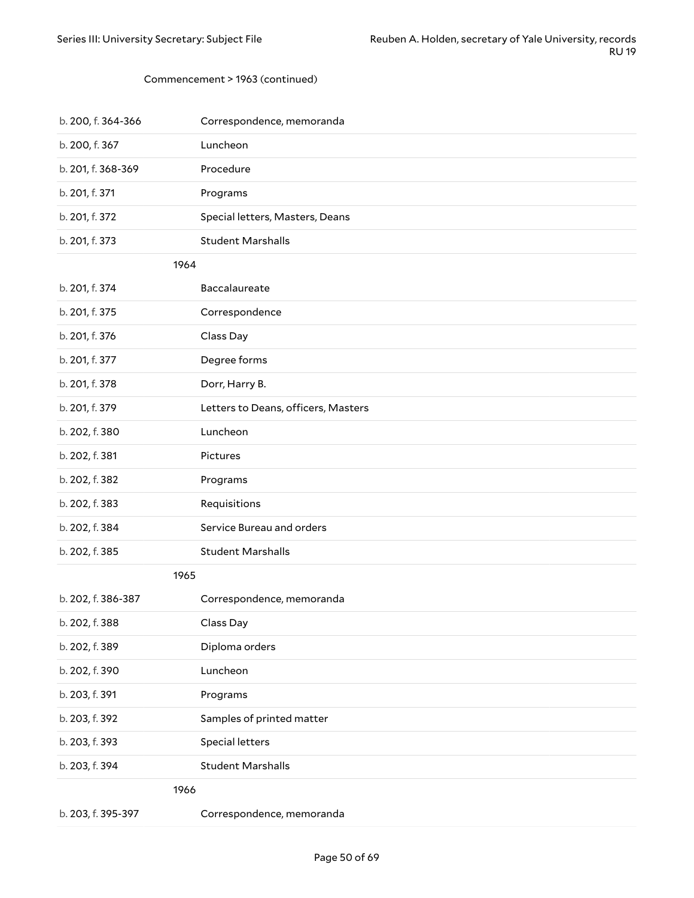Commencement > 1963 (continued)

| | |
|---|---|
| b. 200, f. 364-366 | Correspondence, memoranda |
| b. 200, f. 367 | Luncheon |
| b. 201, f. 368-369 | Procedure |
| b. 201, f. 371 | Programs |
| b. 201, f. 372 | Special letters, Masters, Deans |
| b. 201, f. 373 | Student Marshalls |

1964

| | |
|---|---|
| b. 201, f. 374 | Baccalaureate |
| b. 201, f. 375 | Correspondence |
| b. 201, f. 376 | Class Day |
| b. 201, f. 377 | Degree forms |
| b. 201, f. 378 | Dorr, Harry B. |
| b. 201, f. 379 | Letters to Deans, officers, Masters |
| b. 202, f. 380 | Luncheon |
| b. 202, f. 381 | Pictures |
| b. 202, f. 382 | Programs |
| b. 202, f. 383 | Requisitions |
| b. 202, f. 384 | Service Bureau and orders |
| b. 202, f. 385 | Student Marshalls |

1965

| | |
|---|---|
| b. 202, f. 386-387 | Correspondence, memoranda |
| b. 202, f. 388 | Class Day |
| b. 202, f. 389 | Diploma orders |
| b. 202, f. 390 | Luncheon |
| b. 203, f. 391 | Programs |
| b. 203, f. 392 | Samples of printed matter |
| b. 203, f. 393 | Special letters |
| b. 203, f. 394 | Student Marshalls |

1966

| | |
|---|---|
| b. 203, f. 395-397 | Correspondence, memoranda |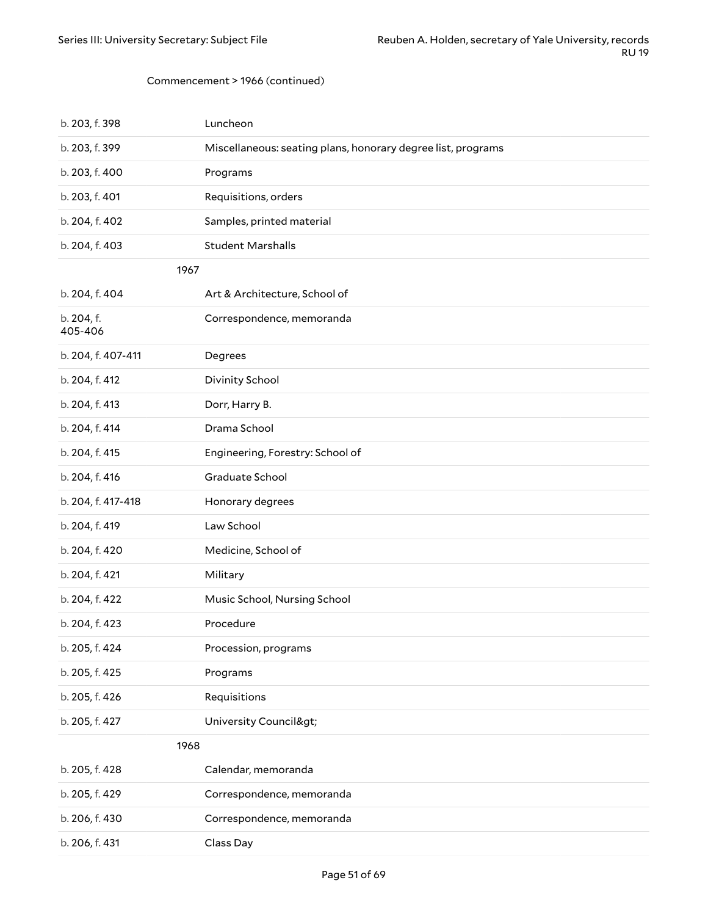Commencement > 1966 (continued)

| | |
|---|---|
| b. 203, f. 398 | Luncheon |
| b. 203, f. 399 | Miscellaneous: seating plans, honorary degree list, programs |
| b. 203, f. 400 | Programs |
| b. 203, f. 401 | Requisitions, orders |
| b. 204, f. 402 | Samples, printed material |
| b. 204, f. 403 | Student Marshalls |

1967

| | |
|---|---|
| b. 204, f. 404 | Art & Architecture, School of |
| b. 204, f. 405-406 | Correspondence, memoranda |
| b. 204, f. 407-411 | Degrees |
| b. 204, f. 412 | Divinity School |
| b. 204, f. 413 | Dorr, Harry B. |
| b. 204, f. 414 | Drama School |
| b. 204, f. 415 | Engineering, Forestry: School of |
| b. 204, f. 416 | Graduate School |
| b. 204, f. 417-418 | Honorary degrees |
| b. 204, f. 419 | Law School |
| b. 204, f. 420 | Medicine, School of |
| b. 204, f. 421 | Military |
| b. 204, f. 422 | Music School, Nursing School |
| b. 204, f. 423 | Procedure |
| b. 205, f. 424 | Procession, programs |
| b. 205, f. 425 | Programs |
| b. 205, f. 426 | Requisitions |
| b. 205, f. 427 | University Council&gt; |

1968

| | |
|---|---|
| b. 205, f. 428 | Calendar, memoranda |
| b. 205, f. 429 | Correspondence, memoranda |
| b. 206, f. 430 | Correspondence, memoranda |
| b. 206, f. 431 | Class Day |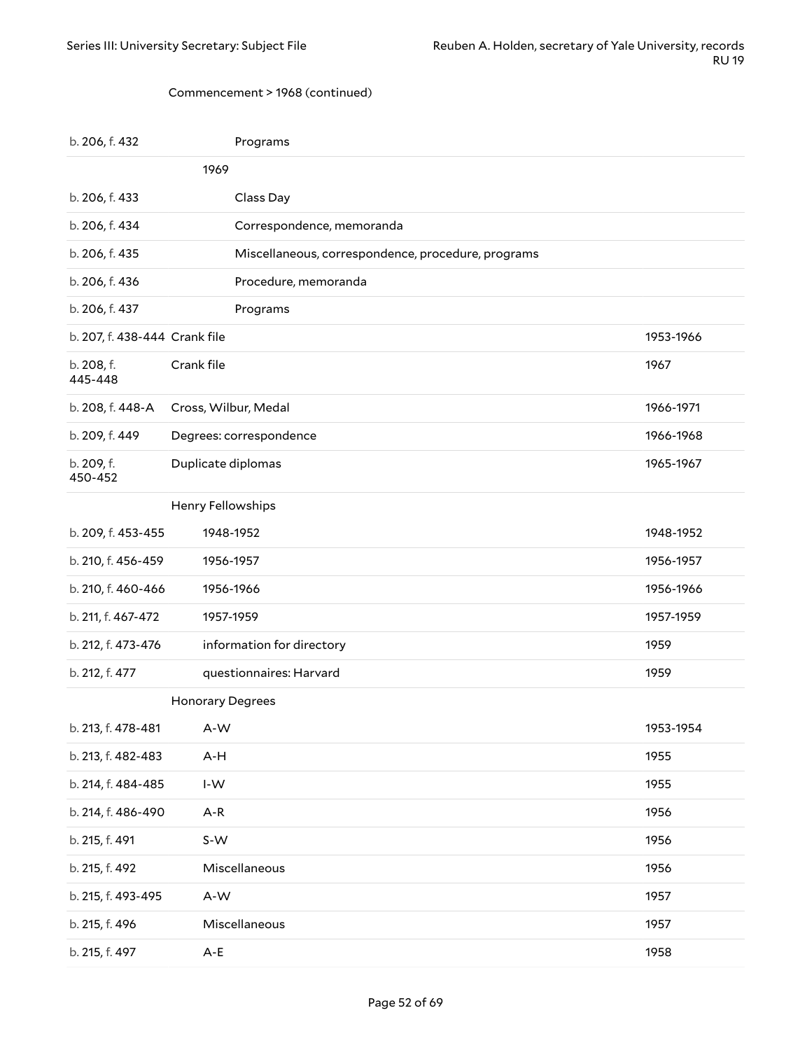Commencement > 1968 (continued)

| | | |
|---|---|---|
| b. 206, f. 432 | Programs | |
| | 1969 | |
| b. 206, f. 433 | Class Day | |
| b. 206, f. 434 | Correspondence, memoranda | |
| b. 206, f. 435 | Miscellaneous, correspondence, procedure, programs | |
| b. 206, f. 436 | Procedure, memoranda | |
| b. 206, f. 437 | Programs | |
| b. 207, f. 438-444 | Crank file | 1953-1966 |
| b. 208, f. 445-448 | Crank file | 1967 |
| b. 208, f. 448-A | Cross, Wilbur, Medal | 1966-1971 |
| b. 209, f. 449 | Degrees: correspondence | 1966-1968 |
| b. 209, f. 450-452 | Duplicate diplomas | 1965-1967 |
| | Henry Fellowships | |
| b. 209, f. 453-455 | 1948-1952 | 1948-1952 |
| b. 210, f. 456-459 | 1956-1957 | 1956-1957 |
| b. 210, f. 460-466 | 1956-1966 | 1956-1966 |
| b. 211, f. 467-472 | 1957-1959 | 1957-1959 |
| b. 212, f. 473-476 | information for directory | 1959 |
| b. 212, f. 477 | questionnaires: Harvard | 1959 |
| | Honorary Degrees | |
| b. 213, f. 478-481 | A-W | 1953-1954 |
| b. 213, f. 482-483 | A-H | 1955 |
| b. 214, f. 484-485 | I-W | 1955 |
| b. 214, f. 486-490 | A-R | 1956 |
| b. 215, f. 491 | S-W | 1956 |
| b. 215, f. 492 | Miscellaneous | 1956 |
| b. 215, f. 493-495 | A-W | 1957 |
| b. 215, f. 496 | Miscellaneous | 1957 |
| b. 215, f. 497 | A-E | 1958 |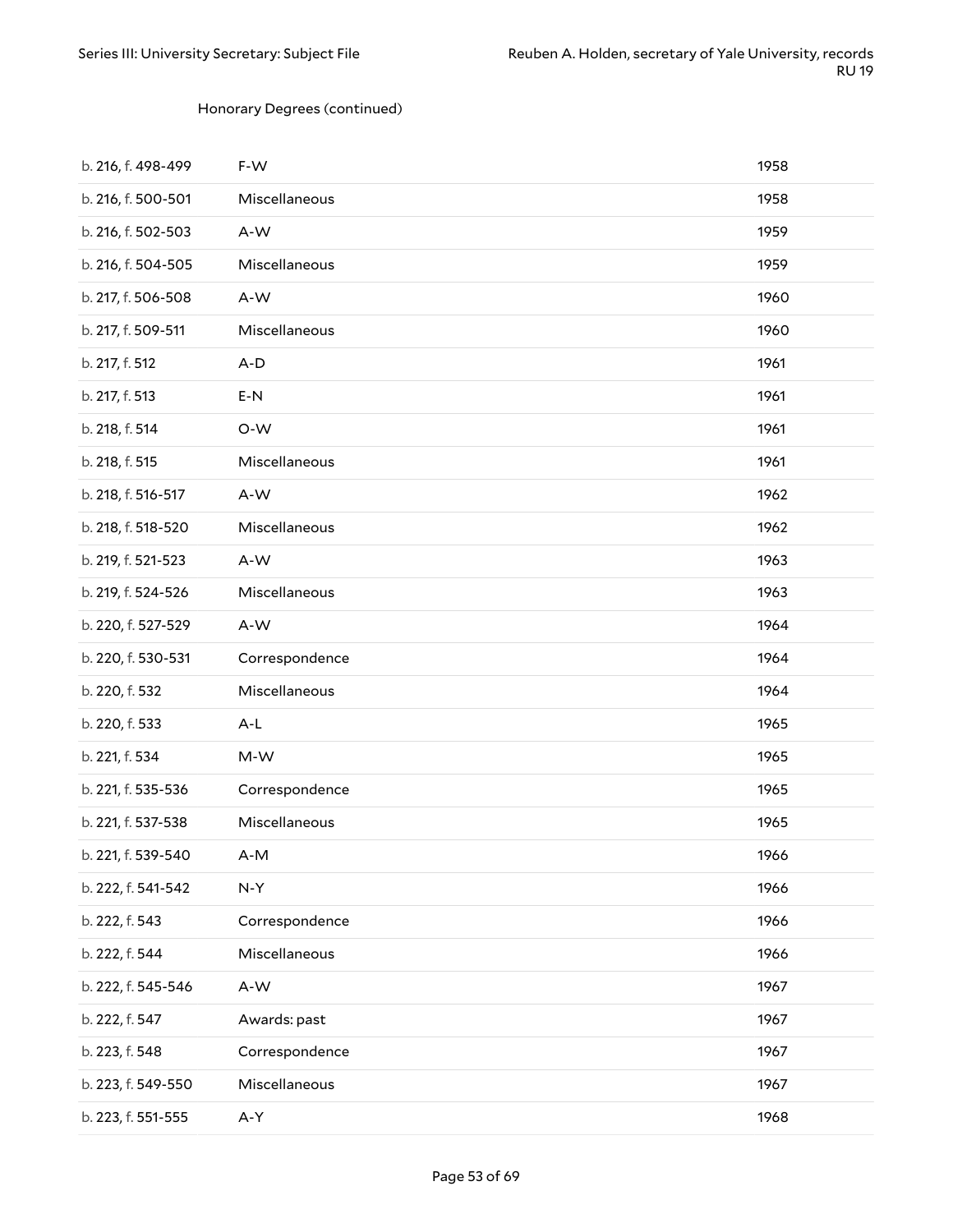Honorary Degrees (continued)

| | | |
|---|---|---|
| b. 216, f. 498-499 | F-W | 1958 |
| b. 216, f. 500-501 | Miscellaneous | 1958 |
| b. 216, f. 502-503 | A-W | 1959 |
| b. 216, f. 504-505 | Miscellaneous | 1959 |
| b. 217, f. 506-508 | A-W | 1960 |
| b. 217, f. 509-511 | Miscellaneous | 1960 |
| b. 217, f. 512 | A-D | 1961 |
| b. 217, f. 513 | E-N | 1961 |
| b. 218, f. 514 | O-W | 1961 |
| b. 218, f. 515 | Miscellaneous | 1961 |
| b. 218, f. 516-517 | A-W | 1962 |
| b. 218, f. 518-520 | Miscellaneous | 1962 |
| b. 219, f. 521-523 | A-W | 1963 |
| b. 219, f. 524-526 | Miscellaneous | 1963 |
| b. 220, f. 527-529 | A-W | 1964 |
| b. 220, f. 530-531 | Correspondence | 1964 |
| b. 220, f. 532 | Miscellaneous | 1964 |
| b. 220, f. 533 | A-L | 1965 |
| b. 221, f. 534 | M-W | 1965 |
| b. 221, f. 535-536 | Correspondence | 1965 |
| b. 221, f. 537-538 | Miscellaneous | 1965 |
| b. 221, f. 539-540 | A-M | 1966 |
| b. 222, f. 541-542 | N-Y | 1966 |
| b. 222, f. 543 | Correspondence | 1966 |
| b. 222, f. 544 | Miscellaneous | 1966 |
| b. 222, f. 545-546 | A-W | 1967 |
| b. 222, f. 547 | Awards: past | 1967 |
| b. 223, f. 548 | Correspondence | 1967 |
| b. 223, f. 549-550 | Miscellaneous | 1967 |
| b. 223, f. 551-555 | A-Y | 1968 |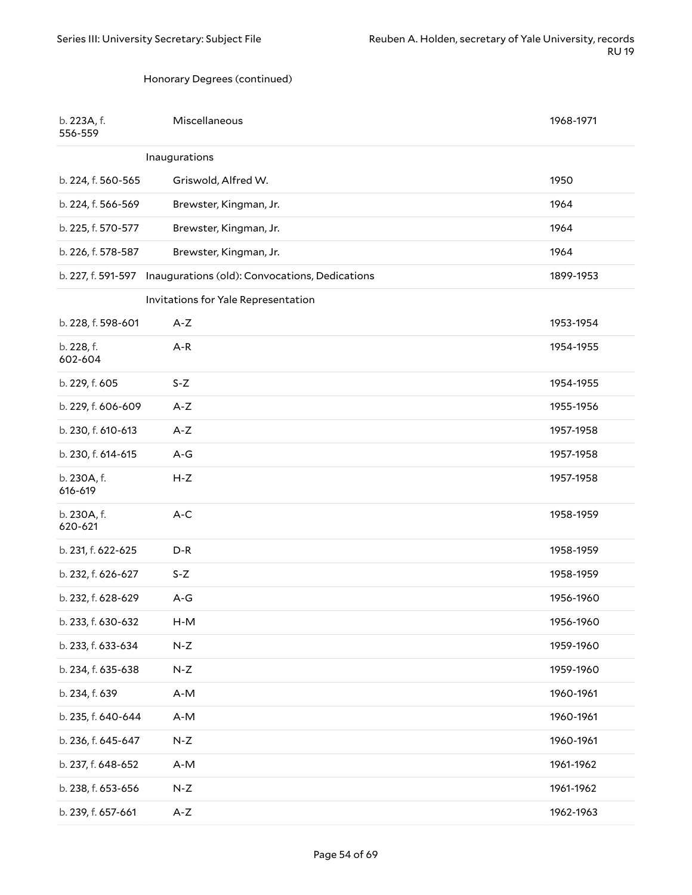Honorary Degrees (continued)

| | | |
|---|---|---|
| b. 223A, f. 556-559 | Miscellaneous | 1968-1971 |
| | **Inaugurations** | |
| b. 224, f. 560-565 | Griswold, Alfred W. | 1950 |
| b. 224, f. 566-569 | Brewster, Kingman, Jr. | 1964 |
| b. 225, f. 570-577 | Brewster, Kingman, Jr. | 1964 |
| b. 226, f. 578-587 | Brewster, Kingman, Jr. | 1964 |
| b. 227, f. 591-597 | Inaugurations (old): Convocations, Dedications | 1899-1953 |
| | **Invitations for Yale Representation** | |
| b. 228, f. 598-601 | A-Z | 1953-1954 |
| b. 228, f. 602-604 | A-R | 1954-1955 |
| b. 229, f. 605 | S-Z | 1954-1955 |
| b. 229, f. 606-609 | A-Z | 1955-1956 |
| b. 230, f. 610-613 | A-Z | 1957-1958 |
| b. 230, f. 614-615 | A-G | 1957-1958 |
| b. 230A, f. 616-619 | H-Z | 1957-1958 |
| b. 230A, f. 620-621 | A-C | 1958-1959 |
| b. 231, f. 622-625 | D-R | 1958-1959 |
| b. 232, f. 626-627 | S-Z | 1958-1959 |
| b. 232, f. 628-629 | A-G | 1956-1960 |
| b. 233, f. 630-632 | H-M | 1956-1960 |
| b. 233, f. 633-634 | N-Z | 1959-1960 |
| b. 234, f. 635-638 | N-Z | 1959-1960 |
| b. 234, f. 639 | A-M | 1960-1961 |
| b. 235, f. 640-644 | A-M | 1960-1961 |
| b. 236, f. 645-647 | N-Z | 1960-1961 |
| b. 237, f. 648-652 | A-M | 1961-1962 |
| b. 238, f. 653-656 | N-Z | 1961-1962 |
| b. 239, f. 657-661 | A-Z | 1962-1963 |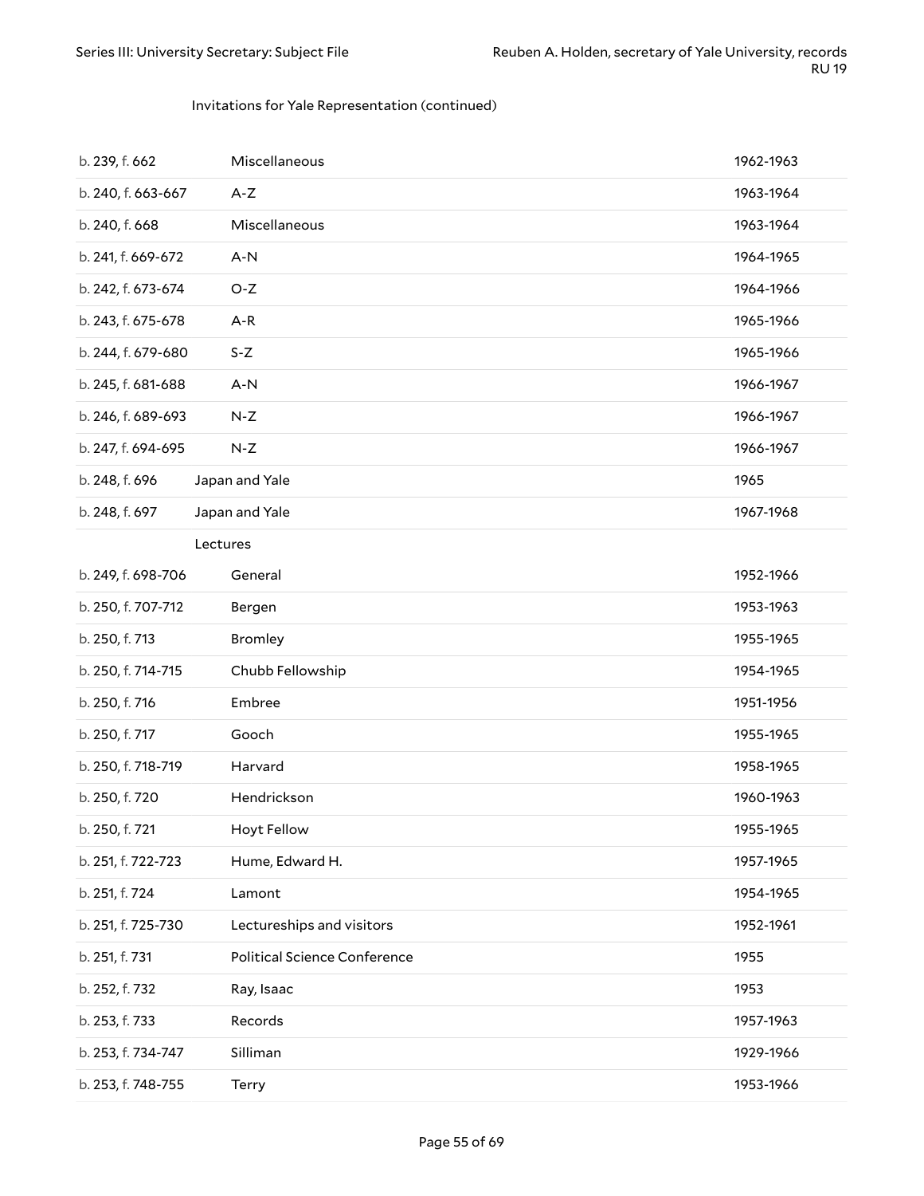Invitations for Yale Representation (continued)

| | | |
|---|---|---|
| b. 239, f. 662 | Miscellaneous | 1962-1963 |
| b. 240, f. 663-667 | A-Z | 1963-1964 |
| b. 240, f. 668 | Miscellaneous | 1963-1964 |
| b. 241, f. 669-672 | A-N | 1964-1965 |
| b. 242, f. 673-674 | O-Z | 1964-1966 |
| b. 243, f. 675-678 | A-R | 1965-1966 |
| b. 244, f. 679-680 | S-Z | 1965-1966 |
| b. 245, f. 681-688 | A-N | 1966-1967 |
| b. 246, f. 689-693 | N-Z | 1966-1967 |
| b. 247, f. 694-695 | N-Z | 1966-1967 |
| b. 248, f. 696 | Japan and Yale | 1965 |
| b. 248, f. 697 | Japan and Yale | 1967-1968 |
| | Lectures | |
| b. 249, f. 698-706 | General | 1952-1966 |
| b. 250, f. 707-712 | Bergen | 1953-1963 |
| b. 250, f. 713 | Bromley | 1955-1965 |
| b. 250, f. 714-715 | Chubb Fellowship | 1954-1965 |
| b. 250, f. 716 | Embree | 1951-1956 |
| b. 250, f. 717 | Gooch | 1955-1965 |
| b. 250, f. 718-719 | Harvard | 1958-1965 |
| b. 250, f. 720 | Hendrickson | 1960-1963 |
| b. 250, f. 721 | Hoyt Fellow | 1955-1965 |
| b. 251, f. 722-723 | Hume, Edward H. | 1957-1965 |
| b. 251, f. 724 | Lamont | 1954-1965 |
| b. 251, f. 725-730 | Lectureships and visitors | 1952-1961 |
| b. 251, f. 731 | Political Science Conference | 1955 |
| b. 252, f. 732 | Ray, Isaac | 1953 |
| b. 253, f. 733 | Records | 1957-1963 |
| b. 253, f. 734-747 | Silliman | 1929-1966 |
| b. 253, f. 748-755 | Terry | 1953-1966 |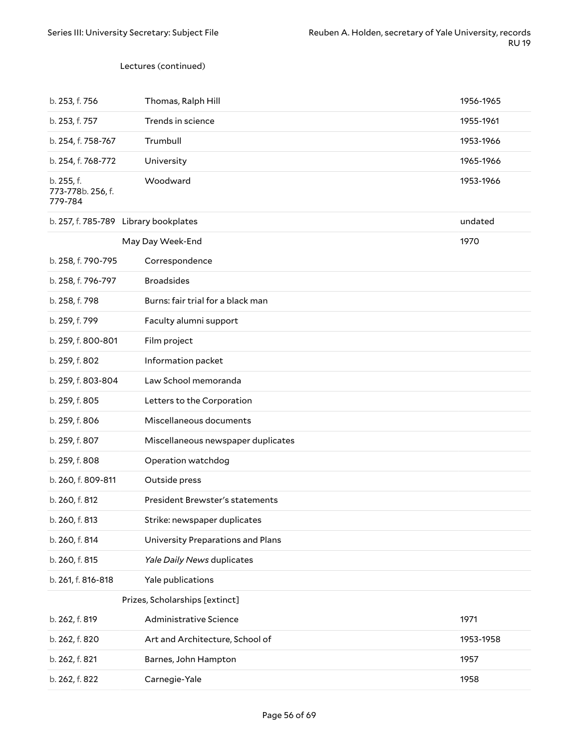Lectures (continued)

| | | |
|---|---|---|
| b. 253, f. 756 | Thomas, Ralph Hill | 1956-1965 |
| b. 253, f. 757 | Trends in science | 1955-1961 |
| b. 254, f. 758-767 | Trumbull | 1953-1966 |
| b. 254, f. 768-772 | University | 1965-1966 |
| b. 255, f. 773-778b. 256, f. 779-784 | Woodward | 1953-1966 |
| b. 257, f. 785-789 | Library bookplates | undated |
| | May Day Week-End | 1970 |
| b. 258, f. 790-795 | Correspondence | |
| b. 258, f. 796-797 | Broadsides | |
| b. 258, f. 798 | Burns: fair trial for a black man | |
| b. 259, f. 799 | Faculty alumni support | |
| b. 259, f. 800-801 | Film project | |
| b. 259, f. 802 | Information packet | |
| b. 259, f. 803-804 | Law School memoranda | |
| b. 259, f. 805 | Letters to the Corporation | |
| b. 259, f. 806 | Miscellaneous documents | |
| b. 259, f. 807 | Miscellaneous newspaper duplicates | |
| b. 259, f. 808 | Operation watchdog | |
| b. 260, f. 809-811 | Outside press | |
| b. 260, f. 812 | President Brewster's statements | |
| b. 260, f. 813 | Strike: newspaper duplicates | |
| b. 260, f. 814 | University Preparations and Plans | |
| b. 260, f. 815 | *Yale Daily News* duplicates | |
| b. 261, f. 816-818 | Yale publications | |
| | Prizes, Scholarships [extinct] | |
| b. 262, f. 819 | Administrative Science | 1971 |
| b. 262, f. 820 | Art and Architecture, School of | 1953-1958 |
| b. 262, f. 821 | Barnes, John Hampton | 1957 |
| b. 262, f. 822 | Carnegie-Yale | 1958 |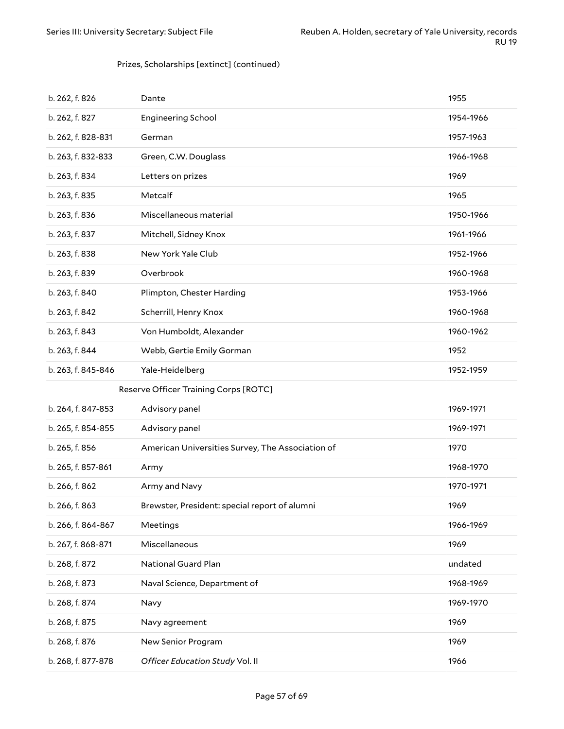Prizes, Scholarships [extinct] (continued)

| | | |
|---|---|---|
| b. 262, f. 826 | Dante | 1955 |
| b. 262, f. 827 | Engineering School | 1954-1966 |
| b. 262, f. 828-831 | German | 1957-1963 |
| b. 263, f. 832-833 | Green, C.W. Douglass | 1966-1968 |
| b. 263, f. 834 | Letters on prizes | 1969 |
| b. 263, f. 835 | Metcalf | 1965 |
| b. 263, f. 836 | Miscellaneous material | 1950-1966 |
| b. 263, f. 837 | Mitchell, Sidney Knox | 1961-1966 |
| b. 263, f. 838 | New York Yale Club | 1952-1966 |
| b. 263, f. 839 | Overbrook | 1960-1968 |
| b. 263, f. 840 | Plimpton, Chester Harding | 1953-1966 |
| b. 263, f. 842 | Scherrill, Henry Knox | 1960-1968 |
| b. 263, f. 843 | Von Humboldt, Alexander | 1960-1962 |
| b. 263, f. 844 | Webb, Gertie Emily Gorman | 1952 |
| b. 263, f. 845-846 | Yale-Heidelberg | 1952-1959 |

Reserve Officer Training Corps [ROTC]

| | | |
|---|---|---|
| b. 264, f. 847-853 | Advisory panel | 1969-1971 |
| b. 265, f. 854-855 | Advisory panel | 1969-1971 |
| b. 265, f. 856 | American Universities Survey, The Association of | 1970 |
| b. 265, f. 857-861 | Army | 1968-1970 |
| b. 266, f. 862 | Army and Navy | 1970-1971 |
| b. 266, f. 863 | Brewster, President: special report of alumni | 1969 |
| b. 266, f. 864-867 | Meetings | 1966-1969 |
| b. 267, f. 868-871 | Miscellaneous | 1969 |
| b. 268, f. 872 | National Guard Plan | undated |
| b. 268, f. 873 | Naval Science, Department of | 1968-1969 |
| b. 268, f. 874 | Navy | 1969-1970 |
| b. 268, f. 875 | Navy agreement | 1969 |
| b. 268, f. 876 | New Senior Program | 1969 |
| b. 268, f. 877-878 | *Officer Education Study* Vol. II | 1966 |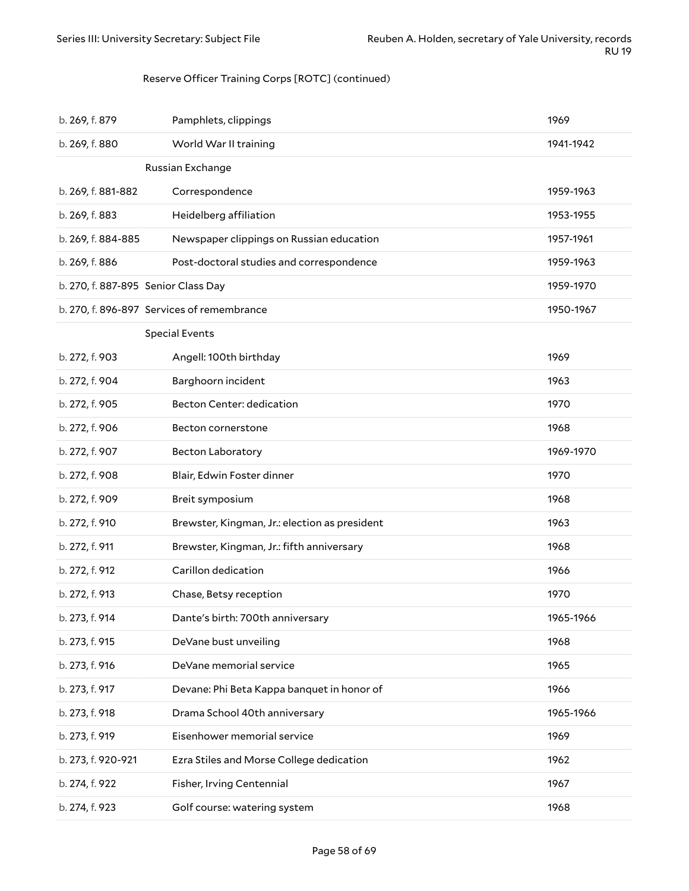Reserve Officer Training Corps [ROTC] (continued)

| | | |
|---|---|---|
| b. 269, f. 879 | Pamphlets, clippings | 1969 |
| b. 269, f. 880 | World War II training | 1941-1942 |
| | Russian Exchange | |
| b. 269, f. 881-882 | Correspondence | 1959-1963 |
| b. 269, f. 883 | Heidelberg affiliation | 1953-1955 |
| b. 269, f. 884-885 | Newspaper clippings on Russian education | 1957-1961 |
| b. 269, f. 886 | Post-doctoral studies and correspondence | 1959-1963 |
| b. 270, f. 887-895 | Senior Class Day | 1959-1970 |
| b. 270, f. 896-897 | Services of remembrance | 1950-1967 |
| | Special Events | |
| b. 272, f. 903 | Angell: 100th birthday | 1969 |
| b. 272, f. 904 | Barghoorn incident | 1963 |
| b. 272, f. 905 | Becton Center: dedication | 1970 |
| b. 272, f. 906 | Becton cornerstone | 1968 |
| b. 272, f. 907 | Becton Laboratory | 1969-1970 |
| b. 272, f. 908 | Blair, Edwin Foster dinner | 1970 |
| b. 272, f. 909 | Breit symposium | 1968 |
| b. 272, f. 910 | Brewster, Kingman, Jr.: election as president | 1963 |
| b. 272, f. 911 | Brewster, Kingman, Jr.: fifth anniversary | 1968 |
| b. 272, f. 912 | Carillon dedication | 1966 |
| b. 272, f. 913 | Chase, Betsy reception | 1970 |
| b. 273, f. 914 | Dante's birth: 700th anniversary | 1965-1966 |
| b. 273, f. 915 | DeVane bust unveiling | 1968 |
| b. 273, f. 916 | DeVane memorial service | 1965 |
| b. 273, f. 917 | Devane: Phi Beta Kappa banquet in honor of | 1966 |
| b. 273, f. 918 | Drama School 40th anniversary | 1965-1966 |
| b. 273, f. 919 | Eisenhower memorial service | 1969 |
| b. 273, f. 920-921 | Ezra Stiles and Morse College dedication | 1962 |
| b. 274, f. 922 | Fisher, Irving Centennial | 1967 |
| b. 274, f. 923 | Golf course: watering system | 1968 |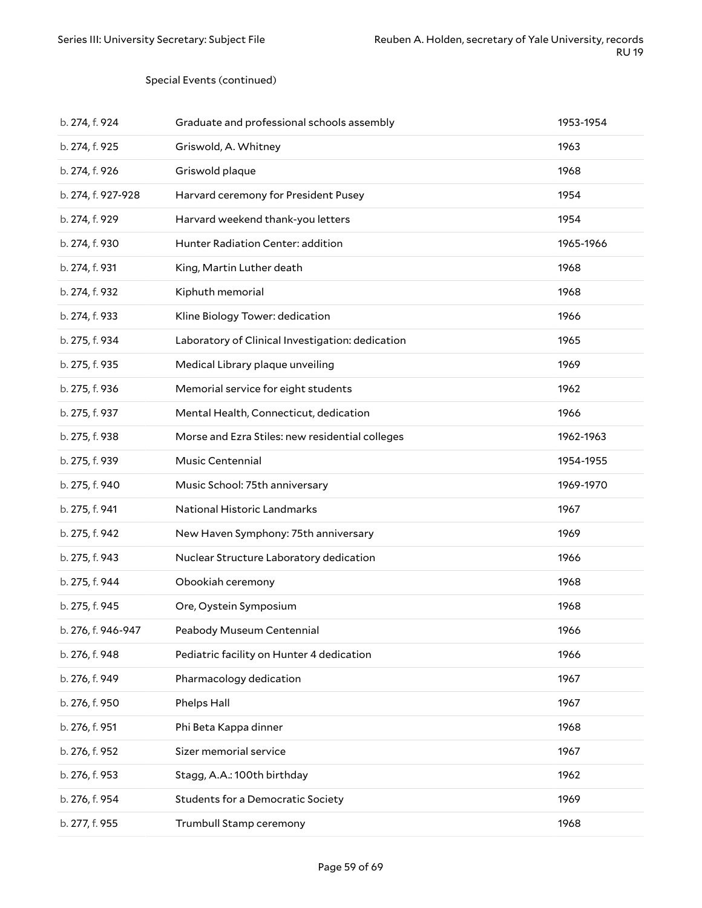Special Events (continued)

| | | |
|---|---|---|
| b. 274, f. 924 | Graduate and professional schools assembly | 1953-1954 |
| b. 274, f. 925 | Griswold, A. Whitney | 1963 |
| b. 274, f. 926 | Griswold plaque | 1968 |
| b. 274, f. 927-928 | Harvard ceremony for President Pusey | 1954 |
| b. 274, f. 929 | Harvard weekend thank-you letters | 1954 |
| b. 274, f. 930 | Hunter Radiation Center: addition | 1965-1966 |
| b. 274, f. 931 | King, Martin Luther death | 1968 |
| b. 274, f. 932 | Kiphuth memorial | 1968 |
| b. 274, f. 933 | Kline Biology Tower: dedication | 1966 |
| b. 275, f. 934 | Laboratory of Clinical Investigation: dedication | 1965 |
| b. 275, f. 935 | Medical Library plaque unveiling | 1969 |
| b. 275, f. 936 | Memorial service for eight students | 1962 |
| b. 275, f. 937 | Mental Health, Connecticut, dedication | 1966 |
| b. 275, f. 938 | Morse and Ezra Stiles: new residential colleges | 1962-1963 |
| b. 275, f. 939 | Music Centennial | 1954-1955 |
| b. 275, f. 940 | Music School: 75th anniversary | 1969-1970 |
| b. 275, f. 941 | National Historic Landmarks | 1967 |
| b. 275, f. 942 | New Haven Symphony: 75th anniversary | 1969 |
| b. 275, f. 943 | Nuclear Structure Laboratory dedication | 1966 |
| b. 275, f. 944 | Obookiah ceremony | 1968 |
| b. 275, f. 945 | Ore, Oystein Symposium | 1968 |
| b. 276, f. 946-947 | Peabody Museum Centennial | 1966 |
| b. 276, f. 948 | Pediatric facility on Hunter 4 dedication | 1966 |
| b. 276, f. 949 | Pharmacology dedication | 1967 |
| b. 276, f. 950 | Phelps Hall | 1967 |
| b. 276, f. 951 | Phi Beta Kappa dinner | 1968 |
| b. 276, f. 952 | Sizer memorial service | 1967 |
| b. 276, f. 953 | Stagg, A.A.: 100th birthday | 1962 |
| b. 276, f. 954 | Students for a Democratic Society | 1969 |
| b. 277, f. 955 | Trumbull Stamp ceremony | 1968 |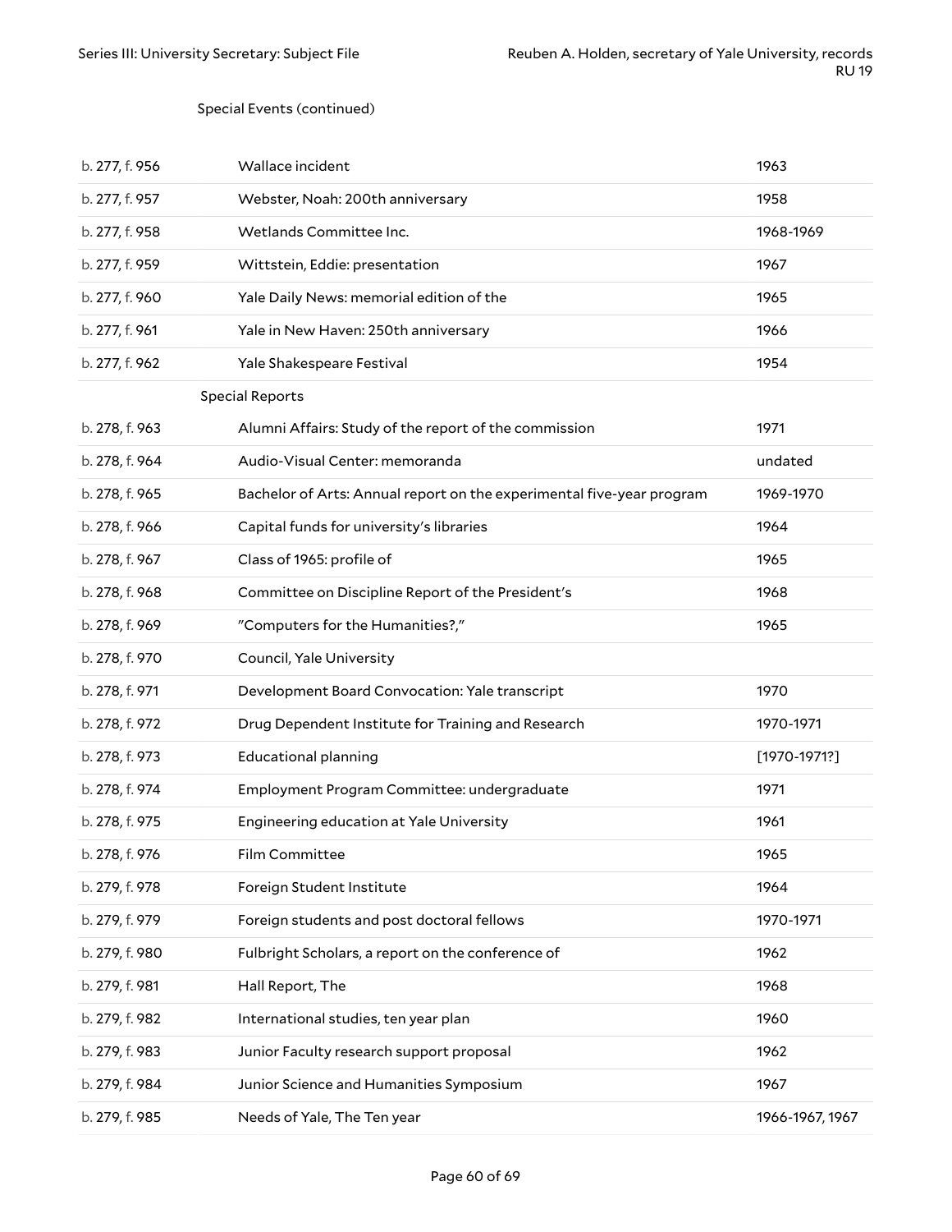Special Events (continued)

| | | |
|---|---|---|
| b. 277, f. 956 | Wallace incident | 1963 |
| b. 277, f. 957 | Webster, Noah: 200th anniversary | 1958 |
| b. 277, f. 958 | Wetlands Committee Inc. | 1968-1969 |
| b. 277, f. 959 | Wittstein, Eddie: presentation | 1967 |
| b. 277, f. 960 | Yale Daily News: memorial edition of the | 1965 |
| b. 277, f. 961 | Yale in New Haven: 250th anniversary | 1966 |
| b. 277, f. 962 | Yale Shakespeare Festival | 1954 |
| | Special Reports | |
| b. 278, f. 963 | Alumni Affairs: Study of the report of the commission | 1971 |
| b. 278, f. 964 | Audio-Visual Center: memoranda | undated |
| b. 278, f. 965 | Bachelor of Arts: Annual report on the experimental five-year program | 1969-1970 |
| b. 278, f. 966 | Capital funds for university's libraries | 1964 |
| b. 278, f. 967 | Class of 1965: profile of | 1965 |
| b. 278, f. 968 | Committee on Discipline Report of the President's | 1968 |
| b. 278, f. 969 | "Computers for the Humanities?," | 1965 |
| b. 278, f. 970 | Council, Yale University | |
| b. 278, f. 971 | Development Board Convocation: Yale transcript | 1970 |
| b. 278, f. 972 | Drug Dependent Institute for Training and Research | 1970-1971 |
| b. 278, f. 973 | Educational planning | [1970-1971?] |
| b. 278, f. 974 | Employment Program Committee: undergraduate | 1971 |
| b. 278, f. 975 | Engineering education at Yale University | 1961 |
| b. 278, f. 976 | Film Committee | 1965 |
| b. 279, f. 978 | Foreign Student Institute | 1964 |
| b. 279, f. 979 | Foreign students and post doctoral fellows | 1970-1971 |
| b. 279, f. 980 | Fulbright Scholars, a report on the conference of | 1962 |
| b. 279, f. 981 | Hall Report, The | 1968 |
| b. 279, f. 982 | International studies, ten year plan | 1960 |
| b. 279, f. 983 | Junior Faculty research support proposal | 1962 |
| b. 279, f. 984 | Junior Science and Humanities Symposium | 1967 |
| b. 279, f. 985 | Needs of Yale, The Ten year | 1966-1967, 1967 |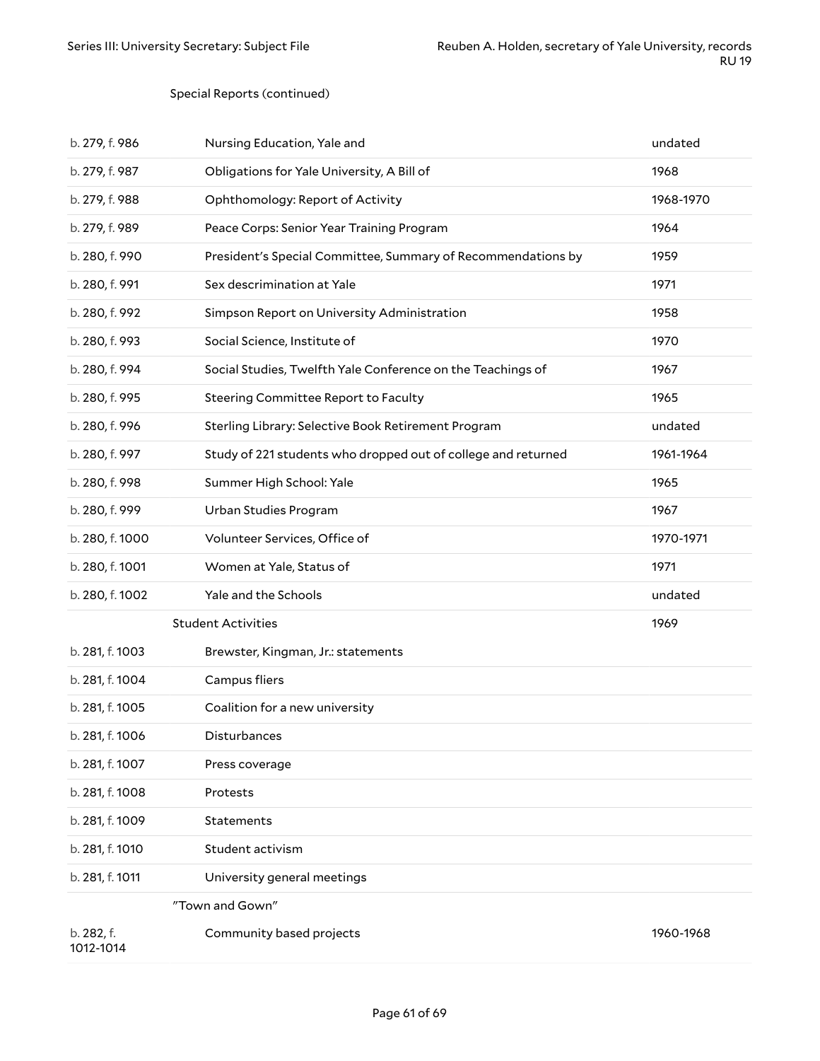Special Reports (continued)

| | | |
|---|---|---|
| b. 279, f. 986 | Nursing Education, Yale and | undated |
| b. 279, f. 987 | Obligations for Yale University, A Bill of | 1968 |
| b. 279, f. 988 | Ophthomology: Report of Activity | 1968-1970 |
| b. 279, f. 989 | Peace Corps: Senior Year Training Program | 1964 |
| b. 280, f. 990 | President's Special Committee, Summary of Recommendations by | 1959 |
| b. 280, f. 991 | Sex descrimination at Yale | 1971 |
| b. 280, f. 992 | Simpson Report on University Administration | 1958 |
| b. 280, f. 993 | Social Science, Institute of | 1970 |
| b. 280, f. 994 | Social Studies, Twelfth Yale Conference on the Teachings of | 1967 |
| b. 280, f. 995 | Steering Committee Report to Faculty | 1965 |
| b. 280, f. 996 | Sterling Library: Selective Book Retirement Program | undated |
| b. 280, f. 997 | Study of 221 students who dropped out of college and returned | 1961-1964 |
| b. 280, f. 998 | Summer High School: Yale | 1965 |
| b. 280, f. 999 | Urban Studies Program | 1967 |
| b. 280, f. 1000 | Volunteer Services, Office of | 1970-1971 |
| b. 280, f. 1001 | Women at Yale, Status of | 1971 |
| b. 280, f. 1002 | Yale and the Schools | undated |

Student Activities 1969

| | | |
|---|---|---|
| b. 281, f. 1003 | Brewster, Kingman, Jr.: statements | |
| b. 281, f. 1004 | Campus fliers | |
| b. 281, f. 1005 | Coalition for a new university | |
| b. 281, f. 1006 | Disturbances | |
| b. 281, f. 1007 | Press coverage | |
| b. 281, f. 1008 | Protests | |
| b. 281, f. 1009 | Statements | |
| b. 281, f. 1010 | Student activism | |
| b. 281, f. 1011 | University general meetings | |

"Town and Gown"

| | | |
|---|---|---|
| b. 282, f. 1012-1014 | Community based projects | 1960-1968 |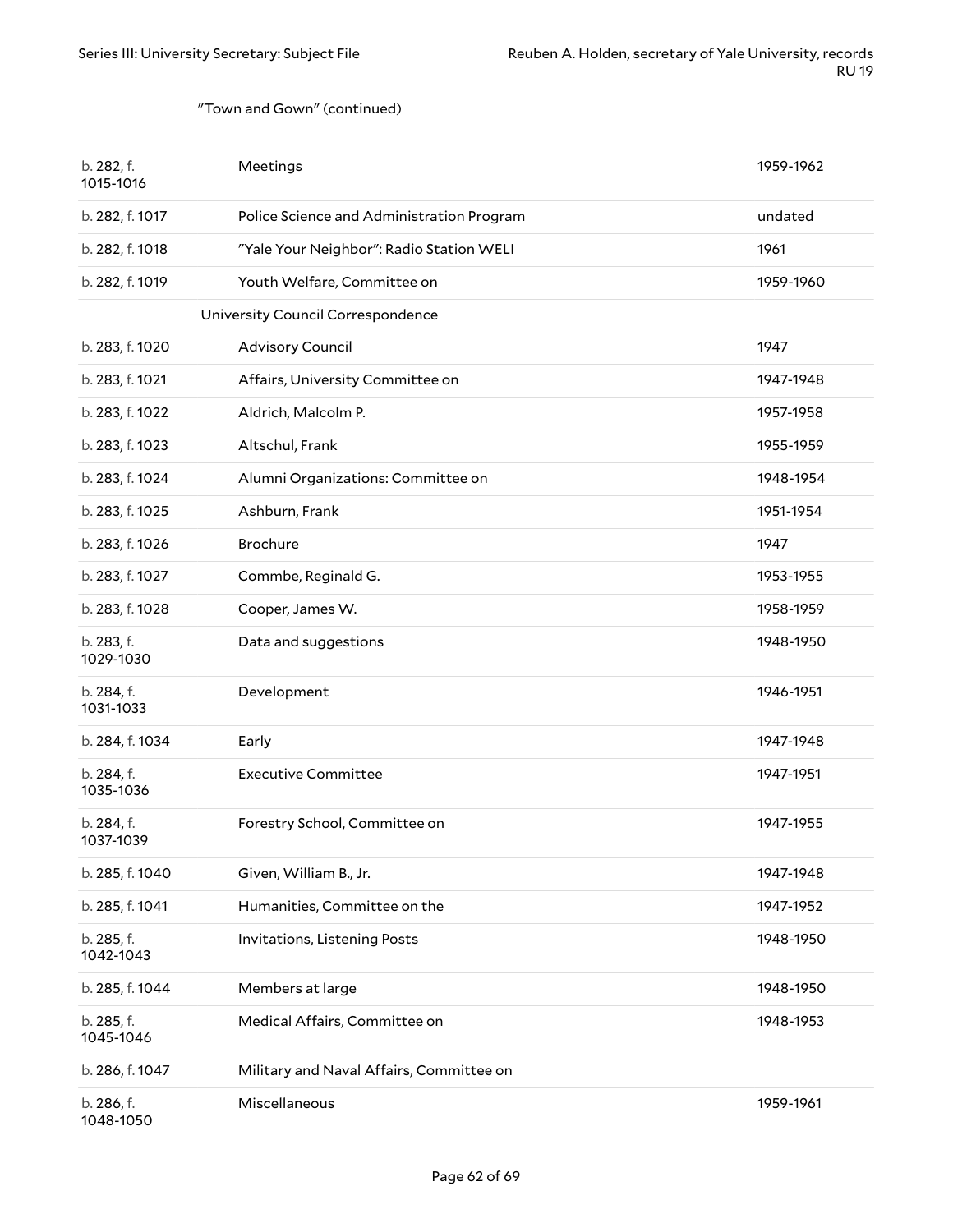"Town and Gown" (continued)

| | | |
|---|---|---|
| b. 282, f. 1015-1016 | Meetings | 1959-1962 |
| b. 282, f. 1017 | Police Science and Administration Program | undated |
| b. 282, f. 1018 | "Yale Your Neighbor": Radio Station WELI | 1961 |
| b. 282, f. 1019 | Youth Welfare, Committee on | 1959-1960 |

University Council Correspondence

| | | |
|---|---|---|
| b. 283, f. 1020 | Advisory Council | 1947 |
| b. 283, f. 1021 | Affairs, University Committee on | 1947-1948 |
| b. 283, f. 1022 | Aldrich, Malcolm P. | 1957-1958 |
| b. 283, f. 1023 | Altschul, Frank | 1955-1959 |
| b. 283, f. 1024 | Alumni Organizations: Committee on | 1948-1954 |
| b. 283, f. 1025 | Ashburn, Frank | 1951-1954 |
| b. 283, f. 1026 | Brochure | 1947 |
| b. 283, f. 1027 | Commbe, Reginald G. | 1953-1955 |
| b. 283, f. 1028 | Cooper, James W. | 1958-1959 |
| b. 283, f. 1029-1030 | Data and suggestions | 1948-1950 |
| b. 284, f. 1031-1033 | Development | 1946-1951 |
| b. 284, f. 1034 | Early | 1947-1948 |
| b. 284, f. 1035-1036 | Executive Committee | 1947-1951 |
| b. 284, f. 1037-1039 | Forestry School, Committee on | 1947-1955 |
| b. 285, f. 1040 | Given, William B., Jr. | 1947-1948 |
| b. 285, f. 1041 | Humanities, Committee on the | 1947-1952 |
| b. 285, f. 1042-1043 | Invitations, Listening Posts | 1948-1950 |
| b. 285, f. 1044 | Members at large | 1948-1950 |
| b. 285, f. 1045-1046 | Medical Affairs, Committee on | 1948-1953 |
| b. 286, f. 1047 | Military and Naval Affairs, Committee on | |
| b. 286, f. 1048-1050 | Miscellaneous | 1959-1961 |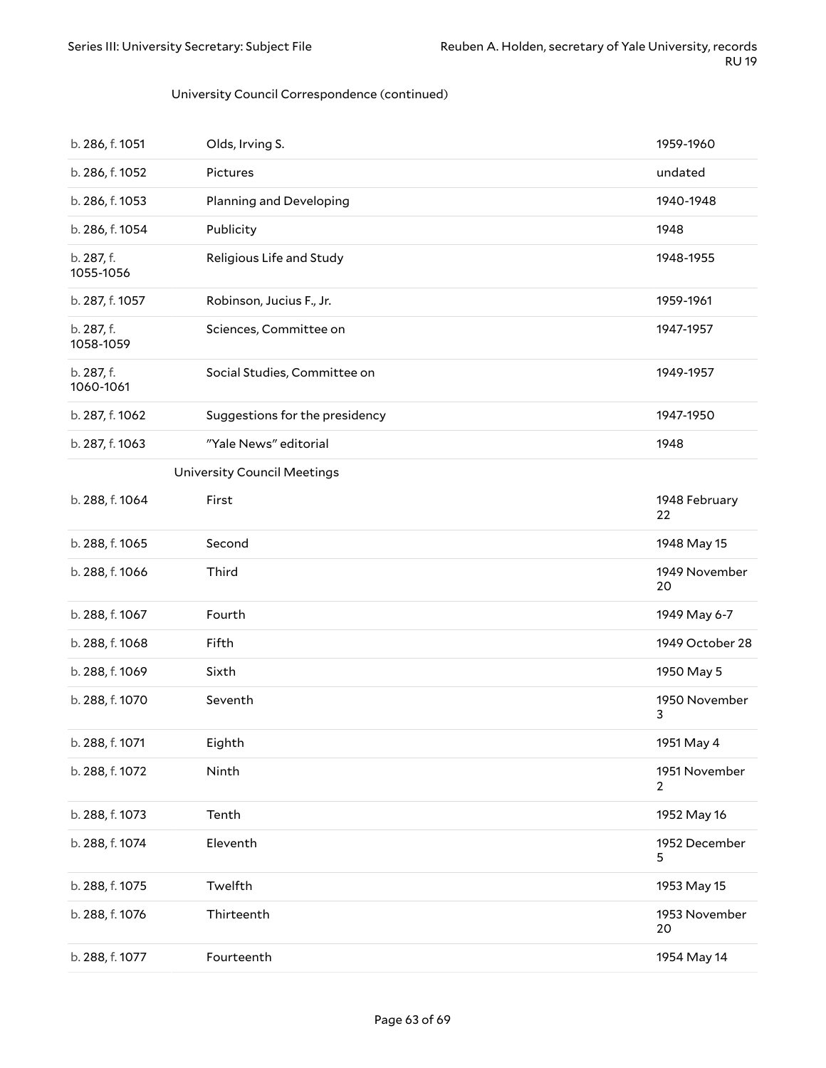University Council Correspondence (continued)

| | | |
|---|---|---|
| b. 286, f. 1051 | Olds, Irving S. | 1959-1960 |
| b. 286, f. 1052 | Pictures | undated |
| b. 286, f. 1053 | Planning and Developing | 1940-1948 |
| b. 286, f. 1054 | Publicity | 1948 |
| b. 287, f. 1055-1056 | Religious Life and Study | 1948-1955 |
| b. 287, f. 1057 | Robinson, Jucius F., Jr. | 1959-1961 |
| b. 287, f. 1058-1059 | Sciences, Committee on | 1947-1957 |
| b. 287, f. 1060-1061 | Social Studies, Committee on | 1949-1957 |
| b. 287, f. 1062 | Suggestions for the presidency | 1947-1950 |
| b. 287, f. 1063 | "Yale News" editorial | 1948 |

University Council Meetings

| | | |
|---|---|---|
| b. 288, f. 1064 | First | 1948 February 22 |
| b. 288, f. 1065 | Second | 1948 May 15 |
| b. 288, f. 1066 | Third | 1949 November 20 |
| b. 288, f. 1067 | Fourth | 1949 May 6-7 |
| b. 288, f. 1068 | Fifth | 1949 October 28 |
| b. 288, f. 1069 | Sixth | 1950 May 5 |
| b. 288, f. 1070 | Seventh | 1950 November 3 |
| b. 288, f. 1071 | Eighth | 1951 May 4 |
| b. 288, f. 1072 | Ninth | 1951 November 2 |
| b. 288, f. 1073 | Tenth | 1952 May 16 |
| b. 288, f. 1074 | Eleventh | 1952 December 5 |
| b. 288, f. 1075 | Twelfth | 1953 May 15 |
| b. 288, f. 1076 | Thirteenth | 1953 November 20 |
| b. 288, f. 1077 | Fourteenth | 1954 May 14 |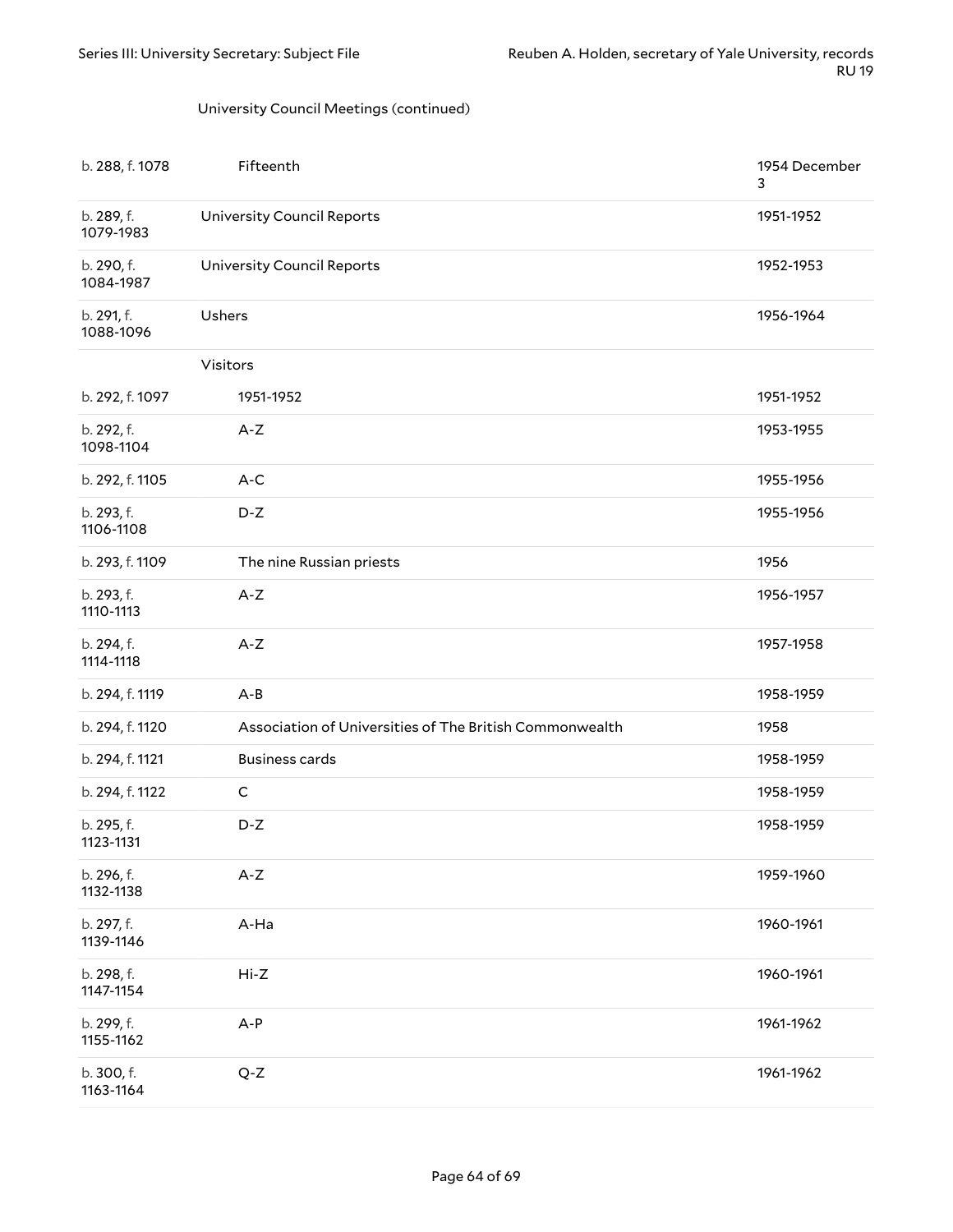University Council Meetings (continued)

| | | |
|---|---|---|
| b. 288, f. 1078 | Fifteenth | 1954 December 3 |
| b. 289, f. 1079-1983 | University Council Reports | 1951-1952 |
| b. 290, f. 1084-1987 | University Council Reports | 1952-1953 |
| b. 291, f. 1088-1096 | Ushers | 1956-1964 |
| | Visitors | |
| b. 292, f. 1097 | 1951-1952 | 1951-1952 |
| b. 292, f. 1098-1104 | A-Z | 1953-1955 |
| b. 292, f. 1105 | A-C | 1955-1956 |
| b. 293, f. 1106-1108 | D-Z | 1955-1956 |
| b. 293, f. 1109 | The nine Russian priests | 1956 |
| b. 293, f. 1110-1113 | A-Z | 1956-1957 |
| b. 294, f. 1114-1118 | A-Z | 1957-1958 |
| b. 294, f. 1119 | A-B | 1958-1959 |
| b. 294, f. 1120 | Association of Universities of The British Commonwealth | 1958 |
| b. 294, f. 1121 | Business cards | 1958-1959 |
| b. 294, f. 1122 | C | 1958-1959 |
| b. 295, f. 1123-1131 | D-Z | 1958-1959 |
| b. 296, f. 1132-1138 | A-Z | 1959-1960 |
| b. 297, f. 1139-1146 | A-Ha | 1960-1961 |
| b. 298, f. 1147-1154 | Hi-Z | 1960-1961 |
| b. 299, f. 1155-1162 | A-P | 1961-1962 |
| b. 300, f. 1163-1164 | Q-Z | 1961-1962 |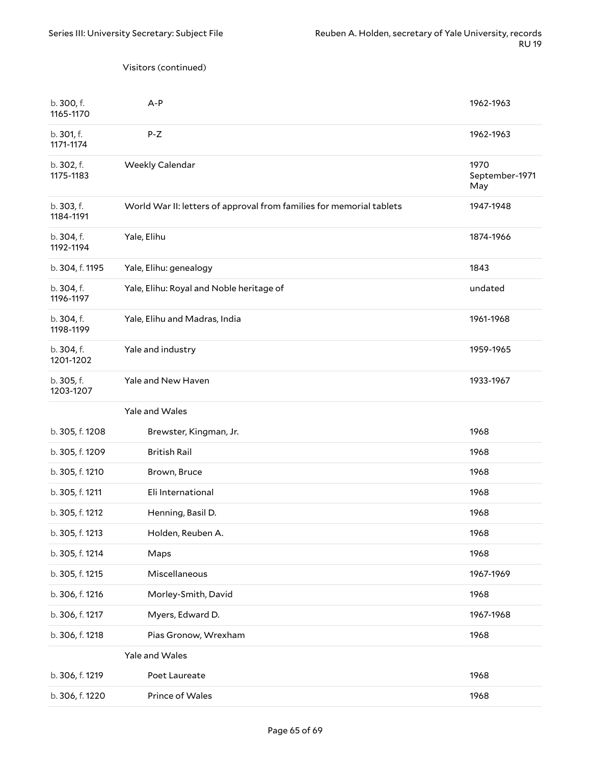Visitors (continued)

| | | |
|---|---|---|
| b. 300, f. 1165-1170 | A-P | 1962-1963 |
| b. 301, f. 1171-1174 | P-Z | 1962-1963 |
| b. 302, f. 1175-1183 | Weekly Calendar | 1970 September-1971 May |
| b. 303, f. 1184-1191 | World War II: letters of approval from families for memorial tablets | 1947-1948 |
| b. 304, f. 1192-1194 | Yale, Elihu | 1874-1966 |
| b. 304, f. 1195 | Yale, Elihu: genealogy | 1843 |
| b. 304, f. 1196-1197 | Yale, Elihu: Royal and Noble heritage of | undated |
| b. 304, f. 1198-1199 | Yale, Elihu and Madras, India | 1961-1968 |
| b. 304, f. 1201-1202 | Yale and industry | 1959-1965 |
| b. 305, f. 1203-1207 | Yale and New Haven | 1933-1967 |
| | Yale and Wales | |
| b. 305, f. 1208 | Brewster, Kingman, Jr. | 1968 |
| b. 305, f. 1209 | British Rail | 1968 |
| b. 305, f. 1210 | Brown, Bruce | 1968 |
| b. 305, f. 1211 | Eli International | 1968 |
| b. 305, f. 1212 | Henning, Basil D. | 1968 |
| b. 305, f. 1213 | Holden, Reuben A. | 1968 |
| b. 305, f. 1214 | Maps | 1968 |
| b. 305, f. 1215 | Miscellaneous | 1967-1969 |
| b. 306, f. 1216 | Morley-Smith, David | 1968 |
| b. 306, f. 1217 | Myers, Edward D. | 1967-1968 |
| b. 306, f. 1218 | Pias Gronow, Wrexham | 1968 |
| | Yale and Wales | |
| b. 306, f. 1219 | Poet Laureate | 1968 |
| b. 306, f. 1220 | Prince of Wales | 1968 |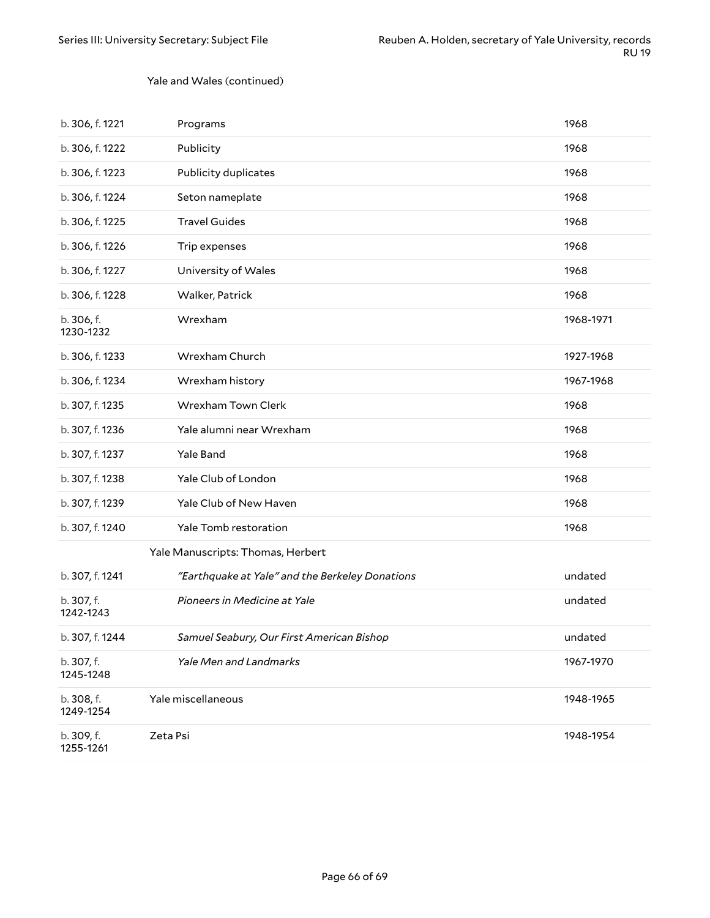Yale and Wales (continued)

| | | |
|---|---|---|
| b. 306, f. 1221 | Programs | 1968 |
| b. 306, f. 1222 | Publicity | 1968 |
| b. 306, f. 1223 | Publicity duplicates | 1968 |
| b. 306, f. 1224 | Seton nameplate | 1968 |
| b. 306, f. 1225 | Travel Guides | 1968 |
| b. 306, f. 1226 | Trip expenses | 1968 |
| b. 306, f. 1227 | University of Wales | 1968 |
| b. 306, f. 1228 | Walker, Patrick | 1968 |
| b. 306, f. 1230-1232 | Wrexham | 1968-1971 |
| b. 306, f. 1233 | Wrexham Church | 1927-1968 |
| b. 306, f. 1234 | Wrexham history | 1967-1968 |
| b. 307, f. 1235 | Wrexham Town Clerk | 1968 |
| b. 307, f. 1236 | Yale alumni near Wrexham | 1968 |
| b. 307, f. 1237 | Yale Band | 1968 |
| b. 307, f. 1238 | Yale Club of London | 1968 |
| b. 307, f. 1239 | Yale Club of New Haven | 1968 |
| b. 307, f. 1240 | Yale Tomb restoration | 1968 |
| | Yale Manuscripts: Thomas, Herbert | |
| b. 307, f. 1241 | *"Earthquake at Yale" and the Berkeley Donations* | undated |
| b. 307, f. 1242-1243 | *Pioneers in Medicine at Yale* | undated |
| b. 307, f. 1244 | *Samuel Seabury, Our First American Bishop* | undated |
| b. 307, f. 1245-1248 | *Yale Men and Landmarks* | 1967-1970 |
| b. 308, f. 1249-1254 | Yale miscellaneous | 1948-1965 |
| b. 309, f. 1255-1261 | Zeta Psi | 1948-1954 |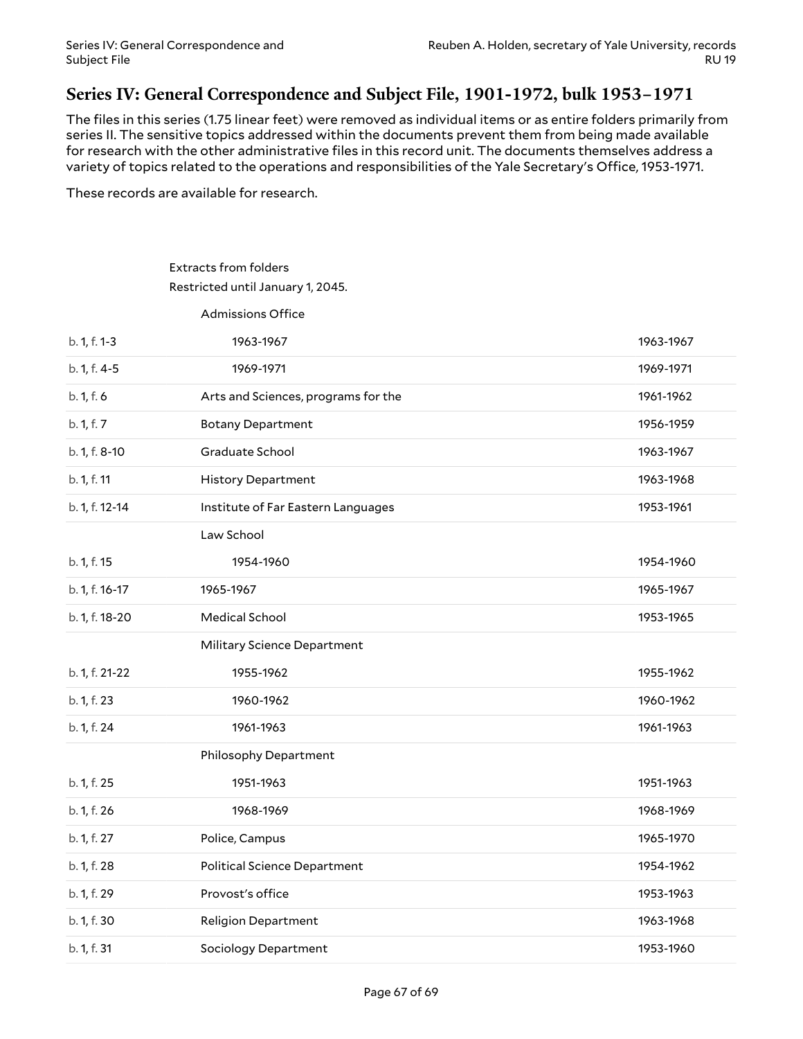## Series IV: General Correspondence and Subject File, 1901-1972, bulk 1953–1971

The files in this series (1.75 linear feet) were removed as individual items or as entire folders primarily from series II. The sensitive topics addressed within the documents prevent them from being made available for research with the other administrative files in this record unit. The documents themselves address a variety of topics related to the operations and responsibilities of the Yale Secretary's Office, 1953-1971.

These records are available for research.

Extracts from folders
Restricted until January 1, 2045.

| | | |
|---|---|---|
| | Admissions Office | |
| b. 1, f. 1-3 | 1963-1967 | 1963-1967 |
| b. 1, f. 4-5 | 1969-1971 | 1969-1971 |
| b. 1, f. 6 | Arts and Sciences, programs for the | 1961-1962 |
| b. 1, f. 7 | Botany Department | 1956-1959 |
| b. 1, f. 8-10 | Graduate School | 1963-1967 |
| b. 1, f. 11 | History Department | 1963-1968 |
| b. 1, f. 12-14 | Institute of Far Eastern Languages | 1953-1961 |
| | Law School | |
| b. 1, f. 15 | 1954-1960 | 1954-1960 |
| b. 1, f. 16-17 | 1965-1967 | 1965-1967 |
| b. 1, f. 18-20 | Medical School | 1953-1965 |
| | Military Science Department | |
| b. 1, f. 21-22 | 1955-1962 | 1955-1962 |
| b. 1, f. 23 | 1960-1962 | 1960-1962 |
| b. 1, f. 24 | 1961-1963 | 1961-1963 |
| | Philosophy Department | |
| b. 1, f. 25 | 1951-1963 | 1951-1963 |
| b. 1, f. 26 | 1968-1969 | 1968-1969 |
| b. 1, f. 27 | Police, Campus | 1965-1970 |
| b. 1, f. 28 | Political Science Department | 1954-1962 |
| b. 1, f. 29 | Provost's office | 1953-1963 |
| b. 1, f. 30 | Religion Department | 1963-1968 |
| b. 1, f. 31 | Sociology Department | 1953-1960 |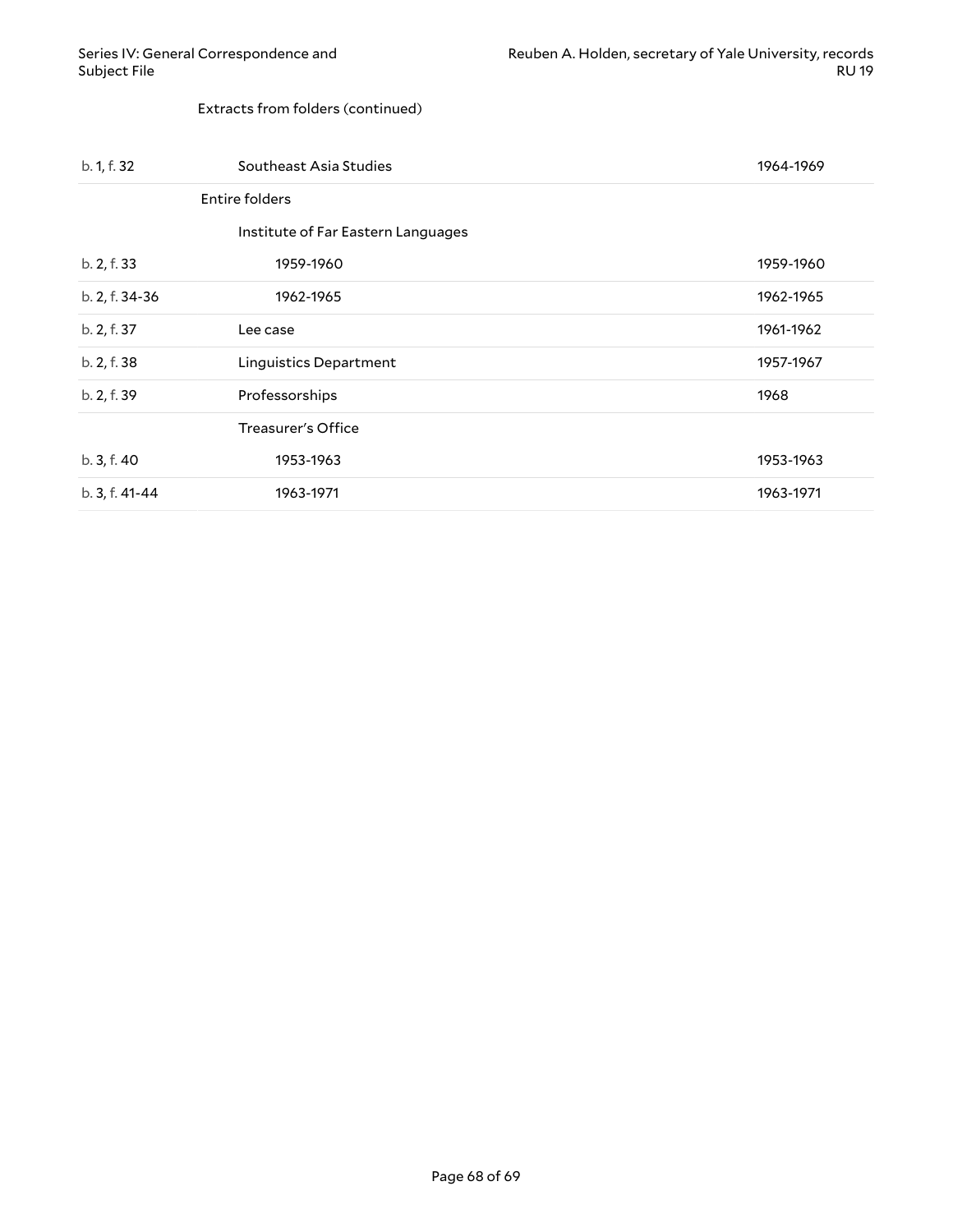Extracts from folders (continued)

| | | |
|---|---|---|
| b. 1, f. 32 | Southeast Asia Studies | 1964-1969 |
| | **Entire folders** | |
| | Institute of Far Eastern Languages | |
| b. 2, f. 33 | 1959-1960 | 1959-1960 |
| b. 2, f. 34-36 | 1962-1965 | 1962-1965 |
| b. 2, f. 37 | Lee case | 1961-1962 |
| b. 2, f. 38 | Linguistics Department | 1957-1967 |
| b. 2, f. 39 | Professorships | 1968 |
| | Treasurer's Office | |
| b. 3, f. 40 | 1953-1963 | 1953-1963 |
| b. 3, f. 41-44 | 1963-1971 | 1963-1971 |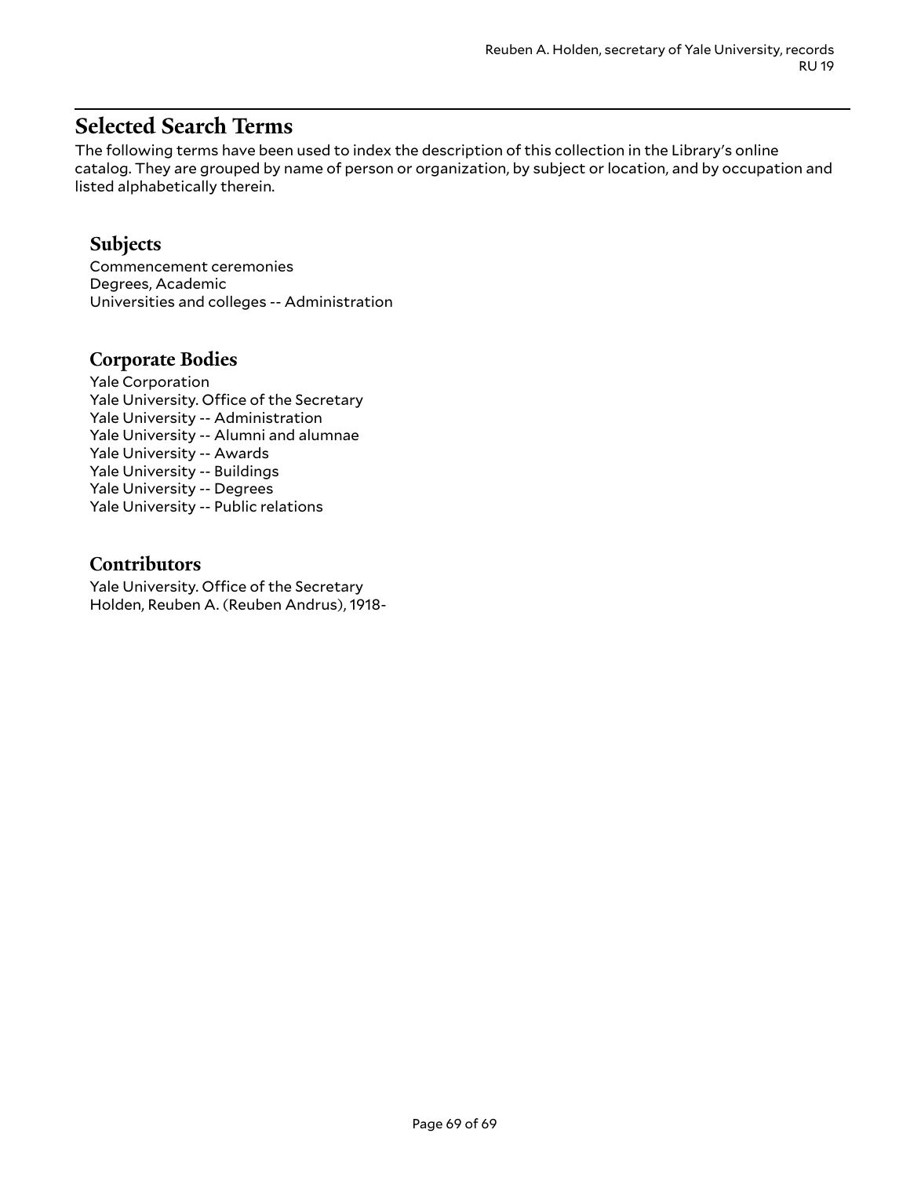## Selected Search Terms

The following terms have been used to index the description of this collection in the Library's online catalog. They are grouped by name of person or organization, by subject or location, and by occupation and listed alphabetically therein.

### Subjects

Commencement ceremonies
Degrees, Academic
Universities and colleges -- Administration

### Corporate Bodies

Yale Corporation
Yale University. Office of the Secretary
Yale University -- Administration
Yale University -- Alumni and alumnae
Yale University -- Awards
Yale University -- Buildings
Yale University -- Degrees
Yale University -- Public relations

### Contributors

Yale University. Office of the Secretary
Holden, Reuben A. (Reuben Andrus), 1918-